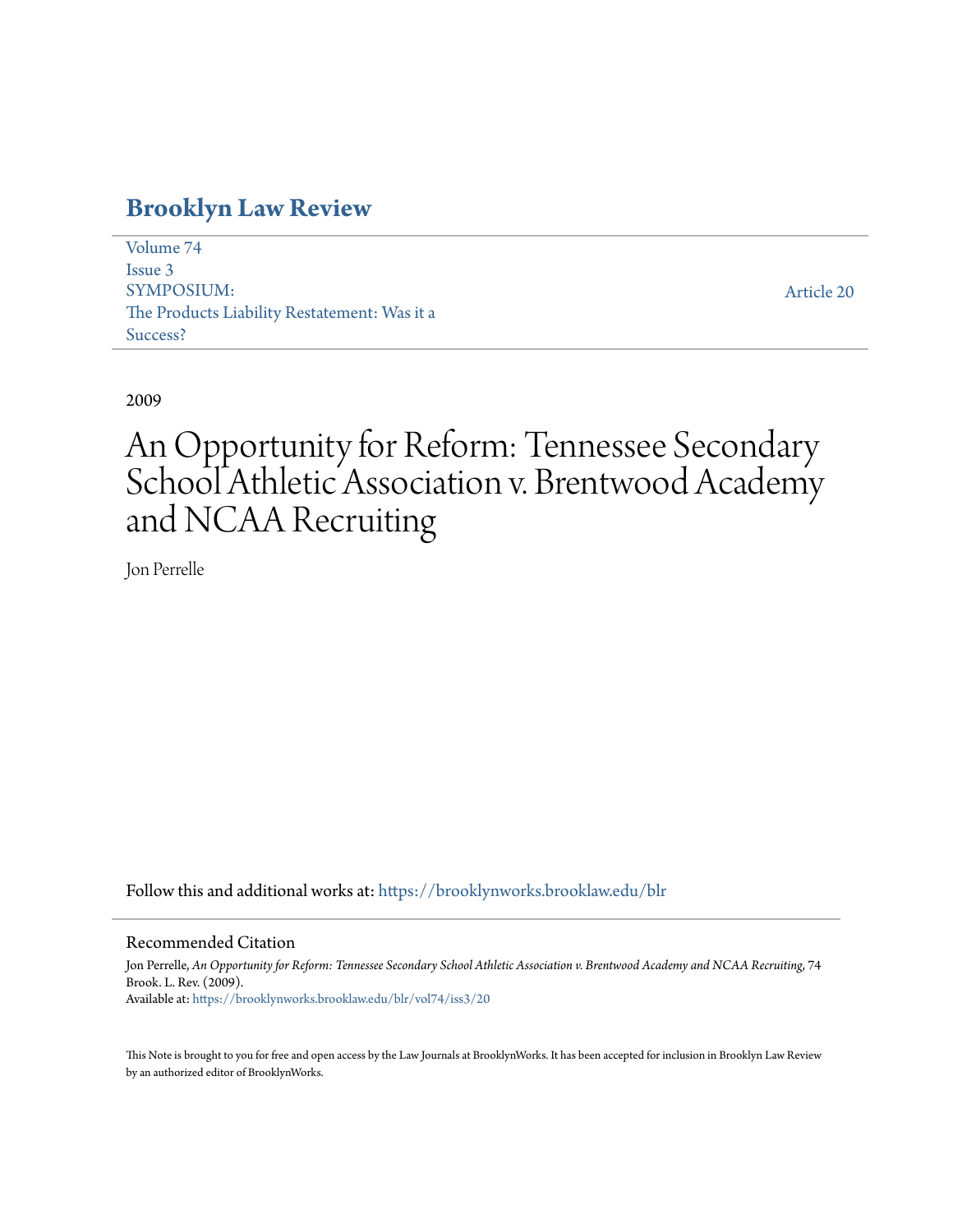# Brooklyn Law Review

Volume 74
Issue 3
SYMPOSIUM:
The Products Liability Restatement: Was it a Success?

Article 20

2009

# An Opportunity for Reform: Tennessee Secondary School Athletic Association v. Brentwood Academy and NCAA Recruiting

Jon Perrelle

Follow this and additional works at: https://brooklynworks.brooklaw.edu/blr

## Recommended Citation

Jon Perrelle, *An Opportunity for Reform: Tennessee Secondary School Athletic Association v. Brentwood Academy and NCAA Recruiting*, 74 Brook. L. Rev. (2009).
Available at: https://brooklynworks.brooklaw.edu/blr/vol74/iss3/20

This Note is brought to you for free and open access by the Law Journals at BrooklynWorks. It has been accepted for inclusion in Brooklyn Law Review by an authorized editor of BrooklynWorks.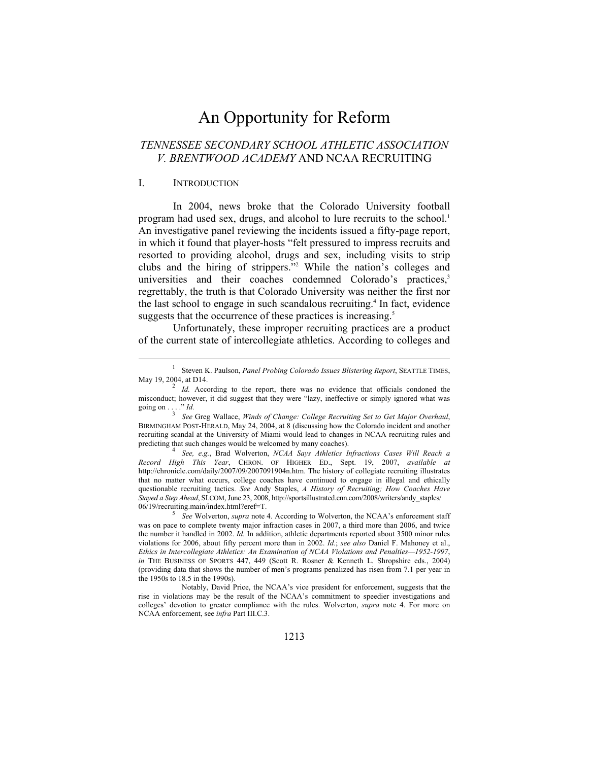# An Opportunity for Reform

## *TENNESSEE SECONDARY SCHOOL ATHLETIC ASSOCIATION V. BRENTWOOD ACADEMY* AND NCAA RECRUITING

### I. INTRODUCTION

In 2004, news broke that the Colorado University football program had used sex, drugs, and alcohol to lure recruits to the school.[1] An investigative panel reviewing the incidents issued a fifty-page report, in which it found that player-hosts "felt pressured to impress recruits and resorted to providing alcohol, drugs and sex, including visits to strip clubs and the hiring of strippers."[2] While the nation's colleges and universities and their coaches condemned Colorado's practices,[3] regrettably, the truth is that Colorado University was neither the first nor the last school to engage in such scandalous recruiting.[4] In fact, evidence suggests that the occurrence of these practices is increasing.[5]

Unfortunately, these improper recruiting practices are a product of the current state of intercollegiate athletics. According to colleges and

---

[1] Steven K. Paulson, *Panel Probing Colorado Issues Blistering Report*, SEATTLE TIMES, May 19, 2004, at D14.

[2] *Id.* According to the report, there was no evidence that officials condoned the misconduct; however, it did suggest that they were "lazy, ineffective or simply ignored what was going on . . . ." *Id.*

[3] *See* Greg Wallace, *Winds of Change: College Recruiting Set to Get Major Overhaul*, BIRMINGHAM POST-HERALD, May 24, 2004, at 8 (discussing how the Colorado incident and another recruiting scandal at the University of Miami would lead to changes in NCAA recruiting rules and predicting that such changes would be welcomed by many coaches).

[4] *See, e.g.*, Brad Wolverton, *NCAA Says Athletics Infractions Cases Will Reach a Record High This Year*, CHRON. OF HIGHER ED., Sept. 19, 2007, *available at* http://chronicle.com/daily/2007/09/2007091904n.htm. The history of collegiate recruiting illustrates that no matter what occurs, college coaches have continued to engage in illegal and ethically questionable recruiting tactics. *See* Andy Staples, *A History of Recruiting; How Coaches Have Stayed a Step Ahead*, SI.COM, June 23, 2008, http://sportsillustrated.cnn.com/2008/writers/andy_staples/06/19/recruiting.main/index.html?eref=T.

[5] *See* Wolverton, *supra* note 4. According to Wolverton, the NCAA's enforcement staff was on pace to complete twenty major infraction cases in 2007, a third more than 2006, and twice the number it handled in 2002. *Id.* In addition, athletic departments reported about 3500 minor rules violations for 2006, about fifty percent more than in 2002. *Id.*; *see also* Daniel F. Mahoney et al., *Ethics in Intercollegiate Athletics: An Examination of NCAA Violations and Penalties—1952-1997*, *in* THE BUSINESS OF SPORTS 447, 449 (Scott R. Rosner & Kenneth L. Shropshire eds., 2004) (providing data that shows the number of men's programs penalized has risen from 7.1 per year in the 1950s to 18.5 in the 1990s).

Notably, David Price, the NCAA's vice president for enforcement, suggests that the rise in violations may be the result of the NCAA's commitment to speedier investigations and colleges' devotion to greater compliance with the rules. Wolverton, *supra* note 4. For more on NCAA enforcement, see *infra* Part III.C.3.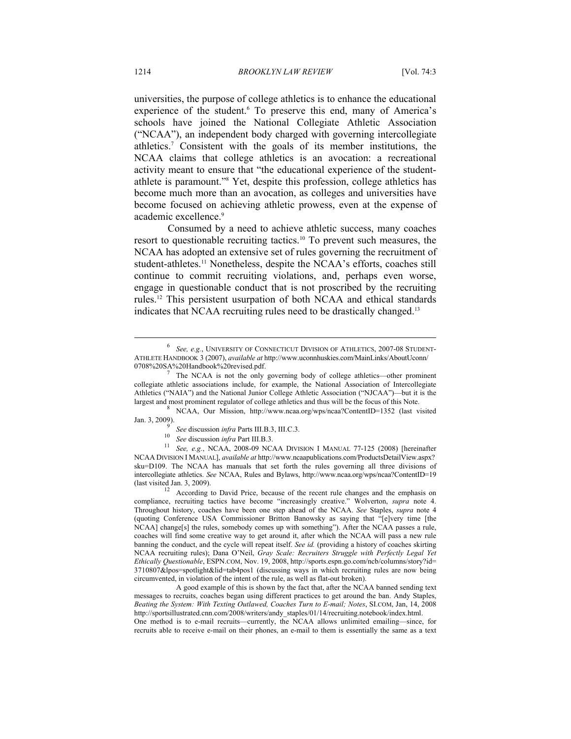universities, the purpose of college athletics is to enhance the educational experience of the student.[6] To preserve this end, many of America's schools have joined the National Collegiate Athletic Association ("NCAA"), an independent body charged with governing intercollegiate athletics.[7] Consistent with the goals of its member institutions, the NCAA claims that college athletics is an avocation: a recreational activity meant to ensure that "the educational experience of the student-athlete is paramount."[8] Yet, despite this profession, college athletics has become much more than an avocation, as colleges and universities have become focused on achieving athletic prowess, even at the expense of academic excellence.[9]

Consumed by a need to achieve athletic success, many coaches resort to questionable recruiting tactics.[10] To prevent such measures, the NCAA has adopted an extensive set of rules governing the recruitment of student-athletes.[11] Nonetheless, despite the NCAA's efforts, coaches still continue to commit recruiting violations, and, perhaps even worse, engage in questionable conduct that is not proscribed by the recruiting rules.[12] This persistent usurpation of both NCAA and ethical standards indicates that NCAA recruiting rules need to be drastically changed.[13]

---

[6] *See, e.g.*, UNIVERSITY OF CONNECTICUT DIVISION OF ATHLETICS, 2007-08 STUDENT-ATHLETE HANDBOOK 3 (2007), *available at* http://www.uconnhuskies.com/MainLinks/AboutUconn/0708%20SA%20Handbook%20revised.pdf.

[7] The NCAA is not the only governing body of college athletics—other prominent collegiate athletic associations include, for example, the National Association of Intercollegiate Athletics ("NAIA") and the National Junior College Athletic Association ("NJCAA")—but it is the largest and most prominent regulator of college athletics and thus will be the focus of this Note.

[8] NCAA, Our Mission, http://www.ncaa.org/wps/ncaa?ContentID=1352 (last visited Jan. 3, 2009).

[9] *See* discussion *infra* Parts III.B.3, III.C.3.

[10] *See* discussion *infra* Part III.B.3.

[11] *See, e.g.*, NCAA, 2008-09 NCAA DIVISION I MANUAL 77-125 (2008) [hereinafter NCAA DIVISION I MANUAL], *available at* http://www.ncaapublications.com/ProductsDetailView.aspx?sku=D109. The NCAA has manuals that set forth the rules governing all three divisions of intercollegiate athletics. *See* NCAA, Rules and Bylaws, http://www.ncaa.org/wps/ncaa?ContentID=19 (last visited Jan. 3, 2009).

[12] According to David Price, because of the recent rule changes and the emphasis on compliance, recruiting tactics have become "increasingly creative." Wolverton, *supra* note 4. Throughout history, coaches have been one step ahead of the NCAA. *See* Staples, *supra* note 4 (quoting Conference USA Commissioner Britton Banowsky as saying that "[e]very time [the NCAA] change[s] the rules, somebody comes up with something"). After the NCAA passes a rule, coaches will find some creative way to get around it, after which the NCAA will pass a new rule banning the conduct, and the cycle will repeat itself. *See id.* (providing a history of coaches skirting NCAA recruiting rules); Dana O'Neil, *Gray Scale: Recruiters Struggle with Perfectly Legal Yet Ethically Questionable*, ESPN.COM, Nov. 19, 2008, http://sports.espn.go.com/ncb/columns/story?id=3710807&lpos=spotlight&lid=tab4pos1 (discussing ways in which recruiting rules are now being circumvented, in violation of the intent of the rule, as well as flat-out broken).

A good example of this is shown by the fact that, after the NCAA banned sending text messages to recruits, coaches began using different practices to get around the ban. Andy Staples, *Beating the System: With Texting Outlawed, Coaches Turn to E-mail; Notes*, SI.COM, Jan, 14, 2008 http://sportsillustrated.cnn.com/2008/writers/andy_staples/01/14/recruiting.notebook/index.html. One method is to e-mail recruits—currently, the NCAA allows unlimited emailing—since, for recruits able to receive e-mail on their phones, an e-mail to them is essentially the same as a text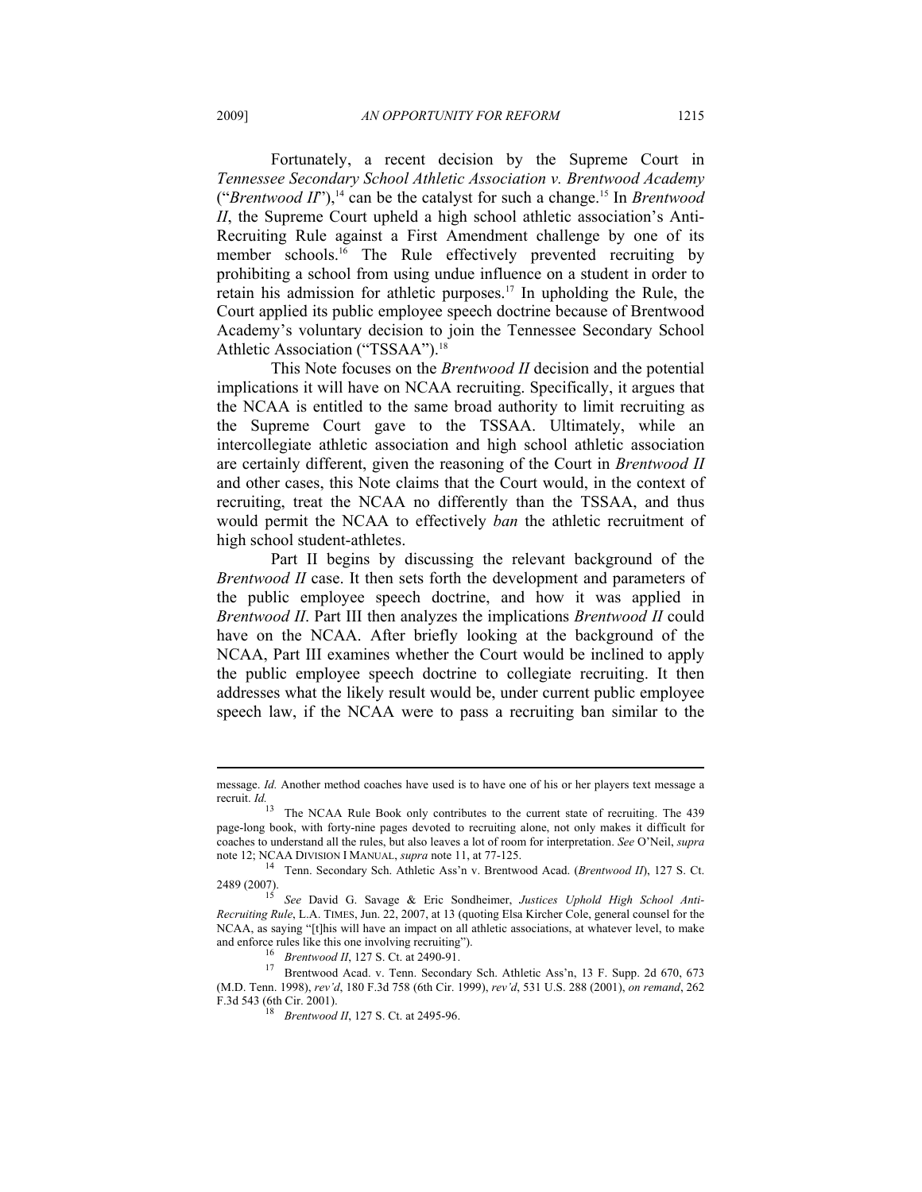Fortunately, a recent decision by the Supreme Court in *Tennessee Secondary School Athletic Association v. Brentwood Academy* ("*Brentwood II*"),[14] can be the catalyst for such a change.[15] In *Brentwood II*, the Supreme Court upheld a high school athletic association's Anti-Recruiting Rule against a First Amendment challenge by one of its member schools.[16] The Rule effectively prevented recruiting by prohibiting a school from using undue influence on a student in order to retain his admission for athletic purposes.[17] In upholding the Rule, the Court applied its public employee speech doctrine because of Brentwood Academy's voluntary decision to join the Tennessee Secondary School Athletic Association ("TSSAA").[18]

This Note focuses on the *Brentwood II* decision and the potential implications it will have on NCAA recruiting. Specifically, it argues that the NCAA is entitled to the same broad authority to limit recruiting as the Supreme Court gave to the TSSAA. Ultimately, while an intercollegiate athletic association and high school athletic association are certainly different, given the reasoning of the Court in *Brentwood II* and other cases, this Note claims that the Court would, in the context of recruiting, treat the NCAA no differently than the TSSAA, and thus would permit the NCAA to effectively *ban* the athletic recruitment of high school student-athletes.

Part II begins by discussing the relevant background of the *Brentwood II* case. It then sets forth the development and parameters of the public employee speech doctrine, and how it was applied in *Brentwood II*. Part III then analyzes the implications *Brentwood II* could have on the NCAA. After briefly looking at the background of the NCAA, Part III examines whether the Court would be inclined to apply the public employee speech doctrine to collegiate recruiting. It then addresses what the likely result would be, under current public employee speech law, if the NCAA were to pass a recruiting ban similar to the

---

message. *Id.* Another method coaches have used is to have one of his or her players text message a recruit. *Id.*

[13] The NCAA Rule Book only contributes to the current state of recruiting. The 439 page-long book, with forty-nine pages devoted to recruiting alone, not only makes it difficult for coaches to understand all the rules, but also leaves a lot of room for interpretation. *See* O'Neil, *supra* note 12; NCAA DIVISION I MANUAL, *supra* note 11, at 77-125.

[14] Tenn. Secondary Sch. Athletic Ass'n v. Brentwood Acad. (*Brentwood II*), 127 S. Ct. 2489 (2007).

[15] *See* David G. Savage & Eric Sondheimer, *Justices Uphold High School Anti-Recruiting Rule*, L.A. TIMES, Jun. 22, 2007, at 13 (quoting Elsa Kircher Cole, general counsel for the NCAA, as saying "[t]his will have an impact on all athletic associations, at whatever level, to make and enforce rules like this one involving recruiting").

[16] *Brentwood II*, 127 S. Ct. at 2490-91.

[17] Brentwood Acad. v. Tenn. Secondary Sch. Athletic Ass'n, 13 F. Supp. 2d 670, 673 (M.D. Tenn. 1998), *rev'd*, 180 F.3d 758 (6th Cir. 1999), *rev'd*, 531 U.S. 288 (2001), *on remand*, 262 F.3d 543 (6th Cir. 2001).

[18] *Brentwood II*, 127 S. Ct. at 2495-96.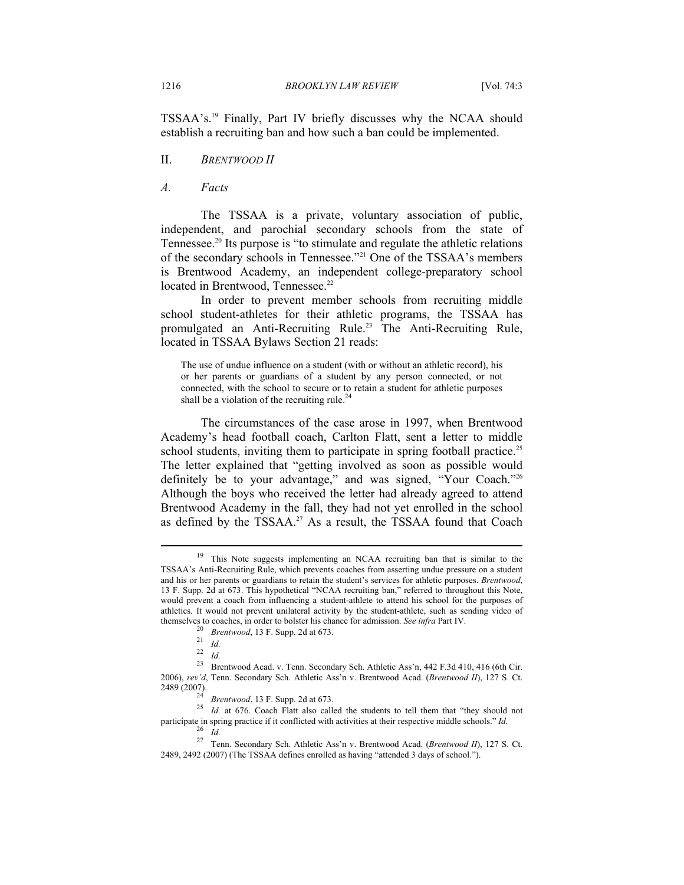TSSAA's.[19] Finally, Part IV briefly discusses why the NCAA should establish a recruiting ban and how such a ban could be implemented.

## II. *BRENTWOOD II*

### *A. Facts*

The TSSAA is a private, voluntary association of public, independent, and parochial secondary schools from the state of Tennessee.[20] Its purpose is "to stimulate and regulate the athletic relations of the secondary schools in Tennessee."[21] One of the TSSAA's members is Brentwood Academy, an independent college-preparatory school located in Brentwood, Tennessee.[22]

In order to prevent member schools from recruiting middle school student-athletes for their athletic programs, the TSSAA has promulgated an Anti-Recruiting Rule.[23] The Anti-Recruiting Rule, located in TSSAA Bylaws Section 21 reads:

> The use of undue influence on a student (with or without an athletic record), his or her parents or guardians of a student by any person connected, or not connected, with the school to secure or to retain a student for athletic purposes shall be a violation of the recruiting rule.[24]

The circumstances of the case arose in 1997, when Brentwood Academy's head football coach, Carlton Flatt, sent a letter to middle school students, inviting them to participate in spring football practice.[25] The letter explained that "getting involved as soon as possible would definitely be to your advantage," and was signed, "Your Coach."[26] Although the boys who received the letter had already agreed to attend Brentwood Academy in the fall, they had not yet enrolled in the school as defined by the TSSAA.[27] As a result, the TSSAA found that Coach

---

[19] This Note suggests implementing an NCAA recruiting ban that is similar to the TSSAA's Anti-Recruiting Rule, which prevents coaches from asserting undue pressure on a student and his or her parents or guardians to retain the student's services for athletic purposes. *Brentwood*, 13 F. Supp. 2d at 673. This hypothetical "NCAA recruiting ban," referred to throughout this Note, would prevent a coach from influencing a student-athlete to attend his school for the purposes of athletics. It would not prevent unilateral activity by the student-athlete, such as sending video of themselves to coaches, in order to bolster his chance for admission. *See infra* Part IV.

[20] *Brentwood*, 13 F. Supp. 2d at 673.

[21] *Id.*

[22] *Id.*

[23] Brentwood Acad. v. Tenn. Secondary Sch. Athletic Ass'n, 442 F.3d 410, 416 (6th Cir. 2006), *rev'd*, Tenn. Secondary Sch. Athletic Ass'n v. Brentwood Acad. (*Brentwood II*), 127 S. Ct. 2489 (2007).

[24] *Brentwood*, 13 F. Supp. 2d at 673.

[25] *Id.* at 676. Coach Flatt also called the students to tell them that "they should not participate in spring practice if it conflicted with activities at their respective middle schools." *Id.*

[26] *Id.*

[27] Tenn. Secondary Sch. Athletic Ass'n v. Brentwood Acad. (*Brentwood II*), 127 S. Ct. 2489, 2492 (2007) (The TSSAA defines enrolled as having "attended 3 days of school.").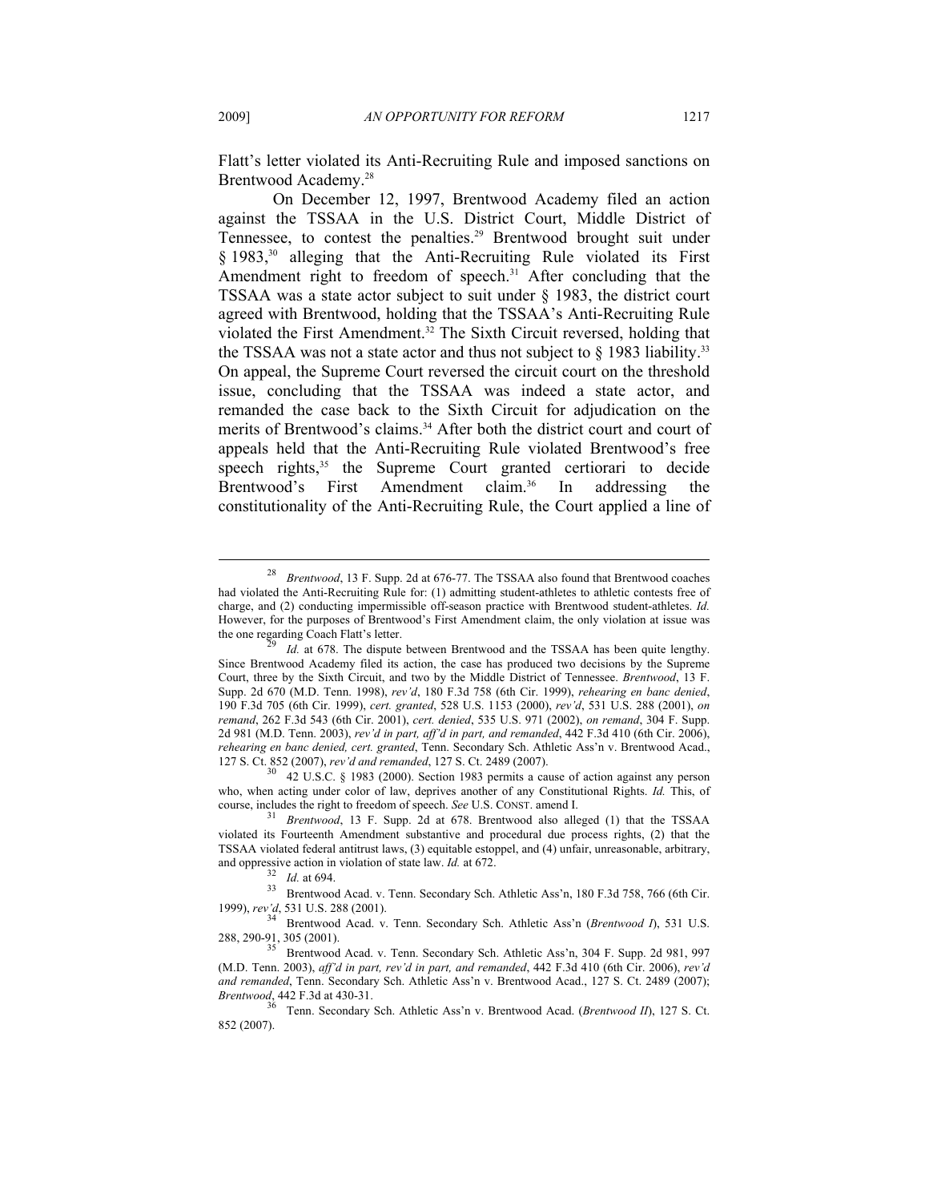Flatt's letter violated its Anti-Recruiting Rule and imposed sanctions on Brentwood Academy.[28]

On December 12, 1997, Brentwood Academy filed an action against the TSSAA in the U.S. District Court, Middle District of Tennessee, to contest the penalties.[29] Brentwood brought suit under § 1983,[30] alleging that the Anti-Recruiting Rule violated its First Amendment right to freedom of speech.[31] After concluding that the TSSAA was a state actor subject to suit under § 1983, the district court agreed with Brentwood, holding that the TSSAA's Anti-Recruiting Rule violated the First Amendment.[32] The Sixth Circuit reversed, holding that the TSSAA was not a state actor and thus not subject to § 1983 liability.[33] On appeal, the Supreme Court reversed the circuit court on the threshold issue, concluding that the TSSAA was indeed a state actor, and remanded the case back to the Sixth Circuit for adjudication on the merits of Brentwood's claims.[34] After both the district court and court of appeals held that the Anti-Recruiting Rule violated Brentwood's free speech rights,[35] the Supreme Court granted certiorari to decide Brentwood's First Amendment claim.[36] In addressing the constitutionality of the Anti-Recruiting Rule, the Court applied a line of

---

[28] *Brentwood*, 13 F. Supp. 2d at 676-77. The TSSAA also found that Brentwood coaches had violated the Anti-Recruiting Rule for: (1) admitting student-athletes to athletic contests free of charge, and (2) conducting impermissible off-season practice with Brentwood student-athletes. *Id.* However, for the purposes of Brentwood's First Amendment claim, the only violation at issue was the one regarding Coach Flatt's letter.

[29] *Id.* at 678. The dispute between Brentwood and the TSSAA has been quite lengthy. Since Brentwood Academy filed its action, the case has produced two decisions by the Supreme Court, three by the Sixth Circuit, and two by the Middle District of Tennessee. *Brentwood*, 13 F. Supp. 2d 670 (M.D. Tenn. 1998), *rev'd*, 180 F.3d 758 (6th Cir. 1999), *rehearing en banc denied*, 190 F.3d 705 (6th Cir. 1999), *cert. granted*, 528 U.S. 1153 (2000), *rev'd*, 531 U.S. 288 (2001), *on remand*, 262 F.3d 543 (6th Cir. 2001), *cert. denied*, 535 U.S. 971 (2002), *on remand*, 304 F. Supp. 2d 981 (M.D. Tenn. 2003), *rev'd in part, aff'd in part, and remanded*, 442 F.3d 410 (6th Cir. 2006), *rehearing en banc denied, cert. granted*, Tenn. Secondary Sch. Athletic Ass'n v. Brentwood Acad., 127 S. Ct. 852 (2007), *rev'd and remanded*, 127 S. Ct. 2489 (2007).

[30] 42 U.S.C. § 1983 (2000). Section 1983 permits a cause of action against any person who, when acting under color of law, deprives another of any Constitutional Rights. *Id.* This, of course, includes the right to freedom of speech. *See* U.S. CONST. amend I.

[31] *Brentwood*, 13 F. Supp. 2d at 678. Brentwood also alleged (1) that the TSSAA violated its Fourteenth Amendment substantive and procedural due process rights, (2) that the TSSAA violated federal antitrust laws, (3) equitable estoppel, and (4) unfair, unreasonable, arbitrary, and oppressive action in violation of state law. *Id.* at 672.

[32] *Id.* at 694.

[33] Brentwood Acad. v. Tenn. Secondary Sch. Athletic Ass'n, 180 F.3d 758, 766 (6th Cir. 1999), *rev'd*, 531 U.S. 288 (2001).

[34] Brentwood Acad. v. Tenn. Secondary Sch. Athletic Ass'n (*Brentwood I*), 531 U.S. 288, 290-91, 305 (2001).

[35] Brentwood Acad. v. Tenn. Secondary Sch. Athletic Ass'n, 304 F. Supp. 2d 981, 997 (M.D. Tenn. 2003), *aff'd in part, rev'd in part, and remanded*, 442 F.3d 410 (6th Cir. 2006), *rev'd and remanded*, Tenn. Secondary Sch. Athletic Ass'n v. Brentwood Acad., 127 S. Ct. 2489 (2007); *Brentwood*, 442 F.3d at 430-31.

[36] Tenn. Secondary Sch. Athletic Ass'n v. Brentwood Acad. (*Brentwood II*), 127 S. Ct. 852 (2007).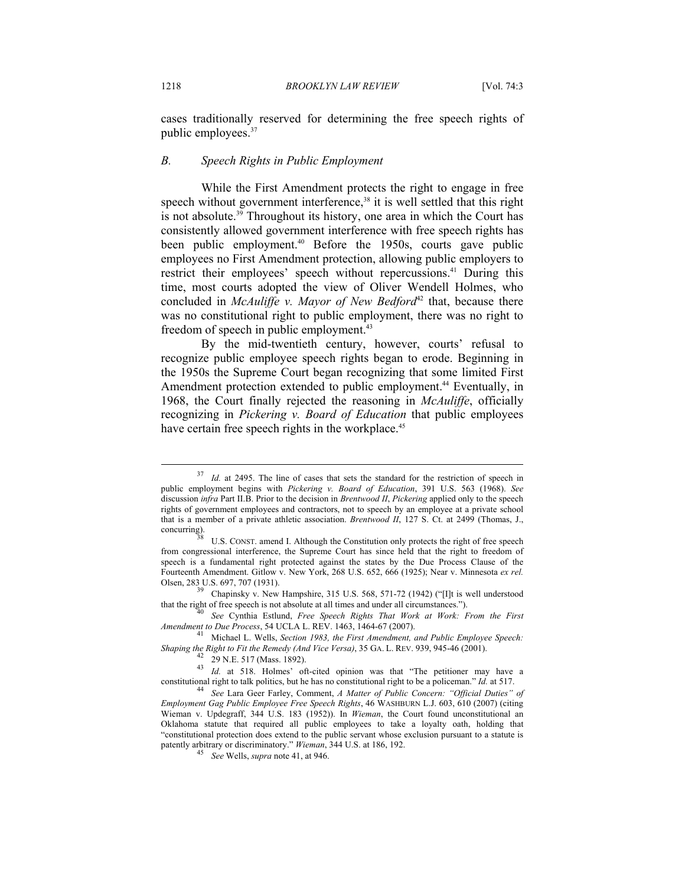cases traditionally reserved for determining the free speech rights of public employees.[37]

### B. Speech Rights in Public Employment

While the First Amendment protects the right to engage in free speech without government interference,[38] it is well settled that this right is not absolute.[39] Throughout its history, one area in which the Court has consistently allowed government interference with free speech rights has been public employment.[40] Before the 1950s, courts gave public employees no First Amendment protection, allowing public employers to restrict their employees' speech without repercussions.[41] During this time, most courts adopted the view of Oliver Wendell Holmes, who concluded in *McAuliffe v. Mayor of New Bedford*[42] that, because there was no constitutional right to public employment, there was no right to freedom of speech in public employment.[43]

By the mid-twentieth century, however, courts' refusal to recognize public employee speech rights began to erode. Beginning in the 1950s the Supreme Court began recognizing that some limited First Amendment protection extended to public employment.[44] Eventually, in 1968, the Court finally rejected the reasoning in *McAuliffe*, officially recognizing in *Pickering v. Board of Education* that public employees have certain free speech rights in the workplace.[45]

---

[37] *Id.* at 2495. The line of cases that sets the standard for the restriction of speech in public employment begins with *Pickering v. Board of Education*, 391 U.S. 563 (1968). *See* discussion *infra* Part II.B. Prior to the decision in *Brentwood II*, *Pickering* applied only to the speech rights of government employees and contractors, not to speech by an employee at a private school that is a member of a private athletic association. *Brentwood II*, 127 S. Ct. at 2499 (Thomas, J., concurring).

[38] U.S. CONST. amend I. Although the Constitution only protects the right of free speech from congressional interference, the Supreme Court has since held that the right to freedom of speech is a fundamental right protected against the states by the Due Process Clause of the Fourteenth Amendment. Gitlow v. New York, 268 U.S. 652, 666 (1925); Near v. Minnesota *ex rel.* Olsen, 283 U.S. 697, 707 (1931).

[39] Chapinsky v. New Hampshire, 315 U.S. 568, 571-72 (1942) ("[I]t is well understood that the right of free speech is not absolute at all times and under all circumstances.").

[40] *See* Cynthia Estlund, *Free Speech Rights That Work at Work: From the First Amendment to Due Process*, 54 UCLA L. REV. 1463, 1464-67 (2007).

[41] Michael L. Wells, *Section 1983, the First Amendment, and Public Employee Speech: Shaping the Right to Fit the Remedy (And Vice Versa)*, 35 GA. L. REV. 939, 945-46 (2001).

[42] 29 N.E. 517 (Mass. 1892).

[43] *Id.* at 518. Holmes' oft-cited opinion was that "The petitioner may have a constitutional right to talk politics, but he has no constitutional right to be a policeman." *Id.* at 517.

[44] *See* Lara Geer Farley, Comment, *A Matter of Public Concern: "Official Duties" of Employment Gag Public Employee Free Speech Rights*, 46 WASHBURN L.J. 603, 610 (2007) (citing Wieman v. Updegraff, 344 U.S. 183 (1952)). In *Wieman*, the Court found unconstitutional an Oklahoma statute that required all public employees to take a loyalty oath, holding that "constitutional protection does extend to the public servant whose exclusion pursuant to a statute is patently arbitrary or discriminatory." *Wieman*, 344 U.S. at 186, 192.

[45] *See* Wells, *supra* note 41, at 946.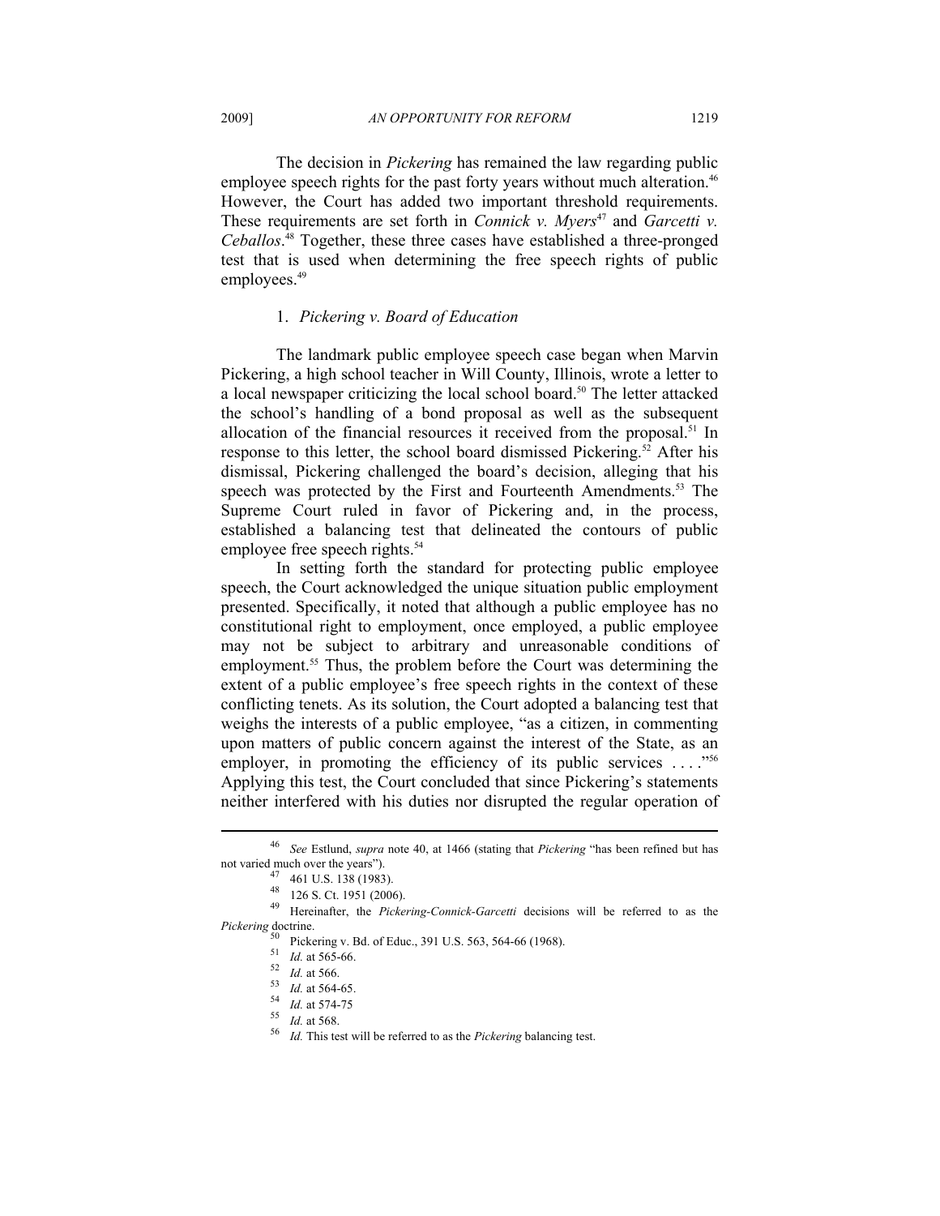The decision in *Pickering* has remained the law regarding public employee speech rights for the past forty years without much alteration.[46] However, the Court has added two important threshold requirements. These requirements are set forth in *Connick v. Myers*[47] and *Garcetti v. Ceballos*.[48] Together, these three cases have established a three-pronged test that is used when determining the free speech rights of public employees.[49]

### 1. *Pickering v. Board of Education*

The landmark public employee speech case began when Marvin Pickering, a high school teacher in Will County, Illinois, wrote a letter to a local newspaper criticizing the local school board.[50] The letter attacked the school's handling of a bond proposal as well as the subsequent allocation of the financial resources it received from the proposal.[51] In response to this letter, the school board dismissed Pickering.[52] After his dismissal, Pickering challenged the board's decision, alleging that his speech was protected by the First and Fourteenth Amendments.[53] The Supreme Court ruled in favor of Pickering and, in the process, established a balancing test that delineated the contours of public employee free speech rights.[54]

In setting forth the standard for protecting public employee speech, the Court acknowledged the unique situation public employment presented. Specifically, it noted that although a public employee has no constitutional right to employment, once employed, a public employee may not be subject to arbitrary and unreasonable conditions of employment.[55] Thus, the problem before the Court was determining the extent of a public employee's free speech rights in the context of these conflicting tenets. As its solution, the Court adopted a balancing test that weighs the interests of a public employee, "as a citizen, in commenting upon matters of public concern against the interest of the State, as an employer, in promoting the efficiency of its public services . . . ."[56] Applying this test, the Court concluded that since Pickering's statements neither interfered with his duties nor disrupted the regular operation of

---

[46] *See* Estlund, *supra* note 40, at 1466 (stating that *Pickering* "has been refined but has not varied much over the years").

[47] 461 U.S. 138 (1983).

[48] 126 S. Ct. 1951 (2006).

[49] Hereinafter, the *Pickering*-*Connick*-*Garcetti* decisions will be referred to as the *Pickering* doctrine.

[50] Pickering v. Bd. of Educ., 391 U.S. 563, 564-66 (1968).

[51] *Id.* at 565-66.

[52] *Id.* at 566.

[53] *Id.* at 564-65.

[54] *Id.* at 574-75

[55] *Id.* at 568.

[56] *Id.* This test will be referred to as the *Pickering* balancing test.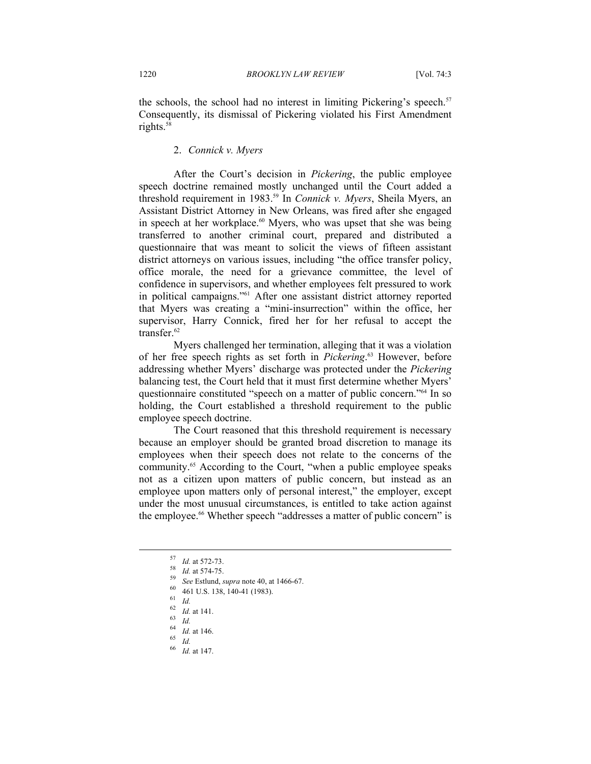the schools, the school had no interest in limiting Pickering's speech.[57] Consequently, its dismissal of Pickering violated his First Amendment rights.[58]

### 2. *Connick v. Myers*

After the Court's decision in *Pickering*, the public employee speech doctrine remained mostly unchanged until the Court added a threshold requirement in 1983.[59] In *Connick v. Myers*, Sheila Myers, an Assistant District Attorney in New Orleans, was fired after she engaged in speech at her workplace.[60] Myers, who was upset that she was being transferred to another criminal court, prepared and distributed a questionnaire that was meant to solicit the views of fifteen assistant district attorneys on various issues, including "the office transfer policy, office morale, the need for a grievance committee, the level of confidence in supervisors, and whether employees felt pressured to work in political campaigns."[61] After one assistant district attorney reported that Myers was creating a "mini-insurrection" within the office, her supervisor, Harry Connick, fired her for her refusal to accept the transfer.[62]

Myers challenged her termination, alleging that it was a violation of her free speech rights as set forth in *Pickering*.[63] However, before addressing whether Myers' discharge was protected under the *Pickering* balancing test, the Court held that it must first determine whether Myers' questionnaire constituted "speech on a matter of public concern."[64] In so holding, the Court established a threshold requirement to the public employee speech doctrine.

The Court reasoned that this threshold requirement is necessary because an employer should be granted broad discretion to manage its employees when their speech does not relate to the concerns of the community.[65] According to the Court, "when a public employee speaks not as a citizen upon matters of public concern, but instead as an employee upon matters only of personal interest," the employer, except under the most unusual circumstances, is entitled to take action against the employee.[66] Whether speech "addresses a matter of public concern" is

---

[57] *Id.* at 572-73.

[58] *Id.* at 574-75.

[59] *See* Estlund, *supra* note 40, at 1466-67.

[60] 461 U.S. 138, 140-41 (1983).

[61] *Id.*

[62] *Id.* at 141.

[63] *Id.*

[64] *Id.* at 146.

[65] *Id.*

[66] *Id.* at 147.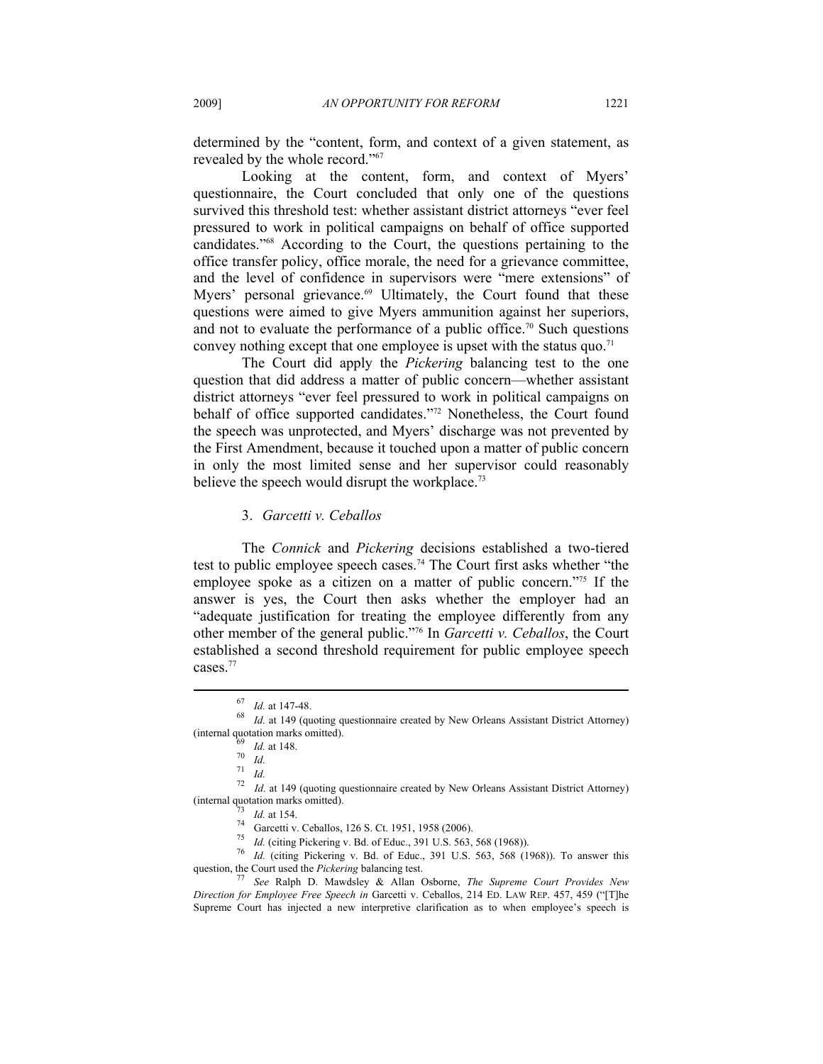determined by the "content, form, and context of a given statement, as revealed by the whole record."[67]

Looking at the content, form, and context of Myers' questionnaire, the Court concluded that only one of the questions survived this threshold test: whether assistant district attorneys "ever feel pressured to work in political campaigns on behalf of office supported candidates."[68] According to the Court, the questions pertaining to the office transfer policy, office morale, the need for a grievance committee, and the level of confidence in supervisors were "mere extensions" of Myers' personal grievance.[69] Ultimately, the Court found that these questions were aimed to give Myers ammunition against her superiors, and not to evaluate the performance of a public office.[70] Such questions convey nothing except that one employee is upset with the status quo.[71]

The Court did apply the *Pickering* balancing test to the one question that did address a matter of public concern—whether assistant district attorneys "ever feel pressured to work in political campaigns on behalf of office supported candidates."[72] Nonetheless, the Court found the speech was unprotected, and Myers' discharge was not prevented by the First Amendment, because it touched upon a matter of public concern in only the most limited sense and her supervisor could reasonably believe the speech would disrupt the workplace.[73]

### 3. *Garcetti v. Ceballos*

The *Connick* and *Pickering* decisions established a two-tiered test to public employee speech cases.[74] The Court first asks whether "the employee spoke as a citizen on a matter of public concern."[75] If the answer is yes, the Court then asks whether the employer had an "adequate justification for treating the employee differently from any other member of the general public."[76] In *Garcetti v. Ceballos*, the Court established a second threshold requirement for public employee speech cases.[77]

---

[67] *Id.* at 147-48.

[68] *Id.* at 149 (quoting questionnaire created by New Orleans Assistant District Attorney) (internal quotation marks omitted).

[69] *Id.* at 148.

[70] *Id.*

[71] *Id.*

[72] *Id.* at 149 (quoting questionnaire created by New Orleans Assistant District Attorney) (internal quotation marks omitted).

[73] *Id.* at 154.

[74] Garcetti v. Ceballos, 126 S. Ct. 1951, 1958 (2006).

[75] *Id.* (citing Pickering v. Bd. of Educ., 391 U.S. 563, 568 (1968)).

[76] *Id.* (citing Pickering v. Bd. of Educ., 391 U.S. 563, 568 (1968)). To answer this question, the Court used the *Pickering* balancing test.

[77] *See* Ralph D. Mawdsley & Allan Osborne, *The Supreme Court Provides New Direction for Employee Free Speech in* Garcetti v. Ceballos, 214 ED. LAW REP. 457, 459 ("[T]he Supreme Court has injected a new interpretive clarification as to when employee's speech is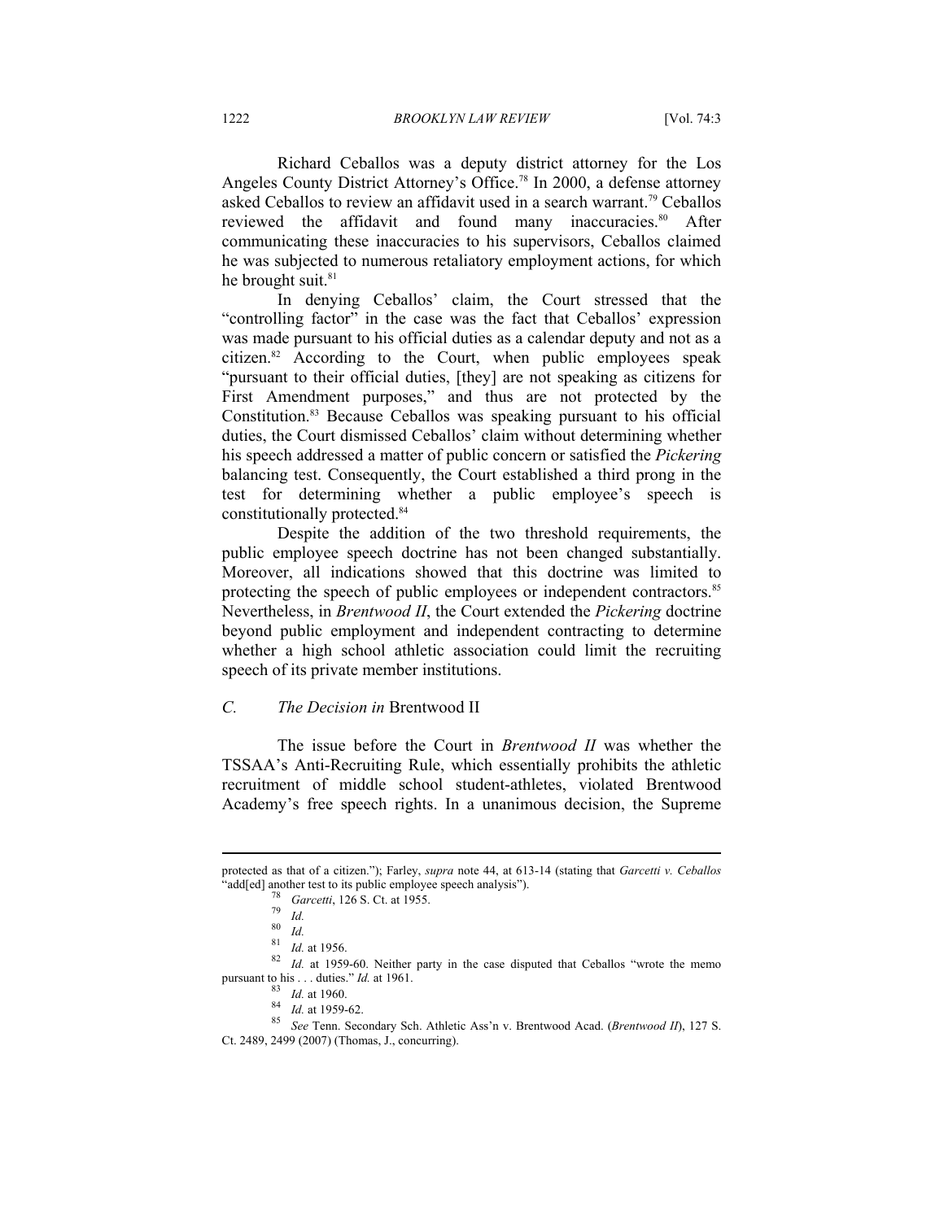Richard Ceballos was a deputy district attorney for the Los Angeles County District Attorney's Office.[78] In 2000, a defense attorney asked Ceballos to review an affidavit used in a search warrant.[79] Ceballos reviewed the affidavit and found many inaccuracies.[80] After communicating these inaccuracies to his supervisors, Ceballos claimed he was subjected to numerous retaliatory employment actions, for which he brought suit.[81]

In denying Ceballos' claim, the Court stressed that the "controlling factor" in the case was the fact that Ceballos' expression was made pursuant to his official duties as a calendar deputy and not as a citizen.[82] According to the Court, when public employees speak "pursuant to their official duties, [they] are not speaking as citizens for First Amendment purposes," and thus are not protected by the Constitution.[83] Because Ceballos was speaking pursuant to his official duties, the Court dismissed Ceballos' claim without determining whether his speech addressed a matter of public concern or satisfied the *Pickering* balancing test. Consequently, the Court established a third prong in the test for determining whether a public employee's speech is constitutionally protected.[84]

Despite the addition of the two threshold requirements, the public employee speech doctrine has not been changed substantially. Moreover, all indications showed that this doctrine was limited to protecting the speech of public employees or independent contractors.[85] Nevertheless, in *Brentwood II*, the Court extended the *Pickering* doctrine beyond public employment and independent contracting to determine whether a high school athletic association could limit the recruiting speech of its private member institutions.

### *C. The Decision in* Brentwood II

The issue before the Court in *Brentwood II* was whether the TSSAA's Anti-Recruiting Rule, which essentially prohibits the athletic recruitment of middle school student-athletes, violated Brentwood Academy's free speech rights. In a unanimous decision, the Supreme

---

protected as that of a citizen."); Farley, *supra* note 44, at 613-14 (stating that *Garcetti v. Ceballos* "add[ed] another test to its public employee speech analysis").

[78] *Garcetti*, 126 S. Ct. at 1955.

[79] *Id.*

[80] *Id.*

[81] *Id.* at 1956.

[82] *Id.* at 1959-60. Neither party in the case disputed that Ceballos "wrote the memo pursuant to his . . . duties." *Id.* at 1961.

[83] *Id.* at 1960.

[84] *Id.* at 1959-62.

[85] *See* Tenn. Secondary Sch. Athletic Ass'n v. Brentwood Acad. (*Brentwood II*), 127 S. Ct. 2489, 2499 (2007) (Thomas, J., concurring).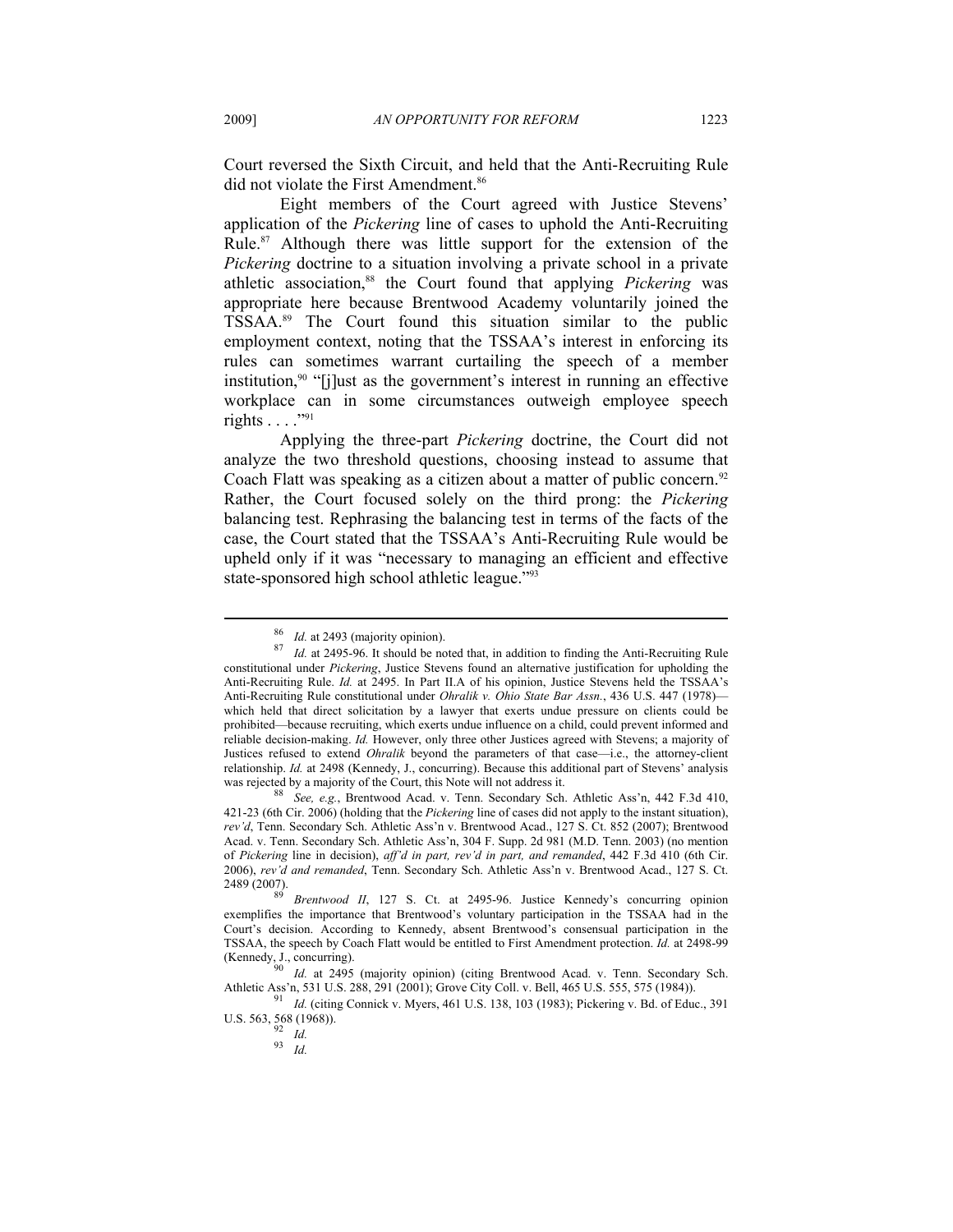Court reversed the Sixth Circuit, and held that the Anti-Recruiting Rule did not violate the First Amendment.[86]

Eight members of the Court agreed with Justice Stevens' application of the *Pickering* line of cases to uphold the Anti-Recruiting Rule.[87] Although there was little support for the extension of the *Pickering* doctrine to a situation involving a private school in a private athletic association,[88] the Court found that applying *Pickering* was appropriate here because Brentwood Academy voluntarily joined the TSSAA.[89] The Court found this situation similar to the public employment context, noting that the TSSAA's interest in enforcing its rules can sometimes warrant curtailing the speech of a member institution,[90] "[j]ust as the government's interest in running an effective workplace can in some circumstances outweigh employee speech rights . . . ."[91]

Applying the three-part *Pickering* doctrine, the Court did not analyze the two threshold questions, choosing instead to assume that Coach Flatt was speaking as a citizen about a matter of public concern.[92] Rather, the Court focused solely on the third prong: the *Pickering* balancing test. Rephrasing the balancing test in terms of the facts of the case, the Court stated that the TSSAA's Anti-Recruiting Rule would be upheld only if it was "necessary to managing an efficient and effective state-sponsored high school athletic league."[93]

---

[86] *Id.* at 2493 (majority opinion).

[87] *Id.* at 2495-96. It should be noted that, in addition to finding the Anti-Recruiting Rule constitutional under *Pickering*, Justice Stevens found an alternative justification for upholding the Anti-Recruiting Rule. *Id.* at 2495. In Part II.A of his opinion, Justice Stevens held the TSSAA's Anti-Recruiting Rule constitutional under *Ohralik v. Ohio State Bar Assn.*, 436 U.S. 447 (1978)—which held that direct solicitation by a lawyer that exerts undue pressure on clients could be prohibited—because recruiting, which exerts undue influence on a child, could prevent informed and reliable decision-making. *Id.* However, only three other Justices agreed with Stevens; a majority of Justices refused to extend *Ohralik* beyond the parameters of that case—i.e., the attorney-client relationship. *Id.* at 2498 (Kennedy, J., concurring). Because this additional part of Stevens' analysis was rejected by a majority of the Court, this Note will not address it.

[88] *See, e.g.*, Brentwood Acad. v. Tenn. Secondary Sch. Athletic Ass'n, 442 F.3d 410, 421-23 (6th Cir. 2006) (holding that the *Pickering* line of cases did not apply to the instant situation), *rev'd*, Tenn. Secondary Sch. Athletic Ass'n v. Brentwood Acad., 127 S. Ct. 852 (2007); Brentwood Acad. v. Tenn. Secondary Sch. Athletic Ass'n, 304 F. Supp. 2d 981 (M.D. Tenn. 2003) (no mention of *Pickering* line in decision), *aff'd in part, rev'd in part, and remanded*, 442 F.3d 410 (6th Cir. 2006), *rev'd and remanded*, Tenn. Secondary Sch. Athletic Ass'n v. Brentwood Acad., 127 S. Ct. 2489 (2007).

[89] *Brentwood II*, 127 S. Ct. at 2495-96. Justice Kennedy's concurring opinion exemplifies the importance that Brentwood's voluntary participation in the TSSAA had in the Court's decision. According to Kennedy, absent Brentwood's consensual participation in the TSSAA, the speech by Coach Flatt would be entitled to First Amendment protection. *Id.* at 2498-99 (Kennedy, J., concurring).

[90] *Id.* at 2495 (majority opinion) (citing Brentwood Acad. v. Tenn. Secondary Sch. Athletic Ass'n, 531 U.S. 288, 291 (2001); Grove City Coll. v. Bell, 465 U.S. 555, 575 (1984)).

[91] *Id.* (citing Connick v. Myers, 461 U.S. 138, 103 (1983); Pickering v. Bd. of Educ., 391 U.S. 563, 568 (1968)).

[92] *Id.*

[93] *Id.*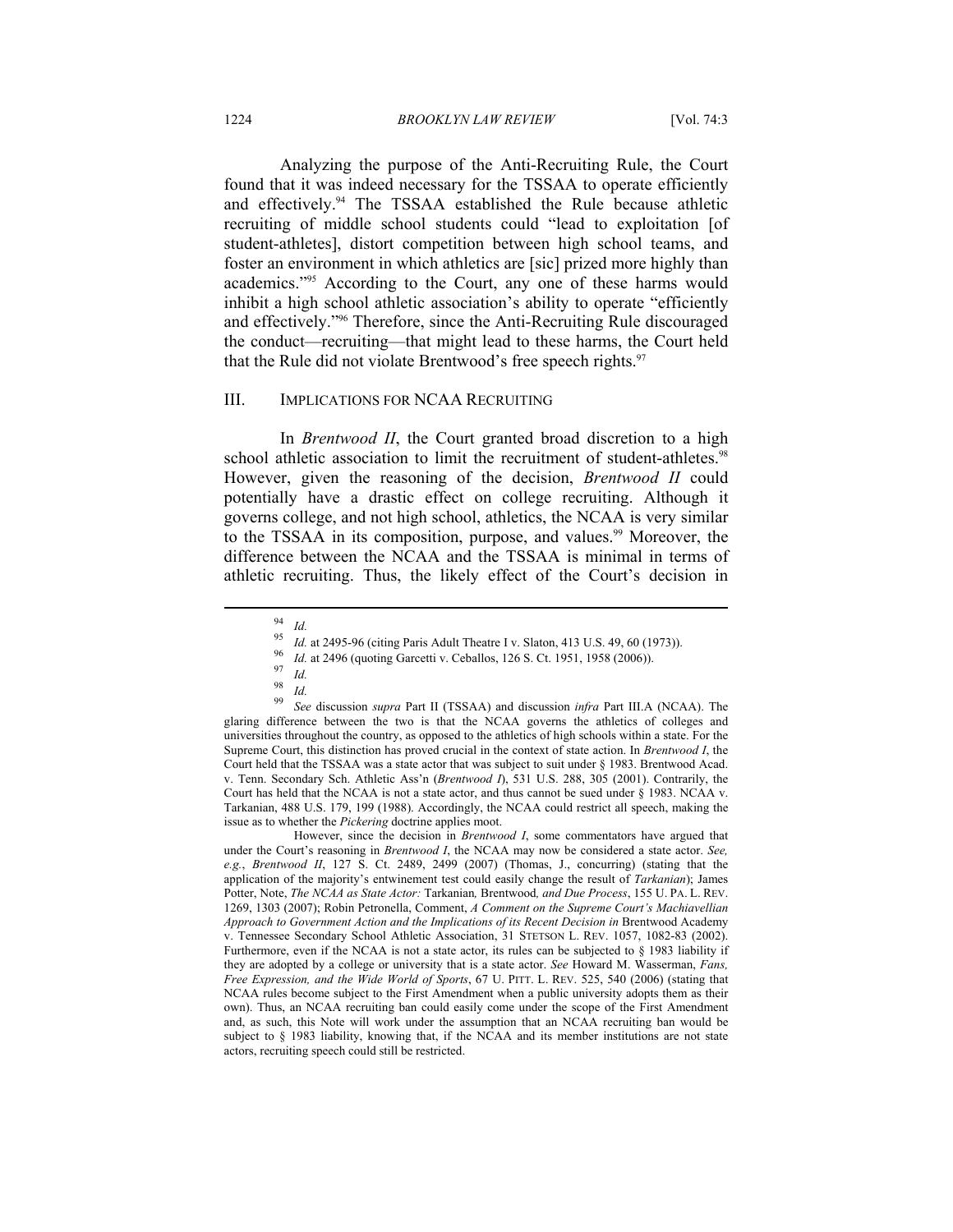Analyzing the purpose of the Anti-Recruiting Rule, the Court found that it was indeed necessary for the TSSAA to operate efficiently and effectively.[94] The TSSAA established the Rule because athletic recruiting of middle school students could "lead to exploitation [of student-athletes], distort competition between high school teams, and foster an environment in which athletics are [sic] prized more highly than academics."[95] According to the Court, any one of these harms would inhibit a high school athletic association's ability to operate "efficiently and effectively."[96] Therefore, since the Anti-Recruiting Rule discouraged the conduct—recruiting—that might lead to these harms, the Court held that the Rule did not violate Brentwood's free speech rights.[97]

## III. IMPLICATIONS FOR NCAA RECRUITING

In *Brentwood II*, the Court granted broad discretion to a high school athletic association to limit the recruitment of student-athletes.[98] However, given the reasoning of the decision, *Brentwood II* could potentially have a drastic effect on college recruiting. Although it governs college, and not high school, athletics, the NCAA is very similar to the TSSAA in its composition, purpose, and values.[99] Moreover, the difference between the NCAA and the TSSAA is minimal in terms of athletic recruiting. Thus, the likely effect of the Court's decision in

---

[94] *Id.*

[95] *Id.* at 2495-96 (citing Paris Adult Theatre I v. Slaton, 413 U.S. 49, 60 (1973)).

[96] *Id.* at 2496 (quoting Garcetti v. Ceballos, 126 S. Ct. 1951, 1958 (2006)).

[97] *Id.*

[98] *Id.*

[99] *See* discussion *supra* Part II (TSSAA) and discussion *infra* Part III.A (NCAA). The glaring difference between the two is that the NCAA governs the athletics of colleges and universities throughout the country, as opposed to the athletics of high schools within a state. For the Supreme Court, this distinction has proved crucial in the context of state action. In *Brentwood I*, the Court held that the TSSAA was a state actor that was subject to suit under § 1983. Brentwood Acad. v. Tenn. Secondary Sch. Athletic Ass'n (*Brentwood I*), 531 U.S. 288, 305 (2001). Contrarily, the Court has held that the NCAA is not a state actor, and thus cannot be sued under § 1983. NCAA v. Tarkanian, 488 U.S. 179, 199 (1988). Accordingly, the NCAA could restrict all speech, making the issue as to whether the *Pickering* doctrine applies moot.

However, since the decision in *Brentwood I*, some commentators have argued that under the Court's reasoning in *Brentwood I*, the NCAA may now be considered a state actor. *See, e.g.*, *Brentwood II*, 127 S. Ct. 2489, 2499 (2007) (Thomas, J., concurring) (stating that the application of the majority's entwinement test could easily change the result of *Tarkanian*); James Potter, Note, *The NCAA as State Actor:* Tarkanian*,* Brentwood*, and Due Process*, 155 U. PA. L. REV. 1269, 1303 (2007); Robin Petronella, Comment, *A Comment on the Supreme Court's Machiavellian Approach to Government Action and the Implications of its Recent Decision in* Brentwood Academy v. Tennessee Secondary School Athletic Association, 31 STETSON L. REV. 1057, 1082-83 (2002). Furthermore, even if the NCAA is not a state actor, its rules can be subjected to § 1983 liability if they are adopted by a college or university that is a state actor. *See* Howard M. Wasserman, *Fans, Free Expression, and the Wide World of Sports*, 67 U. PITT. L. REV. 525, 540 (2006) (stating that NCAA rules become subject to the First Amendment when a public university adopts them as their own). Thus, an NCAA recruiting ban could easily come under the scope of the First Amendment and, as such, this Note will work under the assumption that an NCAA recruiting ban would be subject to § 1983 liability, knowing that, if the NCAA and its member institutions are not state actors, recruiting speech could still be restricted.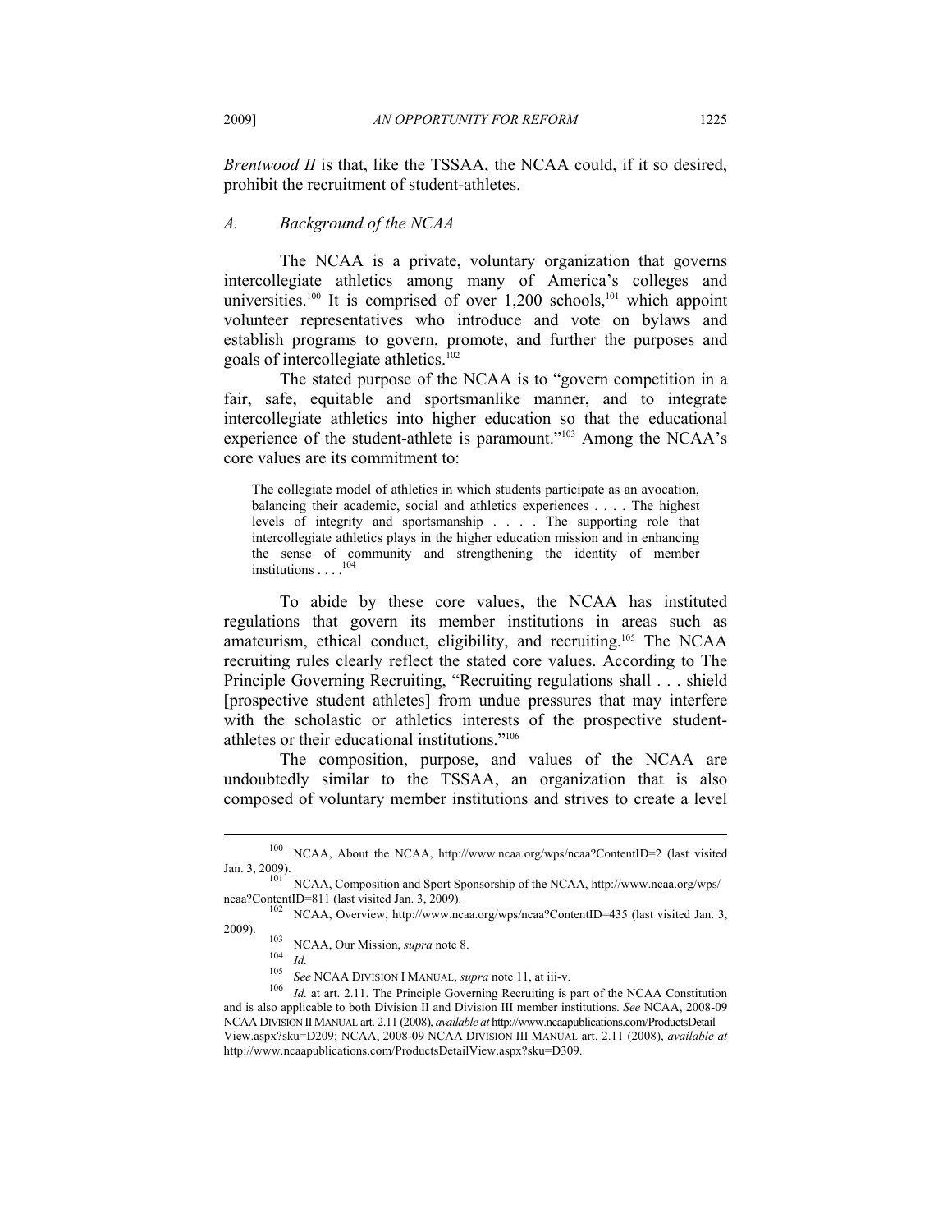*Brentwood II* is that, like the TSSAA, the NCAA could, if it so desired, prohibit the recruitment of student-athletes.

### *A. Background of the NCAA*

The NCAA is a private, voluntary organization that governs intercollegiate athletics among many of America's colleges and universities.[100] It is comprised of over 1,200 schools,[101] which appoint volunteer representatives who introduce and vote on bylaws and establish programs to govern, promote, and further the purposes and goals of intercollegiate athletics.[102]

The stated purpose of the NCAA is to "govern competition in a fair, safe, equitable and sportsmanlike manner, and to integrate intercollegiate athletics into higher education so that the educational experience of the student-athlete is paramount."[103] Among the NCAA's core values are its commitment to:

> The collegiate model of athletics in which students participate as an avocation, balancing their academic, social and athletics experiences . . . . The highest levels of integrity and sportsmanship . . . . The supporting role that intercollegiate athletics plays in the higher education mission and in enhancing the sense of community and strengthening the identity of member institutions . . . .[104]

To abide by these core values, the NCAA has instituted regulations that govern its member institutions in areas such as amateurism, ethical conduct, eligibility, and recruiting.[105] The NCAA recruiting rules clearly reflect the stated core values. According to The Principle Governing Recruiting, "Recruiting regulations shall . . . shield [prospective student athletes] from undue pressures that may interfere with the scholastic or athletics interests of the prospective student-athletes or their educational institutions."[106]

The composition, purpose, and values of the NCAA are undoubtedly similar to the TSSAA, an organization that is also composed of voluntary member institutions and strives to create a level

---

[100] NCAA, About the NCAA, http://www.ncaa.org/wps/ncaa?ContentID=2 (last visited Jan. 3, 2009).

[101] NCAA, Composition and Sport Sponsorship of the NCAA, http://www.ncaa.org/wps/ncaa?ContentID=811 (last visited Jan. 3, 2009).

[102] NCAA, Overview, http://www.ncaa.org/wps/ncaa?ContentID=435 (last visited Jan. 3, 2009).

[103] NCAA, Our Mission, *supra* note 8.

[104] *Id.*

[105] *See* NCAA DIVISION I MANUAL, *supra* note 11, at iii-v.

[106] *Id.* at art. 2.11. The Principle Governing Recruiting is part of the NCAA Constitution and is also applicable to both Division II and Division III member institutions. *See* NCAA, 2008-09 NCAA DIVISION II MANUAL art. 2.11 (2008), *available at* http://www.ncaapublications.com/ProductsDetailView.aspx?sku=D209; NCAA, 2008-09 NCAA DIVISION III MANUAL art. 2.11 (2008), *available at* http://www.ncaapublications.com/ProductsDetailView.aspx?sku=D309.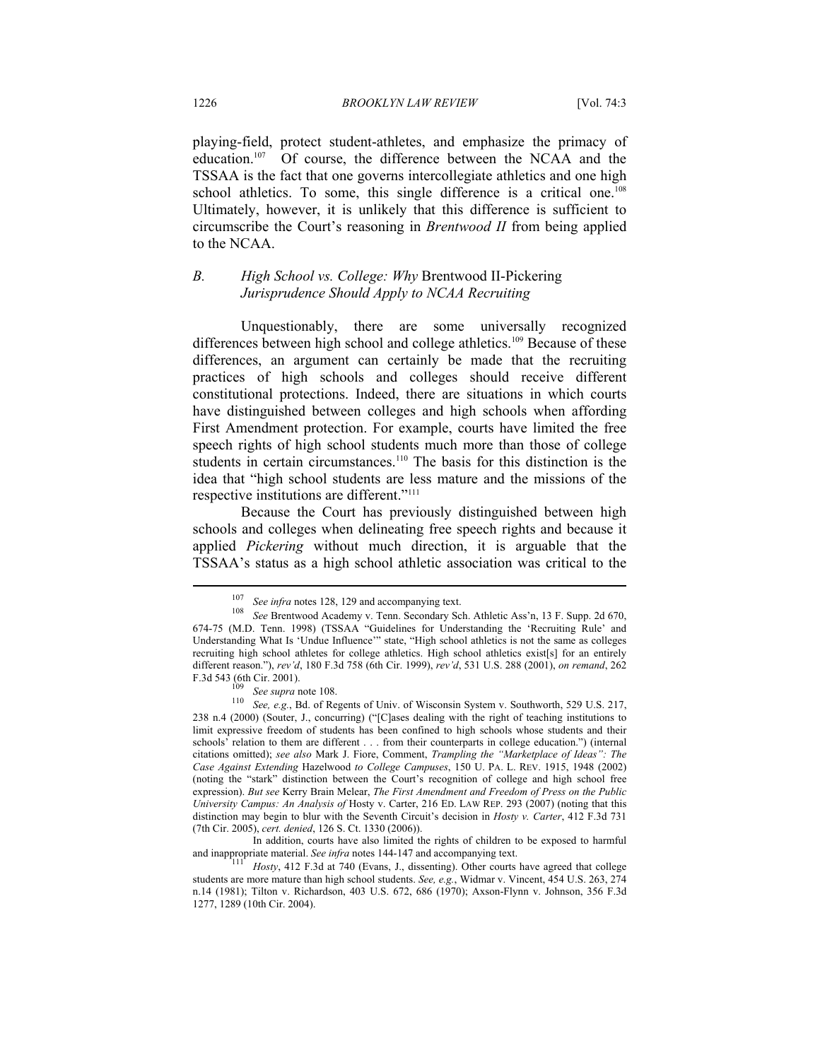playing-field, protect student-athletes, and emphasize the primacy of education.[107] Of course, the difference between the NCAA and the TSSAA is the fact that one governs intercollegiate athletics and one high school athletics. To some, this single difference is a critical one.[108] Ultimately, however, it is unlikely that this difference is sufficient to circumscribe the Court's reasoning in *Brentwood II* from being applied to the NCAA.

### *B. High School vs. College: Why* Brentwood II-Pickering *Jurisprudence Should Apply to NCAA Recruiting*

Unquestionably, there are some universally recognized differences between high school and college athletics.[109] Because of these differences, an argument can certainly be made that the recruiting practices of high schools and colleges should receive different constitutional protections. Indeed, there are situations in which courts have distinguished between colleges and high schools when affording First Amendment protection. For example, courts have limited the free speech rights of high school students much more than those of college students in certain circumstances.[110] The basis for this distinction is the idea that "high school students are less mature and the missions of the respective institutions are different."[111]

Because the Court has previously distinguished between high schools and colleges when delineating free speech rights and because it applied *Pickering* without much direction, it is arguable that the TSSAA's status as a high school athletic association was critical to the

---

[107] *See infra* notes 128, 129 and accompanying text.

[108] *See* Brentwood Academy v. Tenn. Secondary Sch. Athletic Ass'n, 13 F. Supp. 2d 670, 674-75 (M.D. Tenn. 1998) (TSSAA "Guidelines for Understanding the 'Recruiting Rule' and Understanding What Is 'Undue Influence'" state, "High school athletics is not the same as colleges recruiting high school athletes for college athletics. High school athletics exist[s] for an entirely different reason."), *rev'd*, 180 F.3d 758 (6th Cir. 1999), *rev'd*, 531 U.S. 288 (2001), *on remand*, 262 F.3d 543 (6th Cir. 2001).

[109] *See supra* note 108.

[110] *See, e.g.*, Bd. of Regents of Univ. of Wisconsin System v. Southworth, 529 U.S. 217, 238 n.4 (2000) (Souter, J., concurring) ("[C]ases dealing with the right of teaching institutions to limit expressive freedom of students has been confined to high schools whose students and their schools' relation to them are different . . . from their counterparts in college education.") (internal citations omitted); *see also* Mark J. Fiore, Comment, *Trampling the "Marketplace of Ideas": The Case Against Extending* Hazelwood *to College Campuses*, 150 U. PA. L. REV. 1915, 1948 (2002) (noting the "stark" distinction between the Court's recognition of college and high school free expression). *But see* Kerry Brain Melear, *The First Amendment and Freedom of Press on the Public University Campus: An Analysis of* Hosty v. Carter, 216 ED. LAW REP. 293 (2007) (noting that this distinction may begin to blur with the Seventh Circuit's decision in *Hosty v. Carter*, 412 F.3d 731 (7th Cir. 2005), *cert. denied*, 126 S. Ct. 1330 (2006)).

In addition, courts have also limited the rights of children to be exposed to harmful and inappropriate material. *See infra* notes 144-147 and accompanying text.

[111] *Hosty*, 412 F.3d at 740 (Evans, J., dissenting). Other courts have agreed that college students are more mature than high school students. *See, e.g.*, Widmar v. Vincent, 454 U.S. 263, 274 n.14 (1981); Tilton v. Richardson, 403 U.S. 672, 686 (1970); Axson-Flynn v. Johnson, 356 F.3d 1277, 1289 (10th Cir. 2004).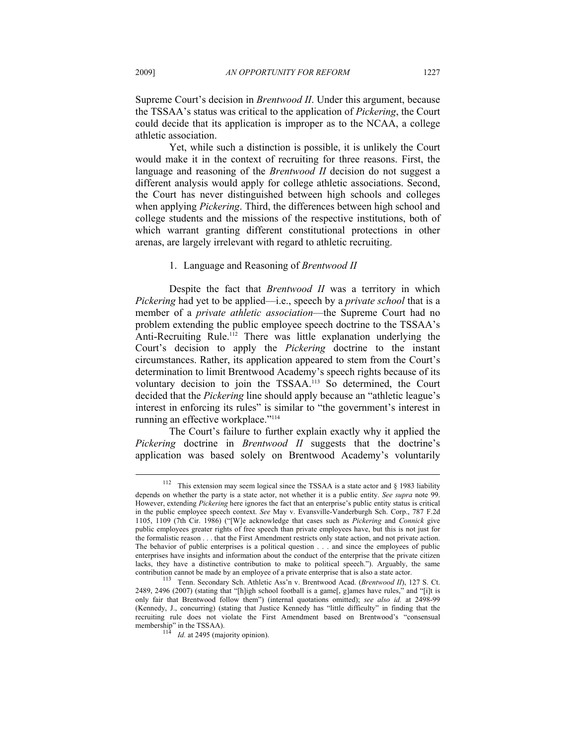Supreme Court's decision in *Brentwood II*. Under this argument, because the TSSAA's status was critical to the application of *Pickering*, the Court could decide that its application is improper as to the NCAA, a college athletic association.

Yet, while such a distinction is possible, it is unlikely the Court would make it in the context of recruiting for three reasons. First, the language and reasoning of the *Brentwood II* decision do not suggest a different analysis would apply for college athletic associations. Second, the Court has never distinguished between high schools and colleges when applying *Pickering*. Third, the differences between high school and college students and the missions of the respective institutions, both of which warrant granting different constitutional protections in other arenas, are largely irrelevant with regard to athletic recruiting.

1. Language and Reasoning of *Brentwood II*

Despite the fact that *Brentwood II* was a territory in which *Pickering* had yet to be applied—i.e., speech by a *private school* that is a member of a *private athletic association*—the Supreme Court had no problem extending the public employee speech doctrine to the TSSAA's Anti-Recruiting Rule.[112] There was little explanation underlying the Court's decision to apply the *Pickering* doctrine to the instant circumstances. Rather, its application appeared to stem from the Court's determination to limit Brentwood Academy's speech rights because of its voluntary decision to join the TSSAA.[113] So determined, the Court decided that the *Pickering* line should apply because an "athletic league's interest in enforcing its rules" is similar to "the government's interest in running an effective workplace."[114]

The Court's failure to further explain exactly why it applied the *Pickering* doctrine in *Brentwood II* suggests that the doctrine's application was based solely on Brentwood Academy's voluntarily

---

[112] This extension may seem logical since the TSSAA is a state actor and § 1983 liability depends on whether the party is a state actor, not whether it is a public entity. *See supra* note 99. However, extending *Pickering* here ignores the fact that an enterprise's public entity status is critical in the public employee speech context. *See* May v. Evansville-Vanderburgh Sch. Corp., 787 F.2d 1105, 1109 (7th Cir. 1986) ("[W]e acknowledge that cases such as *Pickering* and *Connick* give public employees greater rights of free speech than private employees have, but this is not just for the formalistic reason . . . that the First Amendment restricts only state action, and not private action. The behavior of public enterprises is a political question . . . and since the employees of public enterprises have insights and information about the conduct of the enterprise that the private citizen lacks, they have a distinctive contribution to make to political speech."). Arguably, the same contribution cannot be made by an employee of a private enterprise that is also a state actor.

[113] Tenn. Secondary Sch. Athletic Ass'n v. Brentwood Acad. (*Brentwood II*), 127 S. Ct. 2489, 2496 (2007) (stating that "[h]igh school football is a game[, g]ames have rules," and "[i]t is only fair that Brentwood follow them") (internal quotations omitted); *see also id.* at 2498-99 (Kennedy, J., concurring) (stating that Justice Kennedy has "little difficulty" in finding that the recruiting rule does not violate the First Amendment based on Brentwood's "consensual membership" in the TSSAA).

[114] *Id.* at 2495 (majority opinion).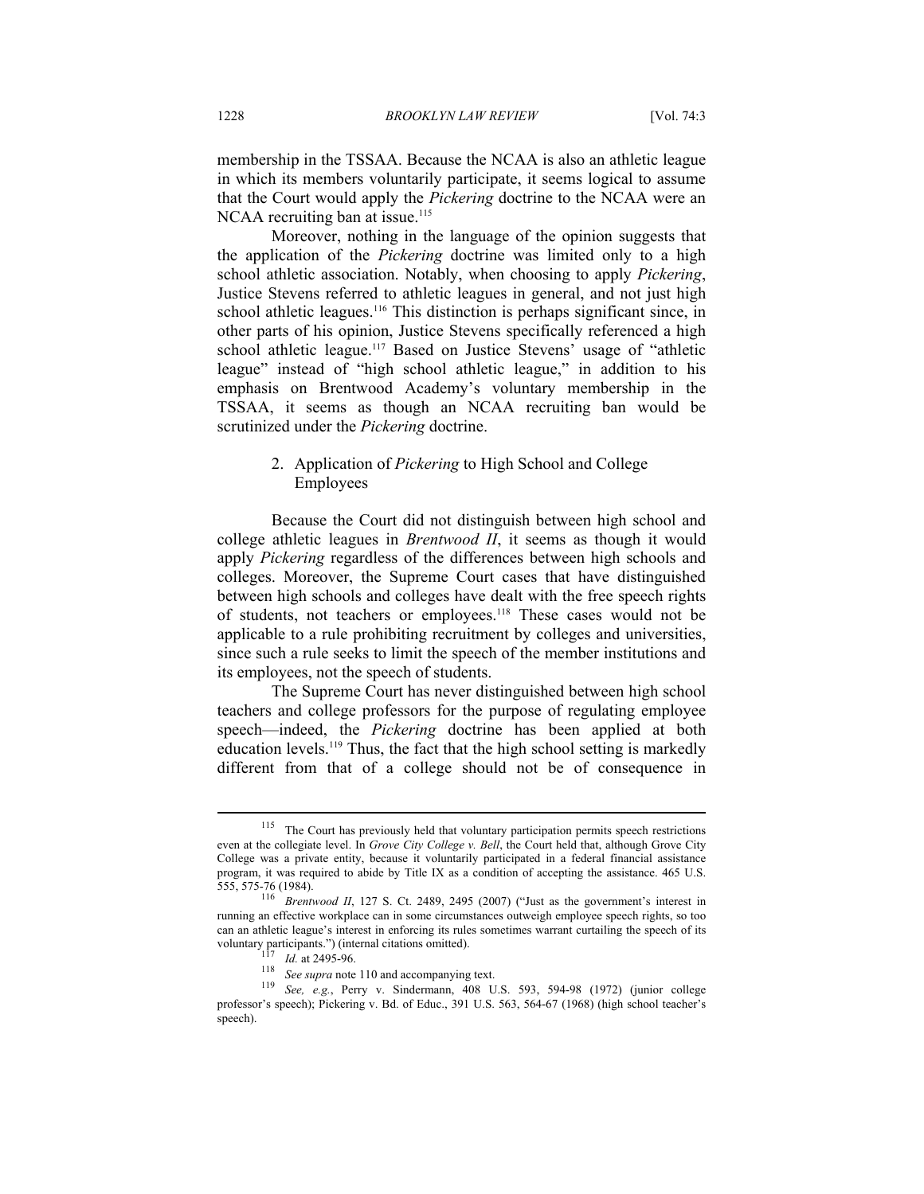membership in the TSSAA. Because the NCAA is also an athletic league in which its members voluntarily participate, it seems logical to assume that the Court would apply the *Pickering* doctrine to the NCAA were an NCAA recruiting ban at issue.[115]

Moreover, nothing in the language of the opinion suggests that the application of the *Pickering* doctrine was limited only to a high school athletic association. Notably, when choosing to apply *Pickering*, Justice Stevens referred to athletic leagues in general, and not just high school athletic leagues.[116] This distinction is perhaps significant since, in other parts of his opinion, Justice Stevens specifically referenced a high school athletic league.[117] Based on Justice Stevens' usage of "athletic league" instead of "high school athletic league," in addition to his emphasis on Brentwood Academy's voluntary membership in the TSSAA, it seems as though an NCAA recruiting ban would be scrutinized under the *Pickering* doctrine.

### 2. Application of *Pickering* to High School and College Employees

Because the Court did not distinguish between high school and college athletic leagues in *Brentwood II*, it seems as though it would apply *Pickering* regardless of the differences between high schools and colleges. Moreover, the Supreme Court cases that have distinguished between high schools and colleges have dealt with the free speech rights of students, not teachers or employees.[118] These cases would not be applicable to a rule prohibiting recruitment by colleges and universities, since such a rule seeks to limit the speech of the member institutions and its employees, not the speech of students.

The Supreme Court has never distinguished between high school teachers and college professors for the purpose of regulating employee speech—indeed, the *Pickering* doctrine has been applied at both education levels.[119] Thus, the fact that the high school setting is markedly different from that of a college should not be of consequence in

---

[115] The Court has previously held that voluntary participation permits speech restrictions even at the collegiate level. In *Grove City College v. Bell*, the Court held that, although Grove City College was a private entity, because it voluntarily participated in a federal financial assistance program, it was required to abide by Title IX as a condition of accepting the assistance. 465 U.S. 555, 575-76 (1984).

[116] *Brentwood II*, 127 S. Ct. 2489, 2495 (2007) ("Just as the government's interest in running an effective workplace can in some circumstances outweigh employee speech rights, so too can an athletic league's interest in enforcing its rules sometimes warrant curtailing the speech of its voluntary participants.") (internal citations omitted).

[117] *Id.* at 2495-96.

[118] *See supra* note 110 and accompanying text.

[119] *See, e.g.*, Perry v. Sindermann, 408 U.S. 593, 594-98 (1972) (junior college professor's speech); Pickering v. Bd. of Educ., 391 U.S. 563, 564-67 (1968) (high school teacher's speech).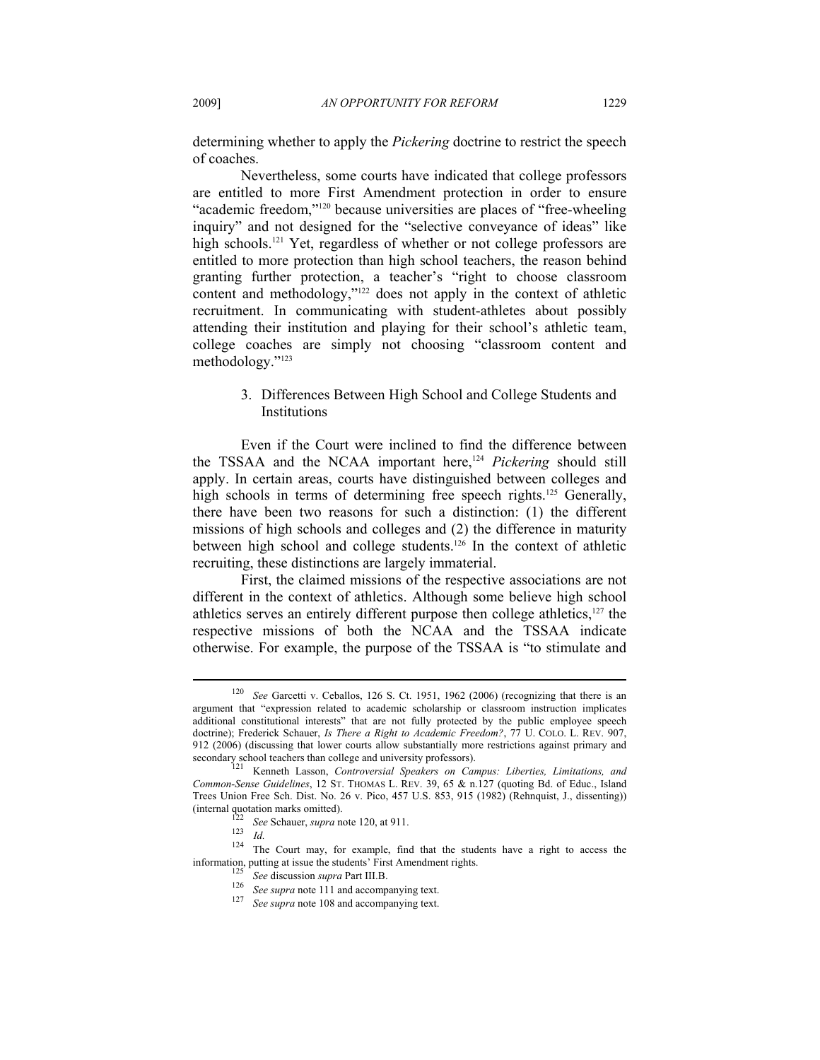determining whether to apply the *Pickering* doctrine to restrict the speech of coaches.

Nevertheless, some courts have indicated that college professors are entitled to more First Amendment protection in order to ensure "academic freedom,"[120] because universities are places of "free-wheeling inquiry" and not designed for the "selective conveyance of ideas" like high schools.[121] Yet, regardless of whether or not college professors are entitled to more protection than high school teachers, the reason behind granting further protection, a teacher's "right to choose classroom content and methodology,"[122] does not apply in the context of athletic recruitment. In communicating with student-athletes about possibly attending their institution and playing for their school's athletic team, college coaches are simply not choosing "classroom content and methodology."[123]

### 3. Differences Between High School and College Students and Institutions

Even if the Court were inclined to find the difference between the TSSAA and the NCAA important here,[124] *Pickering* should still apply. In certain areas, courts have distinguished between colleges and high schools in terms of determining free speech rights.[125] Generally, there have been two reasons for such a distinction: (1) the different missions of high schools and colleges and (2) the difference in maturity between high school and college students.[126] In the context of athletic recruiting, these distinctions are largely immaterial.

First, the claimed missions of the respective associations are not different in the context of athletics. Although some believe high school athletics serves an entirely different purpose then college athletics,[127] the respective missions of both the NCAA and the TSSAA indicate otherwise. For example, the purpose of the TSSAA is "to stimulate and

---

[120] *See* Garcetti v. Ceballos, 126 S. Ct. 1951, 1962 (2006) (recognizing that there is an argument that "expression related to academic scholarship or classroom instruction implicates additional constitutional interests" that are not fully protected by the public employee speech doctrine); Frederick Schauer, *Is There a Right to Academic Freedom?*, 77 U. COLO. L. REV. 907, 912 (2006) (discussing that lower courts allow substantially more restrictions against primary and secondary school teachers than college and university professors).

[121] Kenneth Lasson, *Controversial Speakers on Campus: Liberties, Limitations, and Common-Sense Guidelines*, 12 ST. THOMAS L. REV. 39, 65 & n.127 (quoting Bd. of Educ., Island Trees Union Free Sch. Dist. No. 26 v. Pico, 457 U.S. 853, 915 (1982) (Rehnquist, J., dissenting)) (internal quotation marks omitted).

[122] *See* Schauer, *supra* note 120, at 911.

[123] *Id.*

[124] The Court may, for example, find that the students have a right to access the information, putting at issue the students' First Amendment rights.

[125] *See* discussion *supra* Part III.B.

[126] *See supra* note 111 and accompanying text.

[127] *See supra* note 108 and accompanying text.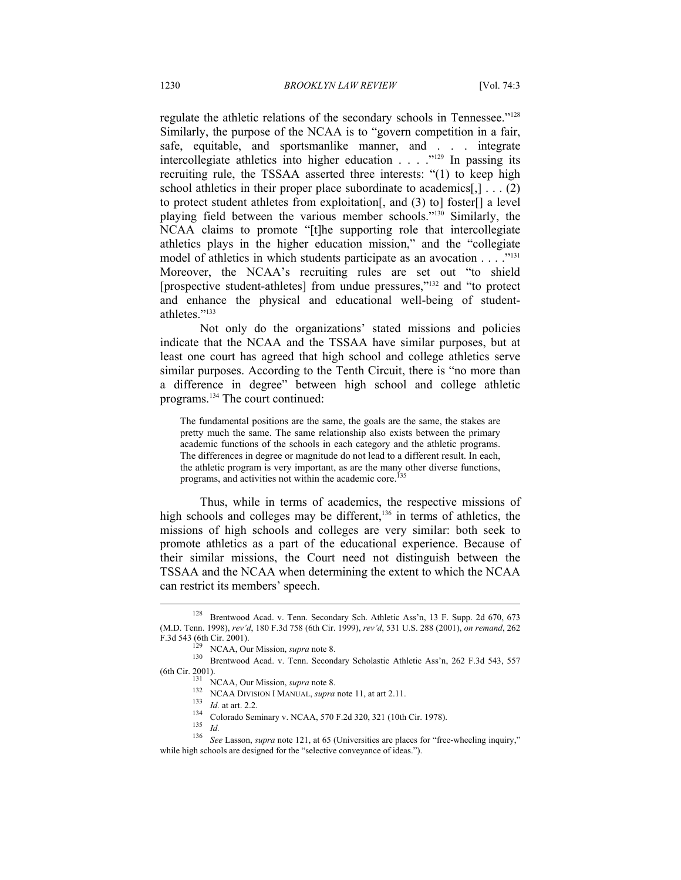regulate the athletic relations of the secondary schools in Tennessee."[128] Similarly, the purpose of the NCAA is to "govern competition in a fair, safe, equitable, and sportsmanlike manner, and . . . integrate intercollegiate athletics into higher education . . . ."[129] In passing its recruiting rule, the TSSAA asserted three interests: "(1) to keep high school athletics in their proper place subordinate to academics[,] . . . (2) to protect student athletes from exploitation[, and (3) to] foster[] a level playing field between the various member schools."[130] Similarly, the NCAA claims to promote "[t]he supporting role that intercollegiate athletics plays in the higher education mission," and the "collegiate model of athletics in which students participate as an avocation . . . ."[131] Moreover, the NCAA's recruiting rules are set out "to shield [prospective student-athletes] from undue pressures,"[132] and "to protect and enhance the physical and educational well-being of student-athletes."[133]

Not only do the organizations' stated missions and policies indicate that the NCAA and the TSSAA have similar purposes, but at least one court has agreed that high school and college athletics serve similar purposes. According to the Tenth Circuit, there is "no more than a difference in degree" between high school and college athletic programs.[134] The court continued:

> The fundamental positions are the same, the goals are the same, the stakes are pretty much the same. The same relationship also exists between the primary academic functions of the schools in each category and the athletic programs. The differences in degree or magnitude do not lead to a different result. In each, the athletic program is very important, as are the many other diverse functions, programs, and activities not within the academic core.[135]

Thus, while in terms of academics, the respective missions of high schools and colleges may be different,[136] in terms of athletics, the missions of high schools and colleges are very similar: both seek to promote athletics as a part of the educational experience. Because of their similar missions, the Court need not distinguish between the TSSAA and the NCAA when determining the extent to which the NCAA can restrict its members' speech.

---

[128] Brentwood Acad. v. Tenn. Secondary Sch. Athletic Ass'n, 13 F. Supp. 2d 670, 673 (M.D. Tenn. 1998), *rev'd*, 180 F.3d 758 (6th Cir. 1999), *rev'd*, 531 U.S. 288 (2001), *on remand*, 262 F.3d 543 (6th Cir. 2001).

[129] NCAA, Our Mission, *supra* note 8.

[130] Brentwood Acad. v. Tenn. Secondary Scholastic Athletic Ass'n, 262 F.3d 543, 557 (6th Cir. 2001).

[131] NCAA, Our Mission, *supra* note 8.

[132] NCAA DIVISION I MANUAL, *supra* note 11, at art 2.11.

[133] *Id.* at art. 2.2.

[134] Colorado Seminary v. NCAA, 570 F.2d 320, 321 (10th Cir. 1978).

[135] *Id.*

[136] *See* Lasson, *supra* note 121, at 65 (Universities are places for "free-wheeling inquiry," while high schools are designed for the "selective conveyance of ideas.").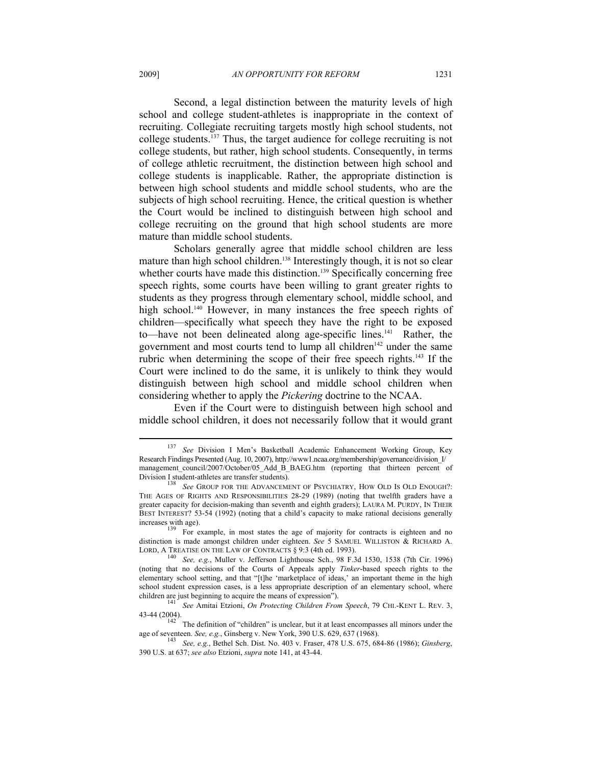Second, a legal distinction between the maturity levels of high school and college student-athletes is inappropriate in the context of recruiting. Collegiate recruiting targets mostly high school students, not college students.[137] Thus, the target audience for college recruiting is not college students, but rather, high school students. Consequently, in terms of college athletic recruitment, the distinction between high school and college students is inapplicable. Rather, the appropriate distinction is between high school students and middle school students, who are the subjects of high school recruiting. Hence, the critical question is whether the Court would be inclined to distinguish between high school and college recruiting on the ground that high school students are more mature than middle school students.

Scholars generally agree that middle school children are less mature than high school children.[138] Interestingly though, it is not so clear whether courts have made this distinction.[139] Specifically concerning free speech rights, some courts have been willing to grant greater rights to students as they progress through elementary school, middle school, and high school.[140] However, in many instances the free speech rights of children—specifically what speech they have the right to be exposed to—have not been delineated along age-specific lines.[141] Rather, the government and most courts tend to lump all children[142] under the same rubric when determining the scope of their free speech rights.[143] If the Court were inclined to do the same, it is unlikely to think they would distinguish between high school and middle school children when considering whether to apply the *Pickering* doctrine to the NCAA.

Even if the Court were to distinguish between high school and middle school children, it does not necessarily follow that it would grant

---

[137] *See* Division I Men's Basketball Academic Enhancement Working Group, Key Research Findings Presented (Aug. 10, 2007), http://www1.ncaa.org/membership/governance/division_I/management_council/2007/October/05_Add_B_BAEG.htm (reporting that thirteen percent of Division I student-athletes are transfer students).

[138] *See* GROUP FOR THE ADVANCEMENT OF PSYCHIATRY, HOW OLD IS OLD ENOUGH?: THE AGES OF RIGHTS AND RESPONSIBILITIES 28-29 (1989) (noting that twelfth graders have a greater capacity for decision-making than seventh and eighth graders); LAURA M. PURDY, IN THEIR BEST INTEREST? 53-54 (1992) (noting that a child's capacity to make rational decisions generally increases with age).

[139] For example, in most states the age of majority for contracts is eighteen and no distinction is made amongst children under eighteen. *See* 5 SAMUEL WILLISTON & RICHARD A. LORD, A TREATISE ON THE LAW OF CONTRACTS § 9:3 (4th ed. 1993).

[140] *See, e.g.*, Muller v. Jefferson Lighthouse Sch., 98 F.3d 1530, 1538 (7th Cir. 1996) (noting that no decisions of the Courts of Appeals apply *Tinker*-based speech rights to the elementary school setting, and that "[t]he 'marketplace of ideas,' an important theme in the high school student expression cases, is a less appropriate description of an elementary school, where children are just beginning to acquire the means of expression").

[141] *See* Amitai Etzioni, *On Protecting Children From Speech*, 79 CHI.-KENT L. REV. 3, 43-44 (2004).

[142] The definition of "children" is unclear, but it at least encompasses all minors under the age of seventeen. *See, e.g.*, Ginsberg v. New York, 390 U.S. 629, 637 (1968).

[143] *See, e.g.*, Bethel Sch. Dist. No. 403 v. Fraser, 478 U.S. 675, 684-86 (1986); *Ginsberg*, 390 U.S. at 637; *see also* Etzioni, *supra* note 141, at 43-44.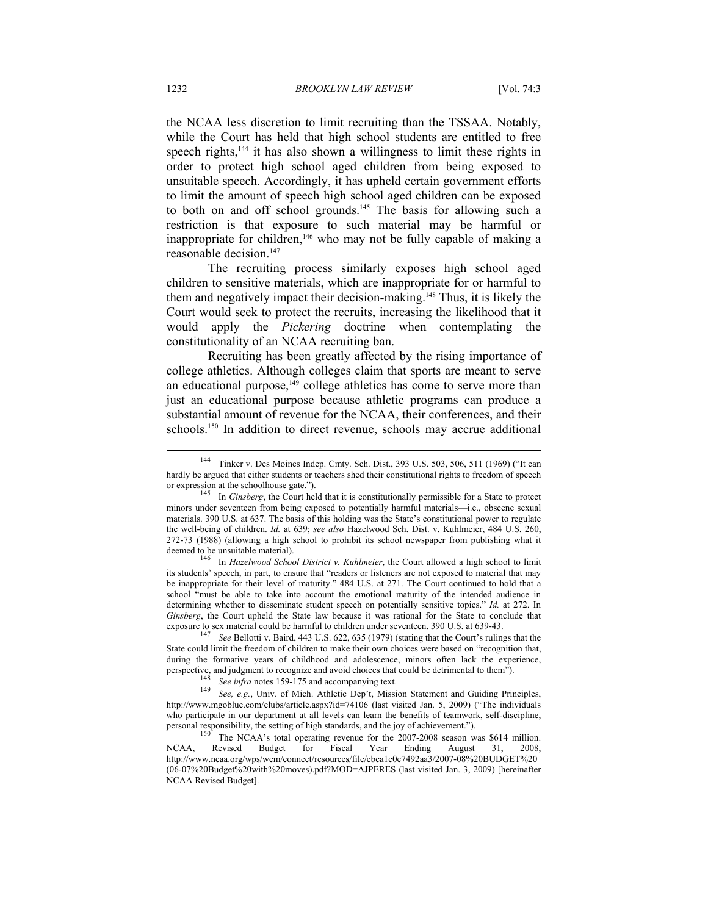the NCAA less discretion to limit recruiting than the TSSAA. Notably, while the Court has held that high school students are entitled to free speech rights,[144] it has also shown a willingness to limit these rights in order to protect high school aged children from being exposed to unsuitable speech. Accordingly, it has upheld certain government efforts to limit the amount of speech high school aged children can be exposed to both on and off school grounds.[145] The basis for allowing such a restriction is that exposure to such material may be harmful or inappropriate for children,[146] who may not be fully capable of making a reasonable decision.[147]

The recruiting process similarly exposes high school aged children to sensitive materials, which are inappropriate for or harmful to them and negatively impact their decision-making.[148] Thus, it is likely the Court would seek to protect the recruits, increasing the likelihood that it would apply the *Pickering* doctrine when contemplating the constitutionality of an NCAA recruiting ban.

Recruiting has been greatly affected by the rising importance of college athletics. Although colleges claim that sports are meant to serve an educational purpose,[149] college athletics has come to serve more than just an educational purpose because athletic programs can produce a substantial amount of revenue for the NCAA, their conferences, and their schools.[150] In addition to direct revenue, schools may accrue additional

---

[144] Tinker v. Des Moines Indep. Cmty. Sch. Dist., 393 U.S. 503, 506, 511 (1969) ("It can hardly be argued that either students or teachers shed their constitutional rights to freedom of speech or expression at the schoolhouse gate.").

[145] In *Ginsberg*, the Court held that it is constitutionally permissible for a State to protect minors under seventeen from being exposed to potentially harmful materials—i.e., obscene sexual materials. 390 U.S. at 637. The basis of this holding was the State's constitutional power to regulate the well-being of children. *Id.* at 639; *see also* Hazelwood Sch. Dist. v. Kuhlmeier, 484 U.S. 260, 272-73 (1988) (allowing a high school to prohibit its school newspaper from publishing what it deemed to be unsuitable material).

[146] In *Hazelwood School District v. Kuhlmeier*, the Court allowed a high school to limit its students' speech, in part, to ensure that "readers or listeners are not exposed to material that may be inappropriate for their level of maturity." 484 U.S. at 271. The Court continued to hold that a school "must be able to take into account the emotional maturity of the intended audience in determining whether to disseminate student speech on potentially sensitive topics." *Id.* at 272. In *Ginsberg*, the Court upheld the State law because it was rational for the State to conclude that exposure to sex material could be harmful to children under seventeen. 390 U.S. at 639-43.

[147] *See* Bellotti v. Baird, 443 U.S. 622, 635 (1979) (stating that the Court's rulings that the State could limit the freedom of children to make their own choices were based on "recognition that, during the formative years of childhood and adolescence, minors often lack the experience, perspective, and judgment to recognize and avoid choices that could be detrimental to them").

[148] *See infra* notes 159-175 and accompanying text.

[149] *See, e.g.*, Univ. of Mich. Athletic Dep't, Mission Statement and Guiding Principles, http://www.mgoblue.com/clubs/article.aspx?id=74106 (last visited Jan. 5, 2009) ("The individuals who participate in our department at all levels can learn the benefits of teamwork, self-discipline, personal responsibility, the setting of high standards, and the joy of achievement.").

[150] The NCAA's total operating revenue for the 2007-2008 season was $614 million. NCAA, Revised Budget for Fiscal Year Ending August 31, 2008, http://www.ncaa.org/wps/wcm/connect/resources/file/ebca1c0e7492aa3/2007-08%20BUDGET%20(06-07%20Budget%20with%20moves).pdf?MOD=AJPERES (last visited Jan. 3, 2009) [hereinafter NCAA Revised Budget].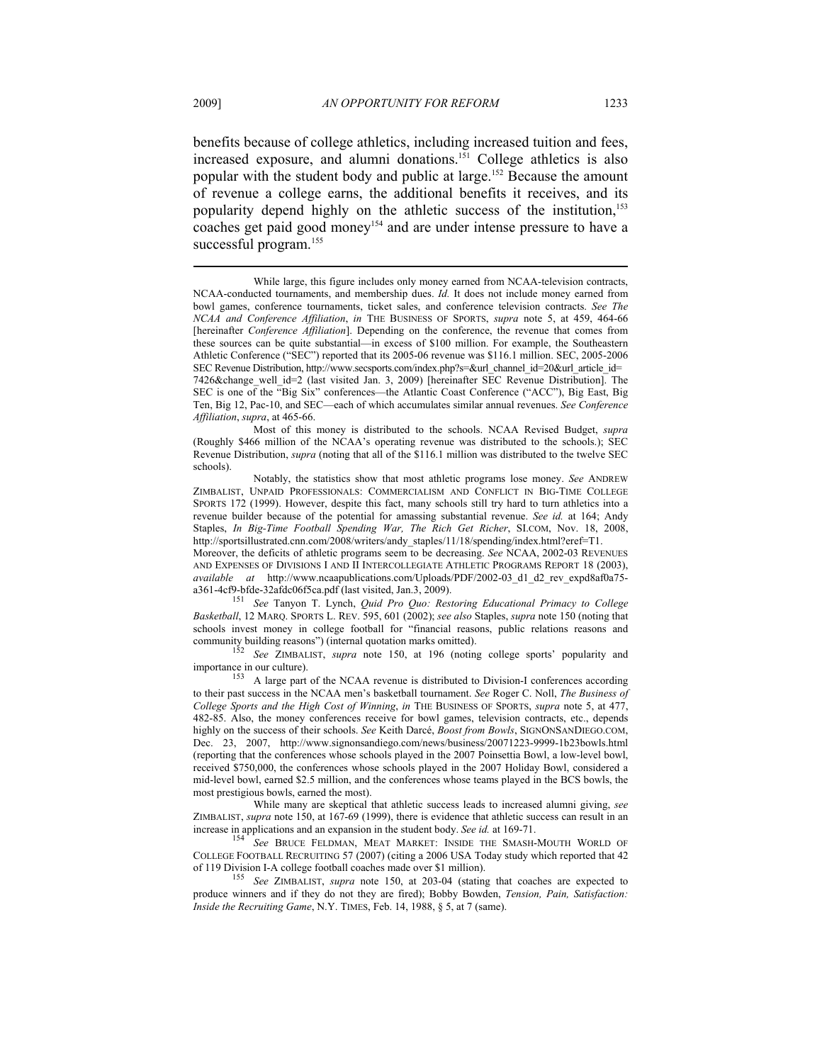benefits because of college athletics, including increased tuition and fees, increased exposure, and alumni donations.[151] College athletics is also popular with the student body and public at large.[152] Because the amount of revenue a college earns, the additional benefits it receives, and its popularity depend highly on the athletic success of the institution,[153] coaches get paid good money[154] and are under intense pressure to have a successful program.[155]

---

While large, this figure includes only money earned from NCAA-television contracts, NCAA-conducted tournaments, and membership dues. *Id.* It does not include money earned from bowl games, conference tournaments, ticket sales, and conference television contracts. *See The NCAA and Conference Affiliation*, *in* THE BUSINESS OF SPORTS, *supra* note 5, at 459, 464-66 [hereinafter *Conference Affiliation*]. Depending on the conference, the revenue that comes from these sources can be quite substantial—in excess of $100 million. For example, the Southeastern Athletic Conference ("SEC") reported that its 2005-06 revenue was $116.1 million. SEC, 2005-2006 SEC Revenue Distribution, http://www.secsports.com/index.php?s=&url_channel_id=20&url_article_id=7426&change_well_id=2 (last visited Jan. 3, 2009) [hereinafter SEC Revenue Distribution]. The SEC is one of the "Big Six" conferences—the Atlantic Coast Conference ("ACC"), Big East, Big Ten, Big 12, Pac-10, and SEC—each of which accumulates similar annual revenues. *See Conference Affiliation*, *supra*, at 465-66.

Most of this money is distributed to the schools. NCAA Revised Budget, *supra* (Roughly $466 million of the NCAA's operating revenue was distributed to the schools.); SEC Revenue Distribution, *supra* (noting that all of the $116.1 million was distributed to the twelve SEC schools).

Notably, the statistics show that most athletic programs lose money. *See* ANDREW ZIMBALIST, UNPAID PROFESSIONALS: COMMERCIALISM AND CONFLICT IN BIG-TIME COLLEGE SPORTS 172 (1999). However, despite this fact, many schools still try hard to turn athletics into a revenue builder because of the potential for amassing substantial revenue. *See id.* at 164; Andy Staples, *In Big-Time Football Spending War, The Rich Get Richer*, SI.COM, Nov. 18, 2008, http://sportsillustrated.cnn.com/2008/writers/andy_staples/11/18/spending/index.html?eref=T1. Moreover, the deficits of athletic programs seem to be decreasing. *See* NCAA, 2002-03 REVENUES AND EXPENSES OF DIVISIONS I AND II INTERCOLLEGIATE ATHLETIC PROGRAMS REPORT 18 (2003), *available at* http://www.ncaapublications.com/Uploads/PDF/2002-03_d1_d2_rev_expd8af0a75-a361-4cf9-bfde-32afdc06f5ca.pdf (last visited, Jan.3, 2009).

[151] *See* Tanyon T. Lynch, *Quid Pro Quo: Restoring Educational Primacy to College Basketball*, 12 MARQ. SPORTS L. REV. 595, 601 (2002); *see also* Staples, *supra* note 150 (noting that schools invest money in college football for "financial reasons, public relations reasons and community building reasons") (internal quotation marks omitted).

[152] *See* ZIMBALIST, *supra* note 150, at 196 (noting college sports' popularity and importance in our culture).

[153] A large part of the NCAA revenue is distributed to Division-I conferences according to their past success in the NCAA men's basketball tournament. *See* Roger C. Noll, *The Business of College Sports and the High Cost of Winning*, *in* THE BUSINESS OF SPORTS, *supra* note 5, at 477, 482-85. Also, the money conferences receive for bowl games, television contracts, etc., depends highly on the success of their schools. *See* Keith Darcé, *Boost from Bowls*, SIGNONSANDIEGO.COM, Dec. 23, 2007, http://www.signonsandiego.com/news/business/20071223-9999-1b23bowls.html (reporting that the conferences whose schools played in the 2007 Poinsettia Bowl, a low-level bowl, received $750,000, the conferences whose schools played in the 2007 Holiday Bowl, considered a mid-level bowl, earned $2.5 million, and the conferences whose teams played in the BCS bowls, the most prestigious bowls, earned the most).

While many are skeptical that athletic success leads to increased alumni giving, *see* ZIMBALIST, *supra* note 150, at 167-69 (1999), there is evidence that athletic success can result in an increase in applications and an expansion in the student body. *See id.* at 169-71.

[154] *See* BRUCE FELDMAN, MEAT MARKET: INSIDE THE SMASH-MOUTH WORLD OF COLLEGE FOOTBALL RECRUITING 57 (2007) (citing a 2006 USA Today study which reported that 42 of 119 Division I-A college football coaches made over $1 million).

[155] *See* ZIMBALIST, *supra* note 150, at 203-04 (stating that coaches are expected to produce winners and if they do not they are fired); Bobby Bowden, *Tension, Pain, Satisfaction: Inside the Recruiting Game*, N.Y. TIMES, Feb. 14, 1988, § 5, at 7 (same).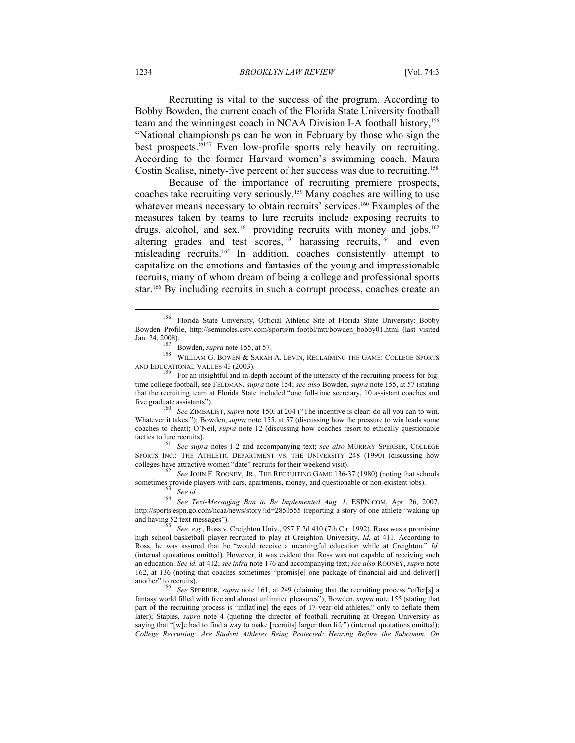Recruiting is vital to the success of the program. According to Bobby Bowden, the current coach of the Florida State University football team and the winningest coach in NCAA Division I-A football history,[156] "National championships can be won in February by those who sign the best prospects."[157] Even low-profile sports rely heavily on recruiting. According to the former Harvard women's swimming coach, Maura Costin Scalise, ninety-five percent of her success was due to recruiting.[158]

Because of the importance of recruiting premiere prospects, coaches take recruiting very seriously.[159] Many coaches are willing to use whatever means necessary to obtain recruits' services.[160] Examples of the measures taken by teams to lure recruits include exposing recruits to drugs, alcohol, and sex,[161] providing recruits with money and jobs,[162] altering grades and test scores,[163] harassing recruits,[164] and even misleading recruits.[165] In addition, coaches consistently attempt to capitalize on the emotions and fantasies of the young and impressionable recruits, many of whom dream of being a college and professional sports star.[166] By including recruits in such a corrupt process, coaches create an

---

[156] Florida State University, Official Athletic Site of Florida State University: Bobby Bowden Profile, http://seminoles.cstv.com/sports/m-footbl/mtt/bowden_bobby01.html (last visited Jan. 24, 2008).

[157] Bowden, *supra* note 155, at 57.

[158] WILLIAM G. BOWEN & SARAH A. LEVIN, RECLAIMING THE GAME: COLLEGE SPORTS AND EDUCATIONAL VALUES 43 (2003).

[159] For an insightful and in-depth account of the intensity of the recruiting process for big-time college football, see FELDMAN, *supra* note 154; *see also* Bowden, *supra* note 155, at 57 (stating that the recruiting team at Florida State included "one full-time secretary, 10 assistant coaches and five graduate assistants").

[160] *See* ZIMBALIST, *supra* note 150, at 204 ("The incentive is clear: do all you can to win. Whatever it takes."); Bowden, *supra* note 155, at 57 (discussing how the pressure to win leads some coaches to cheat); O'Neil, *supra* note 12 (discussing how coaches resort to ethically questionable tactics to lure recruits).

[161] *See supra* notes 1-2 and accompanying text; *see also* MURRAY SPERBER, COLLEGE SPORTS INC.: THE ATHLETIC DEPARTMENT VS. THE UNIVERSITY 248 (1990) (discussing how colleges have attractive women "date" recruits for their weekend visit).

[162] *See* JOHN F. ROONEY, JR., THE RECRUITING GAME 136-37 (1980) (noting that schools sometimes provide players with cars, apartments, money, and questionable or non-existent jobs).

[163] *See id.*

[164] *See Text-Messaging Ban to Be Implemented Aug. 1*, ESPN.COM, Apr. 26, 2007, http://sports.espn.go.com/ncaa/news/story?id=2850555 (reporting a story of one athlete "waking up and having 52 text messages").

[165] *See, e.g.*, Ross v. Creighton Univ., 957 F.2d 410 (7th Cir. 1992). Ross was a promising high school basketball player recruited to play at Creighton University. *Id.* at 411. According to Ross, he was assured that he "would receive a meaningful education while at Creighton." *Id.* (internal quotations omitted). However, it was evident that Ross was not capable of receiving such an education. *See id.* at 412; *see infra* note 176 and accompanying text; *see also* ROONEY, *supra* note 162, at 136 (noting that coaches sometimes "promis[e] one package of financial aid and deliver[] another" to recruits).

[166] *See* SPERBER, *supra* note 161, at 249 (claiming that the recruiting process "offer[s] a fantasy world filled with free and almost unlimited pleasures"); Bowden, *supra* note 155 (stating that part of the recruiting process is "inflat[ing] the egos of 17-year-old athletes," only to deflate them later); Staples, *supra* note 4 (quoting the director of football recruiting at Oregon University as saying that "[w]e had to find a way to make [recruits] larger than life") (internal quotations omitted); *College Recruiting: Are Student Athletes Being Protected: Hearing Before the Subcomm. On*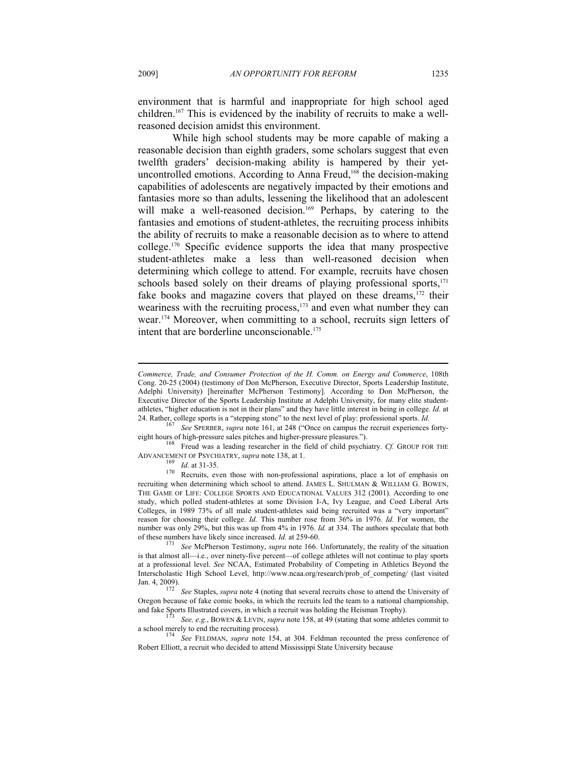environment that is harmful and inappropriate for high school aged children.[167] This is evidenced by the inability of recruits to make a well-reasoned decision amidst this environment.

While high school students may be more capable of making a reasonable decision than eighth graders, some scholars suggest that even twelfth graders' decision-making ability is hampered by their yet-uncontrolled emotions. According to Anna Freud,[168] the decision-making capabilities of adolescents are negatively impacted by their emotions and fantasies more so than adults, lessening the likelihood that an adolescent will make a well-reasoned decision.[169] Perhaps, by catering to the fantasies and emotions of student-athletes, the recruiting process inhibits the ability of recruits to make a reasonable decision as to where to attend college.[170] Specific evidence supports the idea that many prospective student-athletes make a less than well-reasoned decision when determining which college to attend. For example, recruits have chosen schools based solely on their dreams of playing professional sports,[171] fake books and magazine covers that played on these dreams,[172] their weariness with the recruiting process,[173] and even what number they can wear.[174] Moreover, when committing to a school, recruits sign letters of intent that are borderline unconscionable.[175]

---

*Commerce, Trade, and Consumer Protection of the H. Comm. on Energy and Commerce*, 108th Cong. 20-25 (2004) (testimony of Don McPherson, Executive Director, Sports Leadership Institute, Adelphi University) [hereinafter McPherson Testimony]. According to Don McPherson, the Executive Director of the Sports Leadership Institute at Adelphi University, for many elite student-athletes, "higher education is not in their plans" and they have little interest in being in college. *Id.* at 24. Rather, college sports is a "stepping stone" to the next level of play: professional sports. *Id.*

[167] *See* SPERBER, *supra* note 161, at 248 ("Once on campus the recruit experiences forty-eight hours of high-pressure sales pitches and higher-pressure pleasures.").

[168] Freud was a leading researcher in the field of child psychiatry. *Cf.* GROUP FOR THE ADVANCEMENT OF PSYCHIATRY, *supra* note 138, at 1.

[169] *Id.* at 31-35.

[170] Recruits, even those with non-professional aspirations, place a lot of emphasis on recruiting when determining which school to attend. JAMES L. SHULMAN & WILLIAM G. BOWEN, THE GAME OF LIFE: COLLEGE SPORTS AND EDUCATIONAL VALUES 312 (2001). According to one study, which polled student-athletes at some Division I-A, Ivy League, and Coed Liberal Arts Colleges, in 1989 73% of all male student-athletes said being recruited was a "very important" reason for choosing their college. *Id.* This number rose from 36% in 1976. *Id.* For women, the number was only 29%, but this was up from 4% in 1976. *Id.* at 334. The authors speculate that both of these numbers have likely since increased. *Id.* at 259-60.

[171] *See* McPherson Testimony, *supra* note 166. Unfortunately, the reality of the situation is that almost all—i.e., over ninety-five percent—of college athletes will not continue to play sports at a professional level. *See* NCAA, Estimated Probability of Competing in Athletics Beyond the Interscholastic High School Level, http://www.ncaa.org/research/prob_of_competing/ (last visited Jan. 4, 2009).

[172] *See* Staples, *supra* note 4 (noting that several recruits chose to attend the University of Oregon because of fake comic books, in which the recruits led the team to a national championship, and fake Sports Illustrated covers, in which a recruit was holding the Heisman Trophy).

[173] *See, e.g.*, BOWEN & LEVIN, *supra* note 158, at 49 (stating that some athletes commit to a school merely to end the recruiting process).

[174] *See* FELDMAN, *supra* note 154, at 304. Feldman recounted the press conference of Robert Elliott, a recruit who decided to attend Mississippi State University because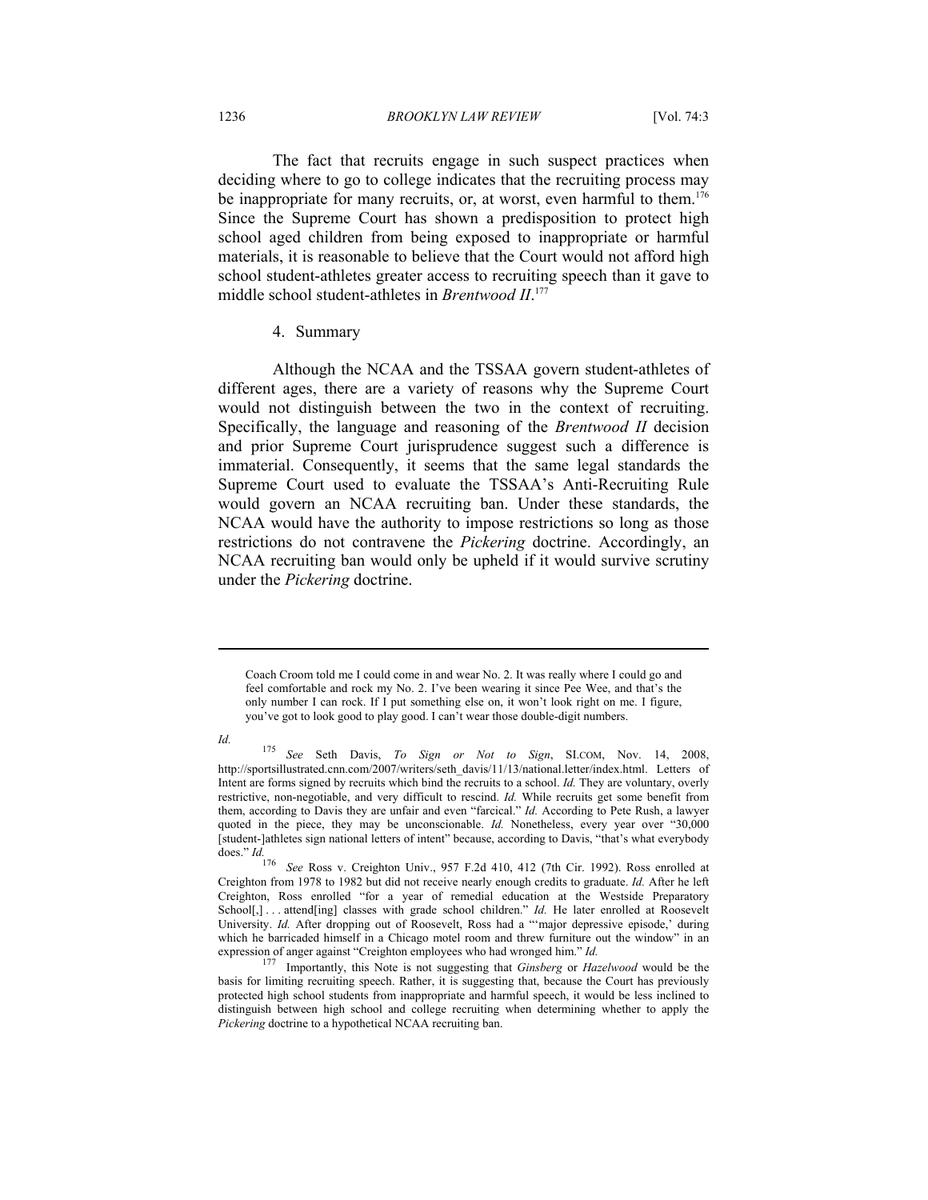The fact that recruits engage in such suspect practices when deciding where to go to college indicates that the recruiting process may be inappropriate for many recruits, or, at worst, even harmful to them.[176] Since the Supreme Court has shown a predisposition to protect high school aged children from being exposed to inappropriate or harmful materials, it is reasonable to believe that the Court would not afford high school student-athletes greater access to recruiting speech than it gave to middle school student-athletes in *Brentwood II*.[177]

4. Summary

Although the NCAA and the TSSAA govern student-athletes of different ages, there are a variety of reasons why the Supreme Court would not distinguish between the two in the context of recruiting. Specifically, the language and reasoning of the *Brentwood II* decision and prior Supreme Court jurisprudence suggest such a difference is immaterial. Consequently, it seems that the same legal standards the Supreme Court used to evaluate the TSSAA's Anti-Recruiting Rule would govern an NCAA recruiting ban. Under these standards, the NCAA would have the authority to impose restrictions so long as those restrictions do not contravene the *Pickering* doctrine. Accordingly, an NCAA recruiting ban would only be upheld if it would survive scrutiny under the *Pickering* doctrine.

---

> Coach Croom told me I could come in and wear No. 2. It was really where I could go and feel comfortable and rock my No. 2. I've been wearing it since Pee Wee, and that's the only number I can rock. If I put something else on, it won't look right on me. I figure, you've got to look good to play good. I can't wear those double-digit numbers.

*Id.*

[175] *See* Seth Davis, *To Sign or Not to Sign*, SI.COM, Nov. 14, 2008, http://sportsillustrated.cnn.com/2007/writers/seth_davis/11/13/national.letter/index.html. Letters of Intent are forms signed by recruits which bind the recruits to a school. *Id.* They are voluntary, overly restrictive, non-negotiable, and very difficult to rescind. *Id.* While recruits get some benefit from them, according to Davis they are unfair and even "farcical." *Id.* According to Pete Rush, a lawyer quoted in the piece, they may be unconscionable. *Id.* Nonetheless, every year over "30,000 [student-]athletes sign national letters of intent" because, according to Davis, "that's what everybody does." *Id.*

[176] *See* Ross v. Creighton Univ., 957 F.2d 410, 412 (7th Cir. 1992). Ross enrolled at Creighton from 1978 to 1982 but did not receive nearly enough credits to graduate. *Id.* After he left Creighton, Ross enrolled "for a year of remedial education at the Westside Preparatory School[,] . . . attend[ing] classes with grade school children." *Id.* He later enrolled at Roosevelt University. *Id.* After dropping out of Roosevelt, Ross had a "'major depressive episode,' during which he barricaded himself in a Chicago motel room and threw furniture out the window" in an expression of anger against "Creighton employees who had wronged him." *Id.*

[177] Importantly, this Note is not suggesting that *Ginsberg* or *Hazelwood* would be the basis for limiting recruiting speech. Rather, it is suggesting that, because the Court has previously protected high school students from inappropriate and harmful speech, it would be less inclined to distinguish between high school and college recruiting when determining whether to apply the *Pickering* doctrine to a hypothetical NCAA recruiting ban.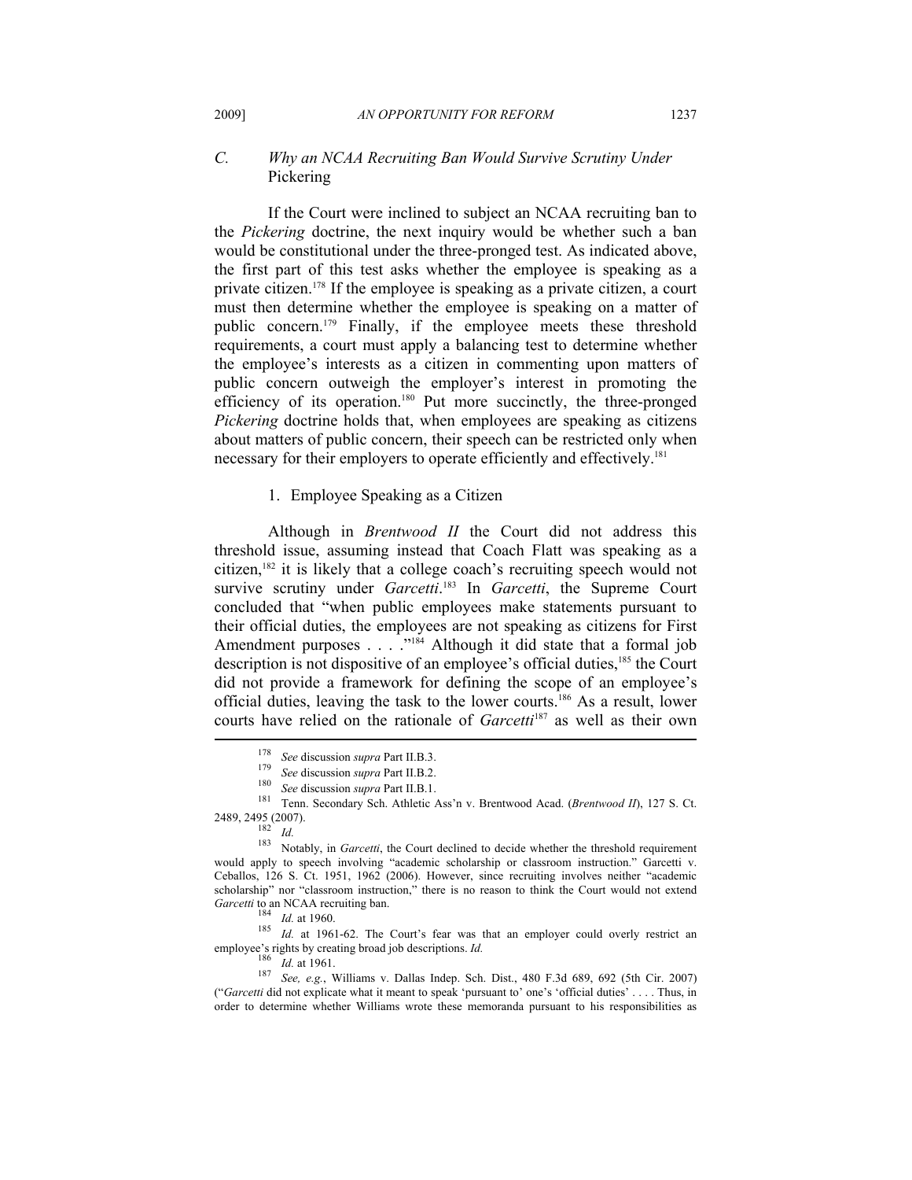### C. *Why an NCAA Recruiting Ban Would Survive Scrutiny Under* Pickering

If the Court were inclined to subject an NCAA recruiting ban to the *Pickering* doctrine, the next inquiry would be whether such a ban would be constitutional under the three-pronged test. As indicated above, the first part of this test asks whether the employee is speaking as a private citizen.[178] If the employee is speaking as a private citizen, a court must then determine whether the employee is speaking on a matter of public concern.[179] Finally, if the employee meets these threshold requirements, a court must apply a balancing test to determine whether the employee's interests as a citizen in commenting upon matters of public concern outweigh the employer's interest in promoting the efficiency of its operation.[180] Put more succinctly, the three-pronged *Pickering* doctrine holds that, when employees are speaking as citizens about matters of public concern, their speech can be restricted only when necessary for their employers to operate efficiently and effectively.[181]

#### 1. Employee Speaking as a Citizen

Although in *Brentwood II* the Court did not address this threshold issue, assuming instead that Coach Flatt was speaking as a citizen,[182] it is likely that a college coach's recruiting speech would not survive scrutiny under *Garcetti*.[183] In *Garcetti*, the Supreme Court concluded that "when public employees make statements pursuant to their official duties, the employees are not speaking as citizens for First Amendment purposes . . . ."[184] Although it did state that a formal job description is not dispositive of an employee's official duties,[185] the Court did not provide a framework for defining the scope of an employee's official duties, leaving the task to the lower courts.[186] As a result, lower courts have relied on the rationale of *Garcetti*[187] as well as their own

---

[178] *See* discussion *supra* Part II.B.3.

[179] *See* discussion *supra* Part II.B.2.

[180] *See* discussion *supra* Part II.B.1.

[181] Tenn. Secondary Sch. Athletic Ass'n v. Brentwood Acad. (*Brentwood II*), 127 S. Ct. 2489, 2495 (2007).

[182] *Id.*

[183] Notably, in *Garcetti*, the Court declined to decide whether the threshold requirement would apply to speech involving "academic scholarship or classroom instruction." Garcetti v. Ceballos, 126 S. Ct. 1951, 1962 (2006). However, since recruiting involves neither "academic scholarship" nor "classroom instruction," there is no reason to think the Court would not extend *Garcetti* to an NCAA recruiting ban.

[184] *Id.* at 1960.

[185] *Id.* at 1961-62. The Court's fear was that an employer could overly restrict an employee's rights by creating broad job descriptions. *Id.*

[186] *Id.* at 1961.

[187] *See, e.g.*, Williams v. Dallas Indep. Sch. Dist., 480 F.3d 689, 692 (5th Cir. 2007) ("*Garcetti* did not explicate what it meant to speak 'pursuant to' one's 'official duties' . . . . Thus, in order to determine whether Williams wrote these memoranda pursuant to his responsibilities as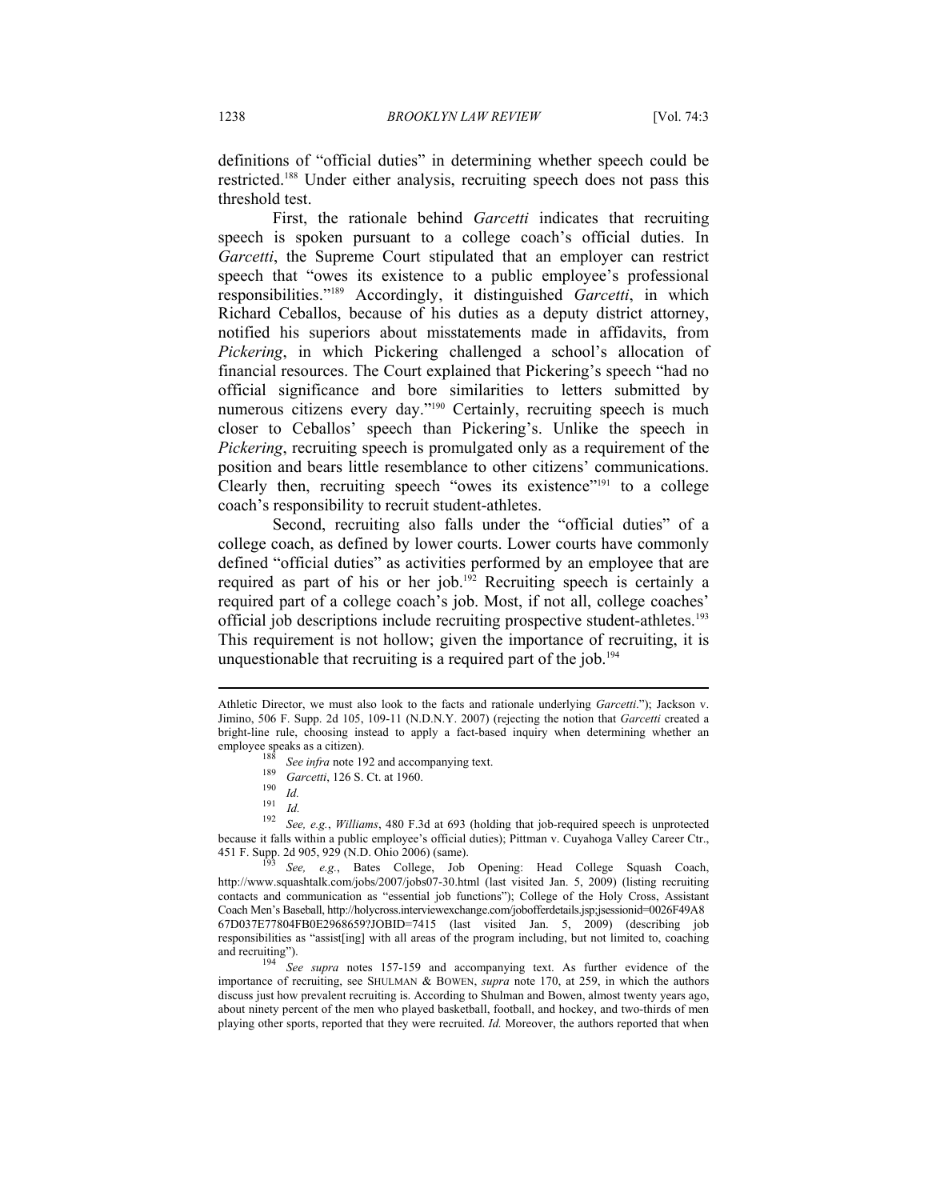definitions of "official duties" in determining whether speech could be restricted.[188] Under either analysis, recruiting speech does not pass this threshold test.

First, the rationale behind *Garcetti* indicates that recruiting speech is spoken pursuant to a college coach's official duties. In *Garcetti*, the Supreme Court stipulated that an employer can restrict speech that "owes its existence to a public employee's professional responsibilities."[189] Accordingly, it distinguished *Garcetti*, in which Richard Ceballos, because of his duties as a deputy district attorney, notified his superiors about misstatements made in affidavits, from *Pickering*, in which Pickering challenged a school's allocation of financial resources. The Court explained that Pickering's speech "had no official significance and bore similarities to letters submitted by numerous citizens every day."[190] Certainly, recruiting speech is much closer to Ceballos' speech than Pickering's. Unlike the speech in *Pickering*, recruiting speech is promulgated only as a requirement of the position and bears little resemblance to other citizens' communications. Clearly then, recruiting speech "owes its existence"[191] to a college coach's responsibility to recruit student-athletes.

Second, recruiting also falls under the "official duties" of a college coach, as defined by lower courts. Lower courts have commonly defined "official duties" as activities performed by an employee that are required as part of his or her job.[192] Recruiting speech is certainly a required part of a college coach's job. Most, if not all, college coaches' official job descriptions include recruiting prospective student-athletes.[193] This requirement is not hollow; given the importance of recruiting, it is unquestionable that recruiting is a required part of the job.[194]

---

Athletic Director, we must also look to the facts and rationale underlying *Garcetti*."); Jackson v. Jimino, 506 F. Supp. 2d 105, 109-11 (N.D.N.Y. 2007) (rejecting the notion that *Garcetti* created a bright-line rule, choosing instead to apply a fact-based inquiry when determining whether an employee speaks as a citizen).

[188] *See infra* note 192 and accompanying text.

[189] *Garcetti*, 126 S. Ct. at 1960.

[190] *Id.*

[191] *Id.*

[192] *See, e.g.*, *Williams*, 480 F.3d at 693 (holding that job-required speech is unprotected because it falls within a public employee's official duties); Pittman v. Cuyahoga Valley Career Ctr., 451 F. Supp. 2d 905, 929 (N.D. Ohio 2006) (same).

[193] *See, e.g.*, Bates College, Job Opening: Head College Squash Coach, http://www.squashtalk.com/jobs/2007/jobs07-30.html (last visited Jan. 5, 2009) (listing recruiting contacts and communication as "essential job functions"); College of the Holy Cross, Assistant Coach Men's Baseball, http://holycross.interviewexchange.com/jobofferdetails.jsp;jsessionid=0026F49A867D037E77804FB0E2968659?JOBID=7415 (last visited Jan. 5, 2009) (describing job responsibilities as "assist[ing] with all areas of the program including, but not limited to, coaching and recruiting").

[194] *See supra* notes 157-159 and accompanying text. As further evidence of the importance of recruiting, see SHULMAN & BOWEN, *supra* note 170, at 259, in which the authors discuss just how prevalent recruiting is. According to Shulman and Bowen, almost twenty years ago, about ninety percent of the men who played basketball, football, and hockey, and two-thirds of men playing other sports, reported that they were recruited. *Id.* Moreover, the authors reported that when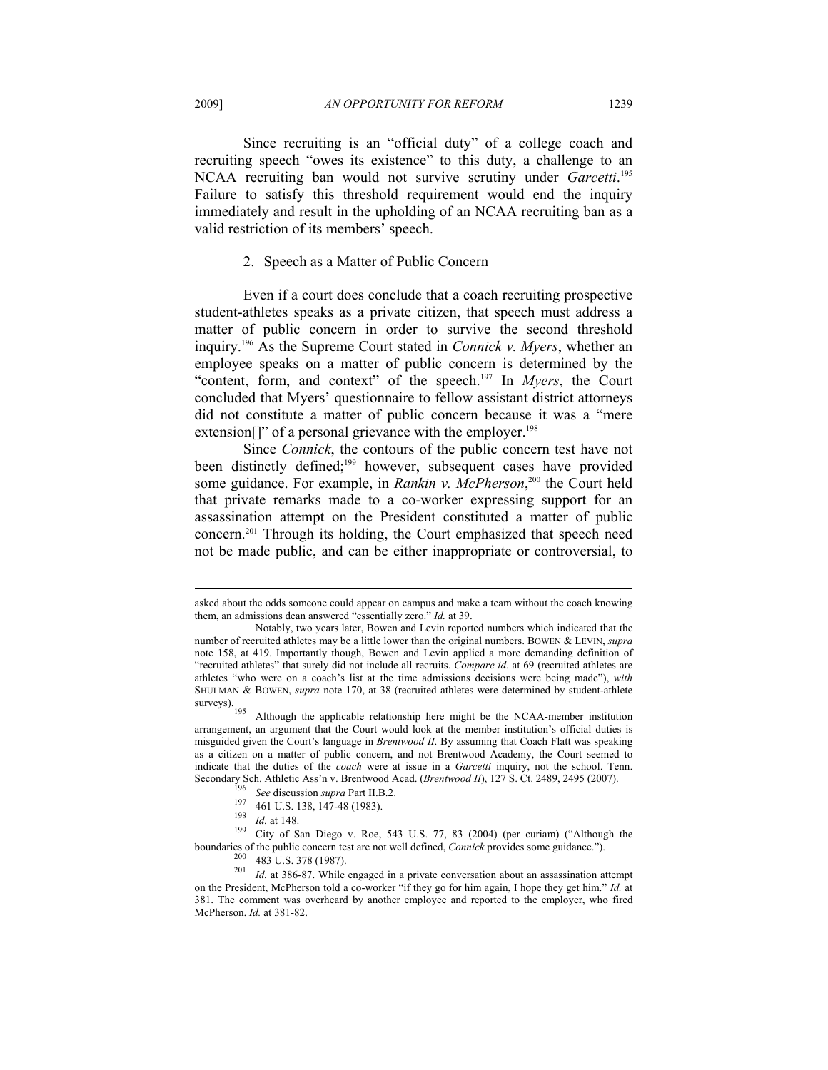Since recruiting is an "official duty" of a college coach and recruiting speech "owes its existence" to this duty, a challenge to an NCAA recruiting ban would not survive scrutiny under *Garcetti*.[195] Failure to satisfy this threshold requirement would end the inquiry immediately and result in the upholding of an NCAA recruiting ban as a valid restriction of its members' speech.

2. Speech as a Matter of Public Concern

Even if a court does conclude that a coach recruiting prospective student-athletes speaks as a private citizen, that speech must address a matter of public concern in order to survive the second threshold inquiry.[196] As the Supreme Court stated in *Connick v. Myers*, whether an employee speaks on a matter of public concern is determined by the "content, form, and context" of the speech.[197] In *Myers*, the Court concluded that Myers' questionnaire to fellow assistant district attorneys did not constitute a matter of public concern because it was a "mere extension[]" of a personal grievance with the employer.[198]

Since *Connick*, the contours of the public concern test have not been distinctly defined;[199] however, subsequent cases have provided some guidance. For example, in *Rankin v. McPherson*,[200] the Court held that private remarks made to a co-worker expressing support for an assassination attempt on the President constituted a matter of public concern.[201] Through its holding, the Court emphasized that speech need not be made public, and can be either inappropriate or controversial, to

---

asked about the odds someone could appear on campus and make a team without the coach knowing them, an admissions dean answered "essentially zero." *Id.* at 39.

Notably, two years later, Bowen and Levin reported numbers which indicated that the number of recruited athletes may be a little lower than the original numbers. BOWEN & LEVIN, *supra* note 158, at 419. Importantly though, Bowen and Levin applied a more demanding definition of "recruited athletes" that surely did not include all recruits. *Compare id*. at 69 (recruited athletes are athletes "who were on a coach's list at the time admissions decisions were being made"), *with* SHULMAN & BOWEN, *supra* note 170, at 38 (recruited athletes were determined by student-athlete surveys).

[195] Although the applicable relationship here might be the NCAA-member institution arrangement, an argument that the Court would look at the member institution's official duties is misguided given the Court's language in *Brentwood II*. By assuming that Coach Flatt was speaking as a citizen on a matter of public concern, and not Brentwood Academy, the Court seemed to indicate that the duties of the *coach* were at issue in a *Garcetti* inquiry, not the school. Tenn. Secondary Sch. Athletic Ass'n v. Brentwood Acad. (*Brentwood II*), 127 S. Ct. 2489, 2495 (2007).

[196] *See* discussion *supra* Part II.B.2.

[197] 461 U.S. 138, 147-48 (1983).

[198] *Id.* at 148.

[199] City of San Diego v. Roe, 543 U.S. 77, 83 (2004) (per curiam) ("Although the boundaries of the public concern test are not well defined, *Connick* provides some guidance.").

[200] 483 U.S. 378 (1987).

[201] *Id.* at 386-87. While engaged in a private conversation about an assassination attempt on the President, McPherson told a co-worker "if they go for him again, I hope they get him." *Id.* at 381. The comment was overheard by another employee and reported to the employer, who fired McPherson. *Id.* at 381-82.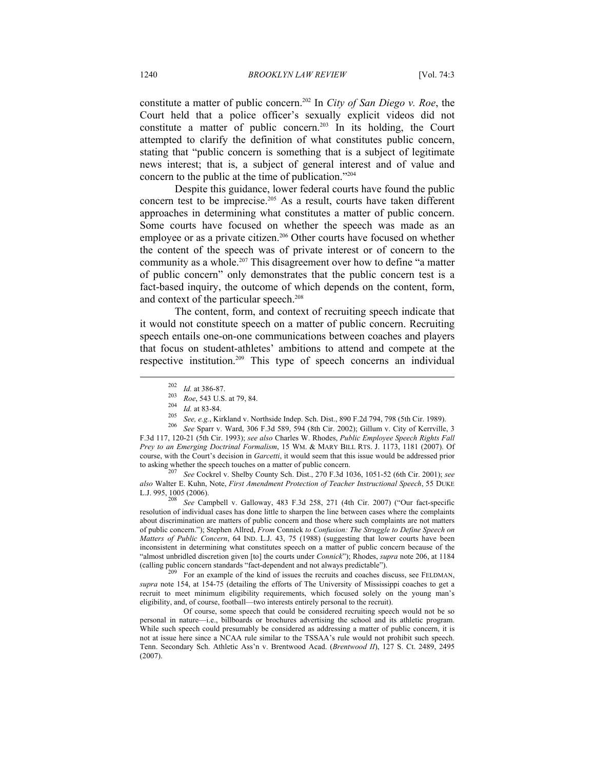constitute a matter of public concern.[202] In *City of San Diego v. Roe*, the Court held that a police officer's sexually explicit videos did not constitute a matter of public concern.[203] In its holding, the Court attempted to clarify the definition of what constitutes public concern, stating that "public concern is something that is a subject of legitimate news interest; that is, a subject of general interest and of value and concern to the public at the time of publication."[204]

Despite this guidance, lower federal courts have found the public concern test to be imprecise.[205] As a result, courts have taken different approaches in determining what constitutes a matter of public concern. Some courts have focused on whether the speech was made as an employee or as a private citizen.[206] Other courts have focused on whether the content of the speech was of private interest or of concern to the community as a whole.[207] This disagreement over how to define "a matter of public concern" only demonstrates that the public concern test is a fact-based inquiry, the outcome of which depends on the content, form, and context of the particular speech.[208]

The content, form, and context of recruiting speech indicate that it would not constitute speech on a matter of public concern. Recruiting speech entails one-on-one communications between coaches and players that focus on student-athletes' ambitions to attend and compete at the respective institution.[209] This type of speech concerns an individual

---

[202] *Id.* at 386-87.

[203] *Roe*, 543 U.S. at 79, 84.

[204] *Id.* at 83-84.

[205] *See, e.g.*, Kirkland v. Northside Indep. Sch. Dist., 890 F.2d 794, 798 (5th Cir. 1989).

[206] *See* Sparr v. Ward, 306 F.3d 589, 594 (8th Cir. 2002); Gillum v. City of Kerrville, 3 F.3d 117, 120-21 (5th Cir. 1993); *see also* Charles W. Rhodes, *Public Employee Speech Rights Fall Prey to an Emerging Doctrinal Formalism*, 15 WM. & MARY BILL RTS. J. 1173, 1181 (2007). Of course, with the Court's decision in *Garcetti*, it would seem that this issue would be addressed prior to asking whether the speech touches on a matter of public concern.

[207] *See* Cockrel v. Shelby County Sch. Dist., 270 F.3d 1036, 1051-52 (6th Cir. 2001); *see also* Walter E. Kuhn, Note, *First Amendment Protection of Teacher Instructional Speech*, 55 DUKE L.J. 995, 1005 (2006).

[208] *See* Campbell v. Galloway, 483 F.3d 258, 271 (4th Cir. 2007) ("Our fact-specific resolution of individual cases has done little to sharpen the line between cases where the complaints about discrimination are matters of public concern and those where such complaints are not matters of public concern."); Stephen Allred, *From* Connick *to Confusion: The Struggle to Define Speech on Matters of Public Concern*, 64 IND. L.J. 43, 75 (1988) (suggesting that lower courts have been inconsistent in determining what constitutes speech on a matter of public concern because of the "almost unbridled discretion given [to] the courts under *Connick*"); Rhodes, *supra* note 206, at 1184 (calling public concern standards "fact-dependent and not always predictable").

[209] For an example of the kind of issues the recruits and coaches discuss, see FELDMAN, *supra* note 154, at 154-75 (detailing the efforts of The University of Mississippi coaches to get a recruit to meet minimum eligibility requirements, which focused solely on the young man's eligibility, and, of course, football—two interests entirely personal to the recruit).

Of course, some speech that could be considered recruiting speech would not be so personal in nature—i.e., billboards or brochures advertising the school and its athletic program. While such speech could presumably be considered as addressing a matter of public concern, it is not at issue here since a NCAA rule similar to the TSSAA's rule would not prohibit such speech. Tenn. Secondary Sch. Athletic Ass'n v. Brentwood Acad. (*Brentwood II*), 127 S. Ct. 2489, 2495 (2007).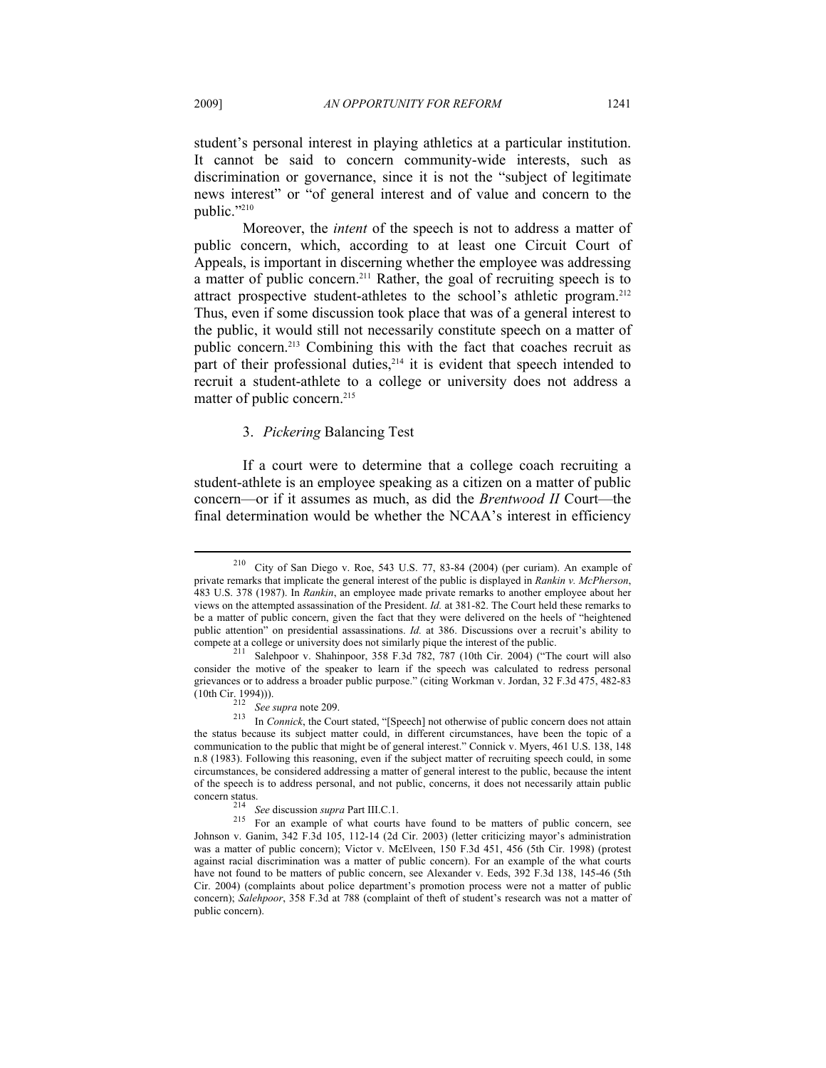student's personal interest in playing athletics at a particular institution. It cannot be said to concern community-wide interests, such as discrimination or governance, since it is not the "subject of legitimate news interest" or "of general interest and of value and concern to the public."[210]

Moreover, the *intent* of the speech is not to address a matter of public concern, which, according to at least one Circuit Court of Appeals, is important in discerning whether the employee was addressing a matter of public concern.[211] Rather, the goal of recruiting speech is to attract prospective student-athletes to the school's athletic program.[212] Thus, even if some discussion took place that was of a general interest to the public, it would still not necessarily constitute speech on a matter of public concern.[213] Combining this with the fact that coaches recruit as part of their professional duties,[214] it is evident that speech intended to recruit a student-athlete to a college or university does not address a matter of public concern.[215]

### 3. *Pickering* Balancing Test

If a court were to determine that a college coach recruiting a student-athlete is an employee speaking as a citizen on a matter of public concern—or if it assumes as much, as did the *Brentwood II* Court—the final determination would be whether the NCAA's interest in efficiency

---

[210] City of San Diego v. Roe, 543 U.S. 77, 83-84 (2004) (per curiam). An example of private remarks that implicate the general interest of the public is displayed in *Rankin v. McPherson*, 483 U.S. 378 (1987). In *Rankin*, an employee made private remarks to another employee about her views on the attempted assassination of the President. *Id.* at 381-82. The Court held these remarks to be a matter of public concern, given the fact that they were delivered on the heels of "heightened public attention" on presidential assassinations. *Id.* at 386. Discussions over a recruit's ability to compete at a college or university does not similarly pique the interest of the public.

[211] Salehpoor v. Shahinpoor, 358 F.3d 782, 787 (10th Cir. 2004) ("The court will also consider the motive of the speaker to learn if the speech was calculated to redress personal grievances or to address a broader public purpose." (citing Workman v. Jordan, 32 F.3d 475, 482-83 (10th Cir. 1994))).

[212] *See supra* note 209.

[213] In *Connick*, the Court stated, "[Speech] not otherwise of public concern does not attain the status because its subject matter could, in different circumstances, have been the topic of a communication to the public that might be of general interest." Connick v. Myers, 461 U.S. 138, 148 n.8 (1983). Following this reasoning, even if the subject matter of recruiting speech could, in some circumstances, be considered addressing a matter of general interest to the public, because the intent of the speech is to address personal, and not public, concerns, it does not necessarily attain public concern status.

[214] *See* discussion *supra* Part III.C.1.

[215] For an example of what courts have found to be matters of public concern, see Johnson v. Ganim, 342 F.3d 105, 112-14 (2d Cir. 2003) (letter criticizing mayor's administration was a matter of public concern); Victor v. McElveen, 150 F.3d 451, 456 (5th Cir. 1998) (protest against racial discrimination was a matter of public concern). For an example of the what courts have not found to be matters of public concern, see Alexander v. Eeds, 392 F.3d 138, 145-46 (5th Cir. 2004) (complaints about police department's promotion process were not a matter of public concern); *Salehpoor*, 358 F.3d at 788 (complaint of theft of student's research was not a matter of public concern).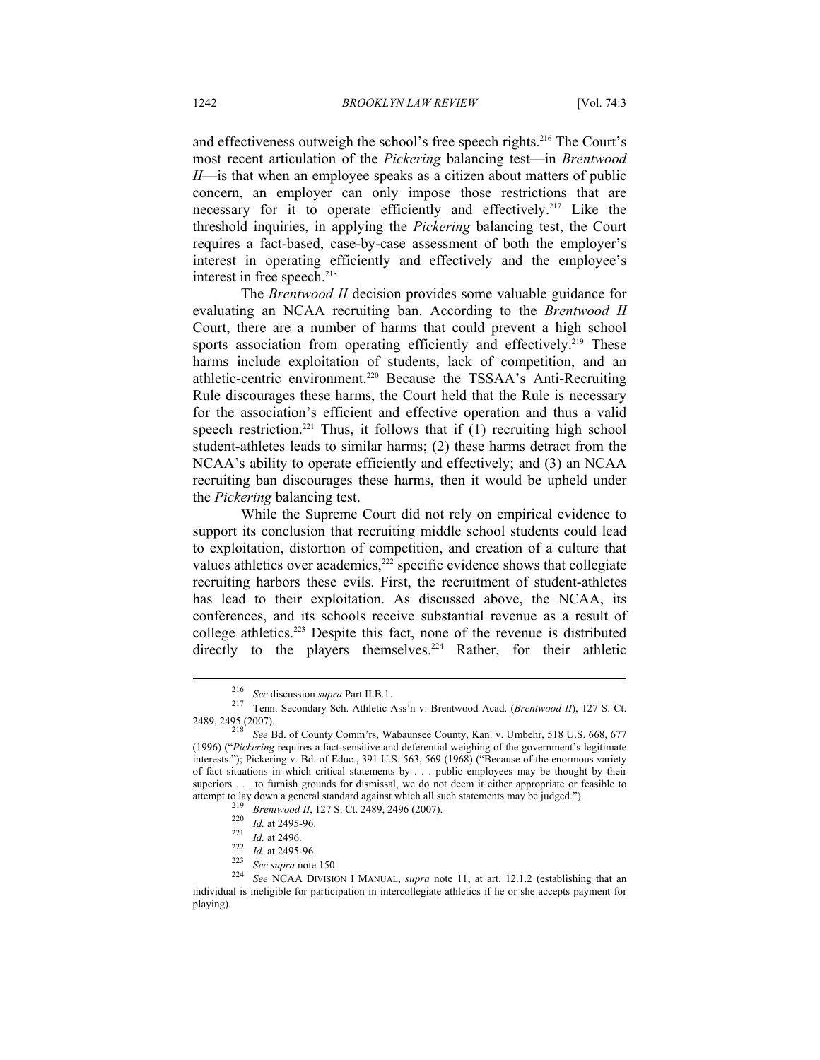and effectiveness outweigh the school's free speech rights.[216] The Court's most recent articulation of the *Pickering* balancing test—in *Brentwood II*—is that when an employee speaks as a citizen about matters of public concern, an employer can only impose those restrictions that are necessary for it to operate efficiently and effectively.[217] Like the threshold inquiries, in applying the *Pickering* balancing test, the Court requires a fact-based, case-by-case assessment of both the employer's interest in operating efficiently and effectively and the employee's interest in free speech.[218]

The *Brentwood II* decision provides some valuable guidance for evaluating an NCAA recruiting ban. According to the *Brentwood II* Court, there are a number of harms that could prevent a high school sports association from operating efficiently and effectively.[219] These harms include exploitation of students, lack of competition, and an athletic-centric environment.[220] Because the TSSAA's Anti-Recruiting Rule discourages these harms, the Court held that the Rule is necessary for the association's efficient and effective operation and thus a valid speech restriction.[221] Thus, it follows that if (1) recruiting high school student-athletes leads to similar harms; (2) these harms detract from the NCAA's ability to operate efficiently and effectively; and (3) an NCAA recruiting ban discourages these harms, then it would be upheld under the *Pickering* balancing test.

While the Supreme Court did not rely on empirical evidence to support its conclusion that recruiting middle school students could lead to exploitation, distortion of competition, and creation of a culture that values athletics over academics,[222] specific evidence shows that collegiate recruiting harbors these evils. First, the recruitment of student-athletes has lead to their exploitation. As discussed above, the NCAA, its conferences, and its schools receive substantial revenue as a result of college athletics.[223] Despite this fact, none of the revenue is distributed directly to the players themselves.[224] Rather, for their athletic

---

[216] *See* discussion *supra* Part II.B.1.

[217] Tenn. Secondary Sch. Athletic Ass'n v. Brentwood Acad. (*Brentwood II*), 127 S. Ct. 2489, 2495 (2007).

[218] *See* Bd. of County Comm'rs, Wabaunsee County, Kan. v. Umbehr, 518 U.S. 668, 677 (1996) ("*Pickering* requires a fact-sensitive and deferential weighing of the government's legitimate interests."); Pickering v. Bd. of Educ., 391 U.S. 563, 569 (1968) ("Because of the enormous variety of fact situations in which critical statements by . . . public employees may be thought by their superiors . . . to furnish grounds for dismissal, we do not deem it either appropriate or feasible to attempt to lay down a general standard against which all such statements may be judged.").

[219] *Brentwood II*, 127 S. Ct. 2489, 2496 (2007).

[220] *Id.* at 2495-96.

[221] *Id.* at 2496.

[222] *Id.* at 2495-96.

[223] *See supra* note 150.

[224] *See* NCAA DIVISION I MANUAL, *supra* note 11, at art. 12.1.2 (establishing that an individual is ineligible for participation in intercollegiate athletics if he or she accepts payment for playing).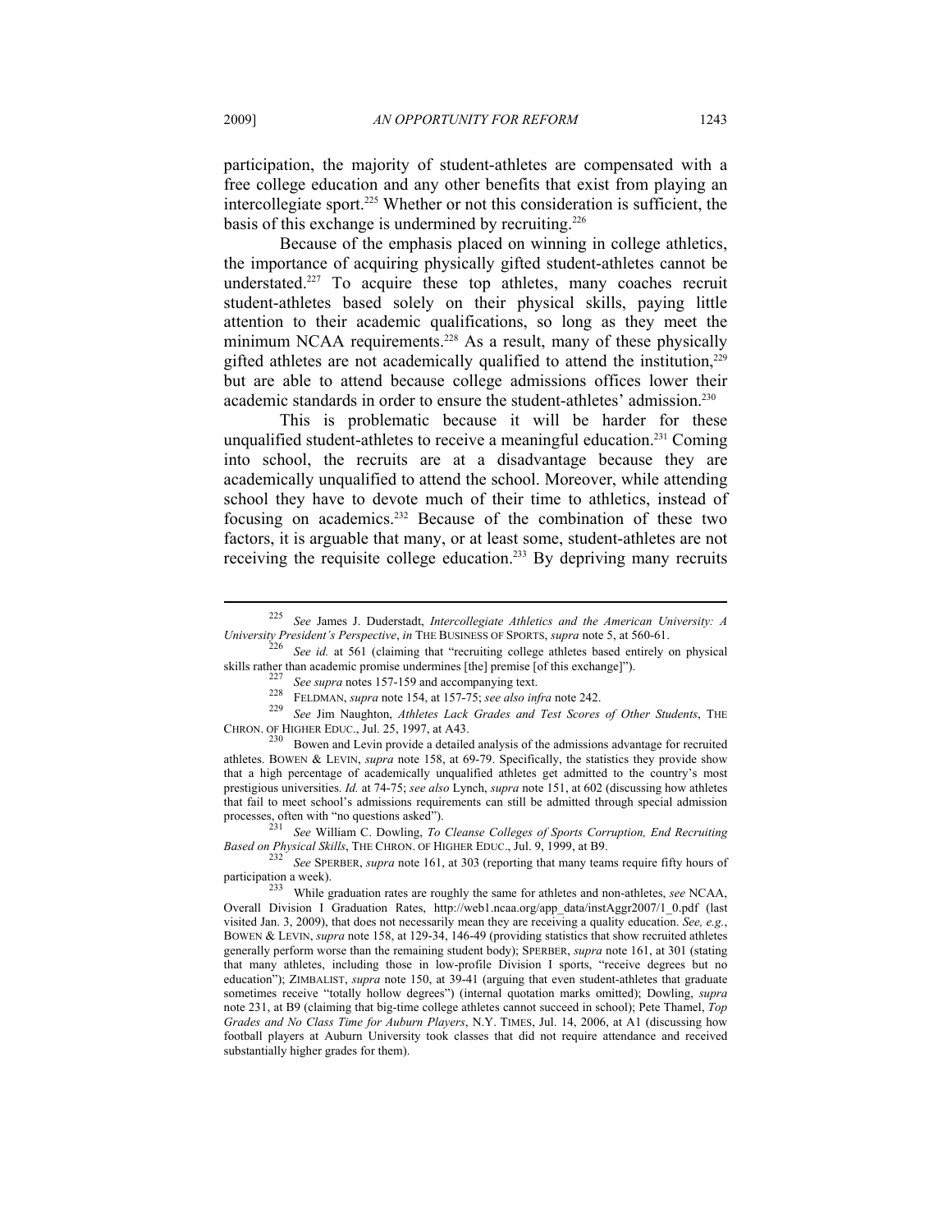participation, the majority of student-athletes are compensated with a free college education and any other benefits that exist from playing an intercollegiate sport.[225] Whether or not this consideration is sufficient, the basis of this exchange is undermined by recruiting.[226]

Because of the emphasis placed on winning in college athletics, the importance of acquiring physically gifted student-athletes cannot be understated.[227] To acquire these top athletes, many coaches recruit student-athletes based solely on their physical skills, paying little attention to their academic qualifications, so long as they meet the minimum NCAA requirements.[228] As a result, many of these physically gifted athletes are not academically qualified to attend the institution,[229] but are able to attend because college admissions offices lower their academic standards in order to ensure the student-athletes' admission.[230]

This is problematic because it will be harder for these unqualified student-athletes to receive a meaningful education.[231] Coming into school, the recruits are at a disadvantage because they are academically unqualified to attend the school. Moreover, while attending school they have to devote much of their time to athletics, instead of focusing on academics.[232] Because of the combination of these two factors, it is arguable that many, or at least some, student-athletes are not receiving the requisite college education.[233] By depriving many recruits

---

[225] *See* James J. Duderstadt, *Intercollegiate Athletics and the American University: A University President's Perspective*, *in* THE BUSINESS OF SPORTS, *supra* note 5, at 560-61.

[226] *See id.* at 561 (claiming that "recruiting college athletes based entirely on physical skills rather than academic promise undermines [the] premise [of this exchange]").

[227] *See supra* notes 157-159 and accompanying text.

[228] FELDMAN, *supra* note 154, at 157-75; *see also infra* note 242.

[229] *See* Jim Naughton, *Athletes Lack Grades and Test Scores of Other Students*, THE CHRON. OF HIGHER EDUC., Jul. 25, 1997, at A43.

[230] Bowen and Levin provide a detailed analysis of the admissions advantage for recruited athletes. BOWEN & LEVIN, *supra* note 158, at 69-79. Specifically, the statistics they provide show that a high percentage of academically unqualified athletes get admitted to the country's most prestigious universities. *Id.* at 74-75; *see also* Lynch, *supra* note 151, at 602 (discussing how athletes that fail to meet school's admissions requirements can still be admitted through special admission processes, often with "no questions asked").

[231] *See* William C. Dowling, *To Cleanse Colleges of Sports Corruption, End Recruiting Based on Physical Skills*, THE CHRON. OF HIGHER EDUC., Jul. 9, 1999, at B9.

[232] *See* SPERBER, *supra* note 161, at 303 (reporting that many teams require fifty hours of participation a week).

[233] While graduation rates are roughly the same for athletes and non-athletes, *see* NCAA, Overall Division I Graduation Rates, http://web1.ncaa.org/app_data/instAggr2007/1_0.pdf (last visited Jan. 3, 2009), that does not necessarily mean they are receiving a quality education. *See, e.g.*, BOWEN & LEVIN, *supra* note 158, at 129-34, 146-49 (providing statistics that show recruited athletes generally perform worse than the remaining student body); SPERBER, *supra* note 161, at 301 (stating that many athletes, including those in low-profile Division I sports, "receive degrees but no education"); ZIMBALIST, *supra* note 150, at 39-41 (arguing that even student-athletes that graduate sometimes receive "totally hollow degrees") (internal quotation marks omitted); Dowling, *supra* note 231, at B9 (claiming that big-time college athletes cannot succeed in school); Pete Thamel, *Top Grades and No Class Time for Auburn Players*, N.Y. TIMES, Jul. 14, 2006, at A1 (discussing how football players at Auburn University took classes that did not require attendance and received substantially higher grades for them).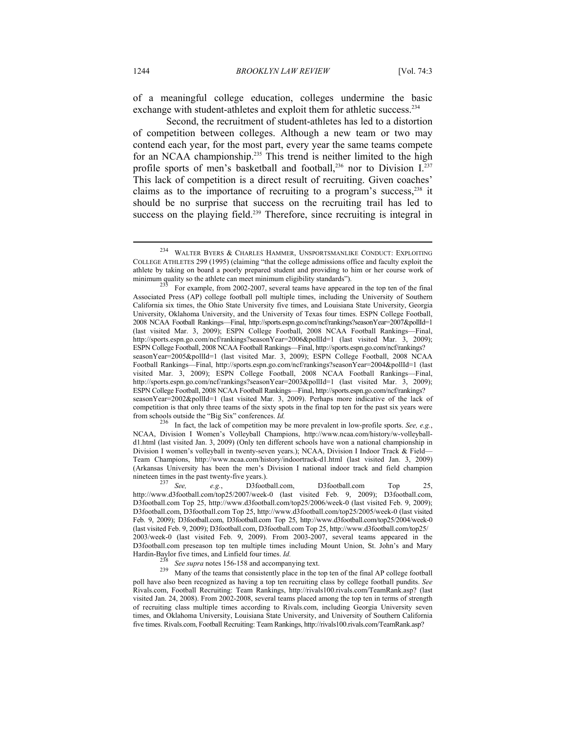of a meaningful college education, colleges undermine the basic exchange with student-athletes and exploit them for athletic success.[234]

Second, the recruitment of student-athletes has led to a distortion of competition between colleges. Although a new team or two may contend each year, for the most part, every year the same teams compete for an NCAA championship.[235] This trend is neither limited to the high profile sports of men's basketball and football,[236] nor to Division I.[237] This lack of competition is a direct result of recruiting. Given coaches' claims as to the importance of recruiting to a program's success,[238] it should be no surprise that success on the recruiting trail has led to success on the playing field.[239] Therefore, since recruiting is integral in

---

[234] WALTER BYERS & CHARLES HAMMER, UNSPORTSMANLIKE CONDUCT: EXPLOITING COLLEGE ATHLETES 299 (1995) (claiming "that the college admissions office and faculty exploit the athlete by taking on board a poorly prepared student and providing to him or her course work of minimum quality so the athlete can meet minimum eligibility standards").

[235] For example, from 2002-2007, several teams have appeared in the top ten of the final Associated Press (AP) college football poll multiple times, including the University of Southern California six times, the Ohio State University five times, and Louisiana State University, Georgia University, Oklahoma University, and the University of Texas four times. ESPN College Football, 2008 NCAA Football Rankings—Final, http://sports.espn.go.com/ncf/rankings?seasonYear=2007&pollId=1 (last visited Mar. 3, 2009); ESPN College Football, 2008 NCAA Football Rankings—Final, http://sports.espn.go.com/ncf/rankings?seasonYear=2006&pollId=1 (last visited Mar. 3, 2009); ESPN College Football, 2008 NCAA Football Rankings—Final, http://sports.espn.go.com/ncf/rankings?seasonYear=2005&pollId=1 (last visited Mar. 3, 2009); ESPN College Football, 2008 NCAA Football Rankings—Final, http://sports.espn.go.com/ncf/rankings?seasonYear=2004&pollId=1 (last visited Mar. 3, 2009); ESPN College Football, 2008 NCAA Football Rankings—Final, http://sports.espn.go.com/ncf/rankings?seasonYear=2003&pollId=1 (last visited Mar. 3, 2009); ESPN College Football, 2008 NCAA Football Rankings—Final, http://sports.espn.go.com/ncf/rankings?seasonYear=2002&pollId=1 (last visited Mar. 3, 2009). Perhaps more indicative of the lack of competition is that only three teams of the sixty spots in the final top ten for the past six years were from schools outside the "Big Six" conferences. *Id.*

[236] In fact, the lack of competition may be more prevalent in low-profile sports. *See, e.g.*, NCAA, Division I Women's Volleyball Champions, http://www.ncaa.com/history/w-volleyball-d1.html (last visited Jan. 3, 2009) (Only ten different schools have won a national championship in Division I women's volleyball in twenty-seven years.); NCAA, Division I Indoor Track & Field—Team Champions, http://www.ncaa.com/history/indoortrack-d1.html (last visited Jan. 3, 2009) (Arkansas University has been the men's Division I national indoor track and field champion nineteen times in the past twenty-five years.).

[237] *See, e.g.*, D3football.com, D3football.com Top 25, http://www.d3football.com/top25/2007/week-0 (last visited Feb. 9, 2009); D3football.com, D3football.com Top 25, http://www.d3football.com/top25/2006/week-0 (last visited Feb. 9, 2009); D3football.com, D3football.com Top 25, http://www.d3football.com/top25/2005/week-0 (last visited Feb. 9, 2009); D3football.com, D3football.com Top 25, http://www.d3football.com/top25/2004/week-0 (last visited Feb. 9, 2009); D3football.com, D3football.com Top 25, http://www.d3football.com/top25/2003/week-0 (last visited Feb. 9, 2009). From 2003-2007, several teams appeared in the D3football.com preseason top ten multiple times including Mount Union, St. John's and Mary Hardin-Baylor five times, and Linfield four times. *Id.*

[238] *See supra* notes 156-158 and accompanying text.

[239] Many of the teams that consistently place in the top ten of the final AP college football poll have also been recognized as having a top ten recruiting class by college football pundits. *See* Rivals.com, Football Recruiting: Team Rankings, http://rivals100.rivals.com/TeamRank.asp? (last visited Jan. 24, 2008). From 2002-2008, several teams placed among the top ten in terms of strength of recruiting class multiple times according to Rivals.com, including Georgia University seven times, and Oklahoma University, Louisiana State University, and University of Southern California five times. Rivals.com, Football Recruiting: Team Rankings, http://rivals100.rivals.com/TeamRank.asp?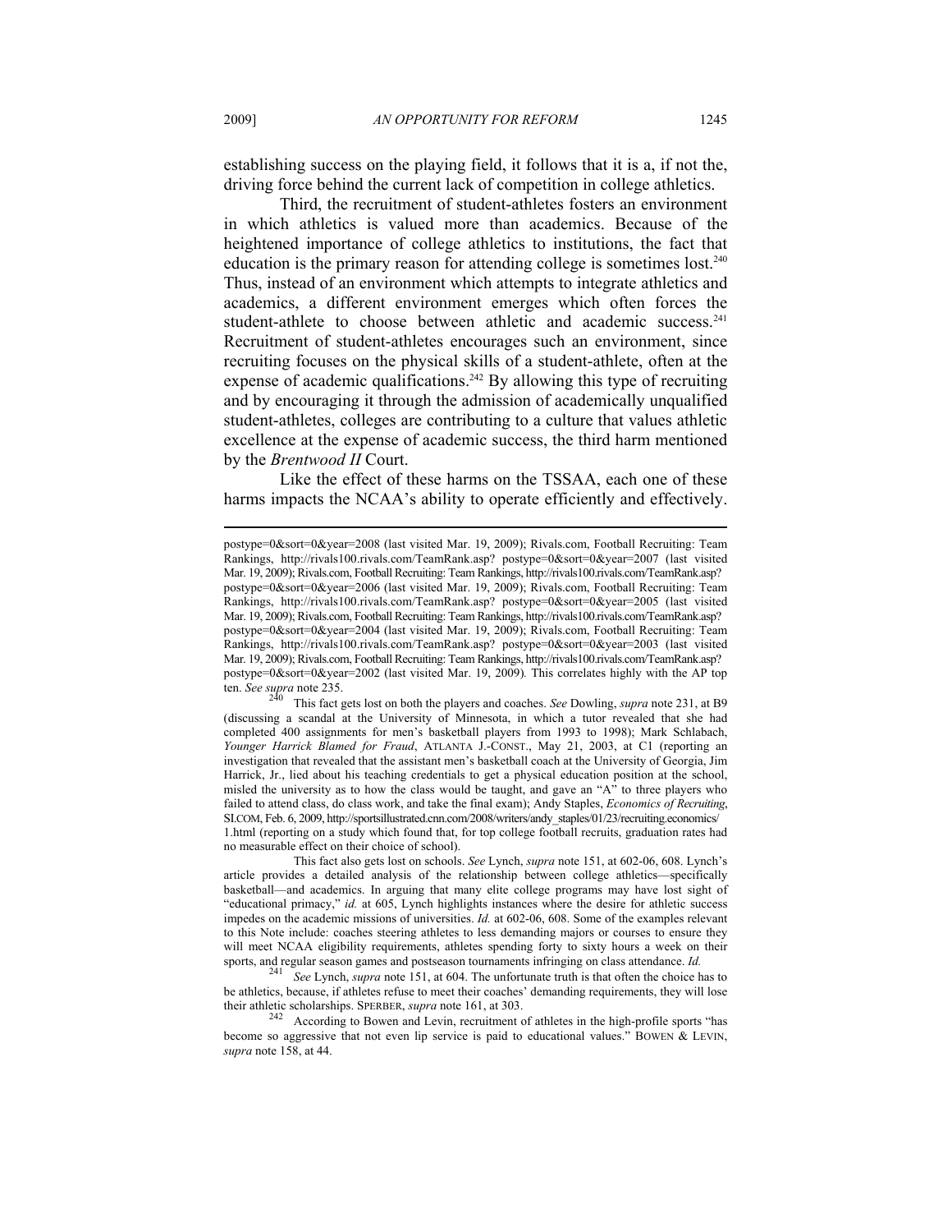establishing success on the playing field, it follows that it is a, if not the, driving force behind the current lack of competition in college athletics.

Third, the recruitment of student-athletes fosters an environment in which athletics is valued more than academics. Because of the heightened importance of college athletics to institutions, the fact that education is the primary reason for attending college is sometimes lost.[240] Thus, instead of an environment which attempts to integrate athletics and academics, a different environment emerges which often forces the student-athlete to choose between athletic and academic success.[241] Recruitment of student-athletes encourages such an environment, since recruiting focuses on the physical skills of a student-athlete, often at the expense of academic qualifications.[242] By allowing this type of recruiting and by encouraging it through the admission of academically unqualified student-athletes, colleges are contributing to a culture that values athletic excellence at the expense of academic success, the third harm mentioned by the *Brentwood II* Court.

Like the effect of these harms on the TSSAA, each one of these harms impacts the NCAA's ability to operate efficiently and effectively.

---

postype=0&sort=0&year=2008 (last visited Mar. 19, 2009); Rivals.com, Football Recruiting: Team Rankings, http://rivals100.rivals.com/TeamRank.asp? postype=0&sort=0&year=2007 (last visited Mar. 19, 2009); Rivals.com, Football Recruiting: Team Rankings, http://rivals100.rivals.com/TeamRank.asp? postype=0&sort=0&year=2006 (last visited Mar. 19, 2009); Rivals.com, Football Recruiting: Team Rankings, http://rivals100.rivals.com/TeamRank.asp? postype=0&sort=0&year=2005 (last visited Mar. 19, 2009); Rivals.com, Football Recruiting: Team Rankings, http://rivals100.rivals.com/TeamRank.asp? postype=0&sort=0&year=2004 (last visited Mar. 19, 2009); Rivals.com, Football Recruiting: Team Rankings, http://rivals100.rivals.com/TeamRank.asp? postype=0&sort=0&year=2003 (last visited Mar. 19, 2009); Rivals.com, Football Recruiting: Team Rankings, http://rivals100.rivals.com/TeamRank.asp? postype=0&sort=0&year=2002 (last visited Mar. 19, 2009). This correlates highly with the AP top ten. *See supra* note 235.

[240] This fact gets lost on both the players and coaches. *See* Dowling, *supra* note 231, at B9 (discussing a scandal at the University of Minnesota, in which a tutor revealed that she had completed 400 assignments for men's basketball players from 1993 to 1998); Mark Schlabach, *Younger Harrick Blamed for Fraud*, ATLANTA J.-CONST., May 21, 2003, at C1 (reporting an investigation that revealed that the assistant men's basketball coach at the University of Georgia, Jim Harrick, Jr., lied about his teaching credentials to get a physical education position at the school, misled the university as to how the class would be taught, and gave an "A" to three players who failed to attend class, do class work, and take the final exam); Andy Staples, *Economics of Recruiting*, SI.COM, Feb. 6, 2009, http://sportsillustrated.cnn.com/2008/writers/andy_staples/01/23/recruiting.economics/1.html (reporting on a study which found that, for top college football recruits, graduation rates had no measurable effect on their choice of school).

This fact also gets lost on schools. *See* Lynch, *supra* note 151, at 602-06, 608. Lynch's article provides a detailed analysis of the relationship between college athletics—specifically basketball—and academics. In arguing that many elite college programs may have lost sight of "educational primacy," *id.* at 605, Lynch highlights instances where the desire for athletic success impedes on the academic missions of universities. *Id.* at 602-06, 608. Some of the examples relevant to this Note include: coaches steering athletes to less demanding majors or courses to ensure they will meet NCAA eligibility requirements, athletes spending forty to sixty hours a week on their sports, and regular season games and postseason tournaments infringing on class attendance. *Id.*

[241] *See* Lynch, *supra* note 151, at 604. The unfortunate truth is that often the choice has to be athletics, because, if athletes refuse to meet their coaches' demanding requirements, they will lose their athletic scholarships. SPERBER, *supra* note 161, at 303.

[242] According to Bowen and Levin, recruitment of athletes in the high-profile sports "has become so aggressive that not even lip service is paid to educational values." BOWEN & LEVIN, *supra* note 158, at 44.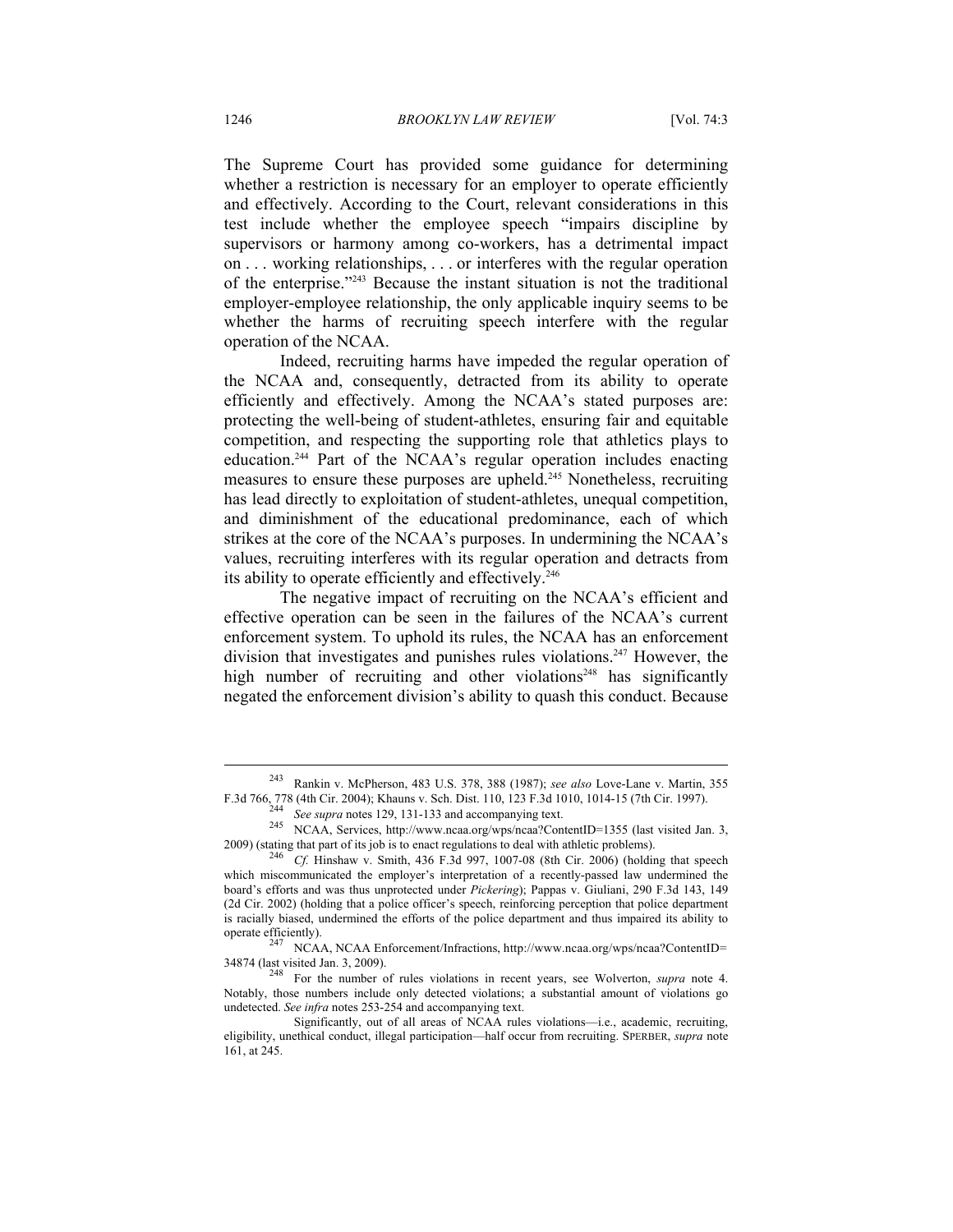The Supreme Court has provided some guidance for determining whether a restriction is necessary for an employer to operate efficiently and effectively. According to the Court, relevant considerations in this test include whether the employee speech "impairs discipline by supervisors or harmony among co-workers, has a detrimental impact on . . . working relationships, . . . or interferes with the regular operation of the enterprise."[243] Because the instant situation is not the traditional employer-employee relationship, the only applicable inquiry seems to be whether the harms of recruiting speech interfere with the regular operation of the NCAA.

Indeed, recruiting harms have impeded the regular operation of the NCAA and, consequently, detracted from its ability to operate efficiently and effectively. Among the NCAA's stated purposes are: protecting the well-being of student-athletes, ensuring fair and equitable competition, and respecting the supporting role that athletics plays to education.[244] Part of the NCAA's regular operation includes enacting measures to ensure these purposes are upheld.[245] Nonetheless, recruiting has lead directly to exploitation of student-athletes, unequal competition, and diminishment of the educational predominance, each of which strikes at the core of the NCAA's purposes. In undermining the NCAA's values, recruiting interferes with its regular operation and detracts from its ability to operate efficiently and effectively.[246]

The negative impact of recruiting on the NCAA's efficient and effective operation can be seen in the failures of the NCAA's current enforcement system. To uphold its rules, the NCAA has an enforcement division that investigates and punishes rules violations.[247] However, the high number of recruiting and other violations[248] has significantly negated the enforcement division's ability to quash this conduct. Because

---

[243] Rankin v. McPherson, 483 U.S. 378, 388 (1987); *see also* Love-Lane v. Martin, 355 F.3d 766, 778 (4th Cir. 2004); Khauns v. Sch. Dist. 110, 123 F.3d 1010, 1014-15 (7th Cir. 1997).

[244] *See supra* notes 129, 131-133 and accompanying text.

[245] NCAA, Services, http://www.ncaa.org/wps/ncaa?ContentID=1355 (last visited Jan. 3, 2009) (stating that part of its job is to enact regulations to deal with athletic problems).

[246] *Cf.* Hinshaw v. Smith, 436 F.3d 997, 1007-08 (8th Cir. 2006) (holding that speech which miscommunicated the employer's interpretation of a recently-passed law undermined the board's efforts and was thus unprotected under *Pickering*); Pappas v. Giuliani, 290 F.3d 143, 149 (2d Cir. 2002) (holding that a police officer's speech, reinforcing perception that police department is racially biased, undermined the efforts of the police department and thus impaired its ability to operate efficiently).

[247] NCAA, NCAA Enforcement/Infractions, http://www.ncaa.org/wps/ncaa?ContentID=34874 (last visited Jan. 3, 2009).

[248] For the number of rules violations in recent years, see Wolverton, *supra* note 4. Notably, those numbers include only detected violations; a substantial amount of violations go undetected. *See infra* notes 253-254 and accompanying text.

Significantly, out of all areas of NCAA rules violations—i.e., academic, recruiting, eligibility, unethical conduct, illegal participation—half occur from recruiting. SPERBER, *supra* note 161, at 245.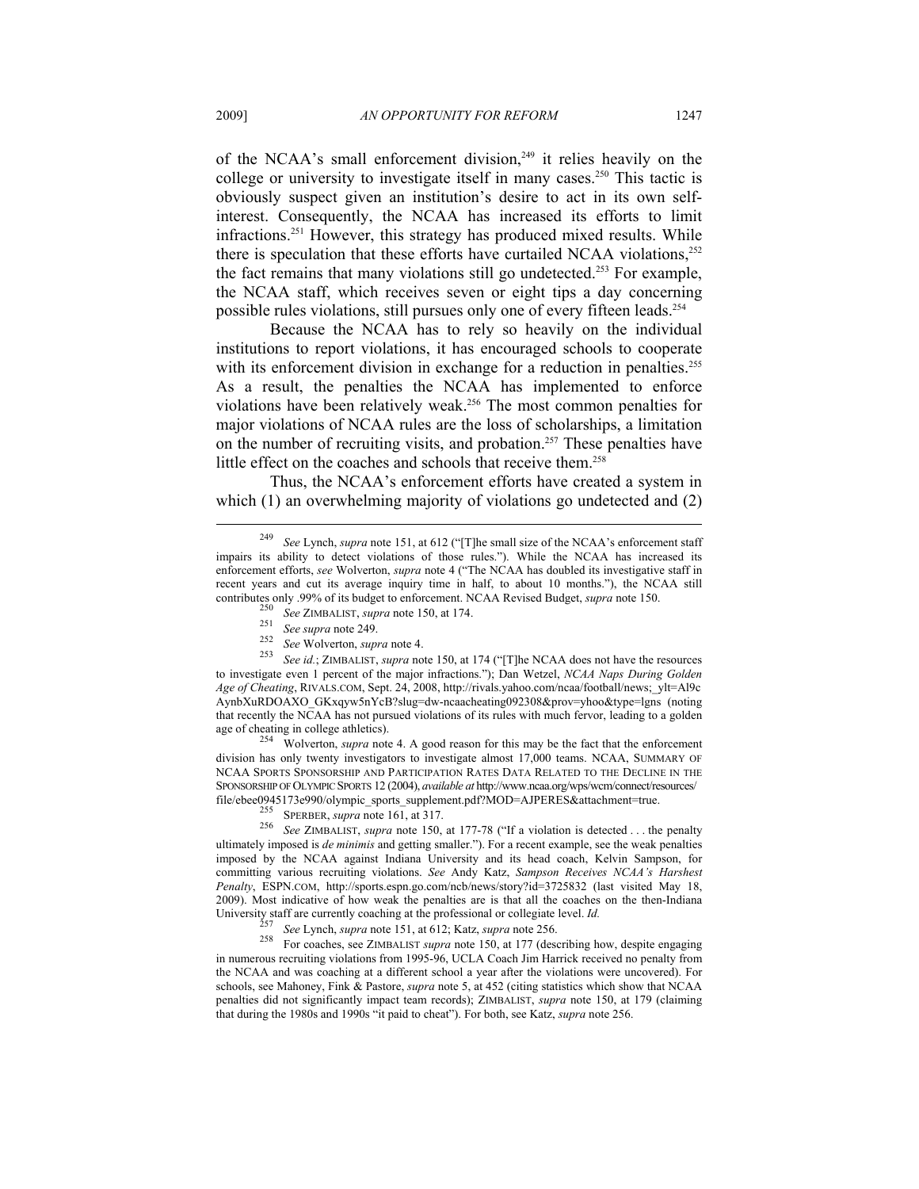of the NCAA's small enforcement division,[249] it relies heavily on the college or university to investigate itself in many cases.[250] This tactic is obviously suspect given an institution's desire to act in its own self-interest. Consequently, the NCAA has increased its efforts to limit infractions.[251] However, this strategy has produced mixed results. While there is speculation that these efforts have curtailed NCAA violations,[252] the fact remains that many violations still go undetected.[253] For example, the NCAA staff, which receives seven or eight tips a day concerning possible rules violations, still pursues only one of every fifteen leads.[254]

Because the NCAA has to rely so heavily on the individual institutions to report violations, it has encouraged schools to cooperate with its enforcement division in exchange for a reduction in penalties.[255] As a result, the penalties the NCAA has implemented to enforce violations have been relatively weak.[256] The most common penalties for major violations of NCAA rules are the loss of scholarships, a limitation on the number of recruiting visits, and probation.[257] These penalties have little effect on the coaches and schools that receive them.[258]

Thus, the NCAA's enforcement efforts have created a system in which (1) an overwhelming majority of violations go undetected and (2)

---

[249] *See* Lynch, *supra* note 151, at 612 ("[T]he small size of the NCAA's enforcement staff impairs its ability to detect violations of those rules."). While the NCAA has increased its enforcement efforts, *see* Wolverton, *supra* note 4 ("The NCAA has doubled its investigative staff in recent years and cut its average inquiry time in half, to about 10 months."), the NCAA still contributes only .99% of its budget to enforcement. NCAA Revised Budget, *supra* note 150.

[250] *See* ZIMBALIST, *supra* note 150, at 174.

[251] *See supra* note 249.

[252] *See* Wolverton, *supra* note 4.

[253] *See id.*; ZIMBALIST, *supra* note 150, at 174 ("[T]he NCAA does not have the resources to investigate even 1 percent of the major infractions."); Dan Wetzel, *NCAA Naps During Golden Age of Cheating*, RIVALS.COM, Sept. 24, 2008, http://rivals.yahoo.com/ncaa/football/news;_ylt=Al9cAynbXuRDOAXO_GKxqyw5nYcB?slug=dw-ncaacheating092308&prov=yhoo&type=lgns (noting that recently the NCAA has not pursued violations of its rules with much fervor, leading to a golden age of cheating in college athletics).

[254] Wolverton, *supra* note 4. A good reason for this may be the fact that the enforcement division has only twenty investigators to investigate almost 17,000 teams. NCAA, SUMMARY OF NCAA SPORTS SPONSORSHIP AND PARTICIPATION RATES DATA RELATED TO THE DECLINE IN THE SPONSORSHIP OF OLYMPIC SPORTS 12 (2004), *available at* http://www.ncaa.org/wps/wcm/connect/resources/file/ebee0945173e990/olympic_sports_supplement.pdf?MOD=AJPERES&attachment=true.

[255] SPERBER, *supra* note 161, at 317.

[256] *See* ZIMBALIST, *supra* note 150, at 177-78 ("If a violation is detected . . . the penalty ultimately imposed is *de minimis* and getting smaller."). For a recent example, see the weak penalties imposed by the NCAA against Indiana University and its head coach, Kelvin Sampson, for committing various recruiting violations. *See* Andy Katz, *Sampson Receives NCAA's Harshest Penalty*, ESPN.COM, http://sports.espn.go.com/ncb/news/story?id=3725832 (last visited May 18, 2009). Most indicative of how weak the penalties are is that all the coaches on the then-Indiana University staff are currently coaching at the professional or collegiate level. *Id.*

[257] *See* Lynch, *supra* note 151, at 612; Katz, *supra* note 256.

[258] For coaches, see ZIMBALIST *supra* note 150, at 177 (describing how, despite engaging in numerous recruiting violations from 1995-96, UCLA Coach Jim Harrick received no penalty from the NCAA and was coaching at a different school a year after the violations were uncovered). For schools, see Mahoney, Fink & Pastore, *supra* note 5, at 452 (citing statistics which show that NCAA penalties did not significantly impact team records); ZIMBALIST, *supra* note 150, at 179 (claiming that during the 1980s and 1990s "it paid to cheat"). For both, see Katz, *supra* note 256.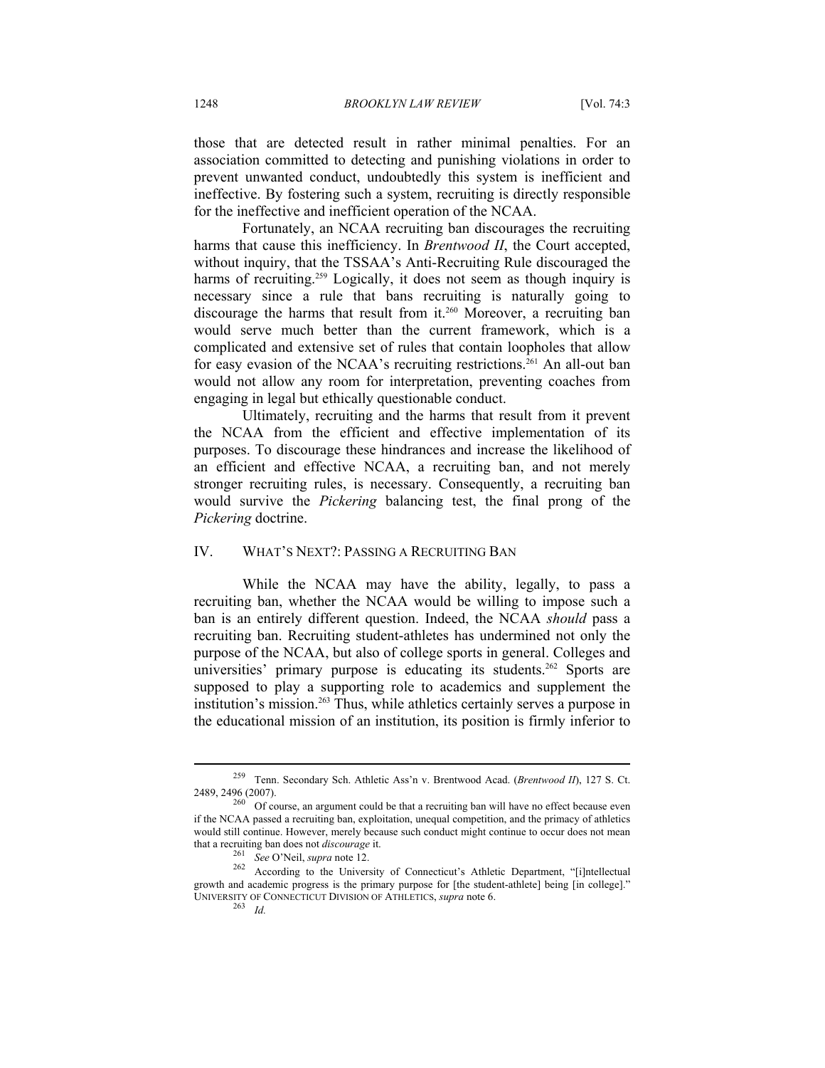those that are detected result in rather minimal penalties. For an association committed to detecting and punishing violations in order to prevent unwanted conduct, undoubtedly this system is inefficient and ineffective. By fostering such a system, recruiting is directly responsible for the ineffective and inefficient operation of the NCAA.

Fortunately, an NCAA recruiting ban discourages the recruiting harms that cause this inefficiency. In *Brentwood II*, the Court accepted, without inquiry, that the TSSAA's Anti-Recruiting Rule discouraged the harms of recruiting.[259] Logically, it does not seem as though inquiry is necessary since a rule that bans recruiting is naturally going to discourage the harms that result from it.[260] Moreover, a recruiting ban would serve much better than the current framework, which is a complicated and extensive set of rules that contain loopholes that allow for easy evasion of the NCAA's recruiting restrictions.[261] An all-out ban would not allow any room for interpretation, preventing coaches from engaging in legal but ethically questionable conduct.

Ultimately, recruiting and the harms that result from it prevent the NCAA from the efficient and effective implementation of its purposes. To discourage these hindrances and increase the likelihood of an efficient and effective NCAA, a recruiting ban, and not merely stronger recruiting rules, is necessary. Consequently, a recruiting ban would survive the *Pickering* balancing test, the final prong of the *Pickering* doctrine.

## IV. WHAT'S NEXT?: PASSING A RECRUITING BAN

While the NCAA may have the ability, legally, to pass a recruiting ban, whether the NCAA would be willing to impose such a ban is an entirely different question. Indeed, the NCAA *should* pass a recruiting ban. Recruiting student-athletes has undermined not only the purpose of the NCAA, but also of college sports in general. Colleges and universities' primary purpose is educating its students.[262] Sports are supposed to play a supporting role to academics and supplement the institution's mission.[263] Thus, while athletics certainly serves a purpose in the educational mission of an institution, its position is firmly inferior to

---

[259] Tenn. Secondary Sch. Athletic Ass'n v. Brentwood Acad. (*Brentwood II*), 127 S. Ct. 2489, 2496 (2007).

[260] Of course, an argument could be that a recruiting ban will have no effect because even if the NCAA passed a recruiting ban, exploitation, unequal competition, and the primacy of athletics would still continue. However, merely because such conduct might continue to occur does not mean that a recruiting ban does not *discourage* it.

[261] *See* O'Neil, *supra* note 12.

[262] According to the University of Connecticut's Athletic Department, "[i]ntellectual growth and academic progress is the primary purpose for [the student-athlete] being [in college]." UNIVERSITY OF CONNECTICUT DIVISION OF ATHLETICS, *supra* note 6.

[263] *Id.*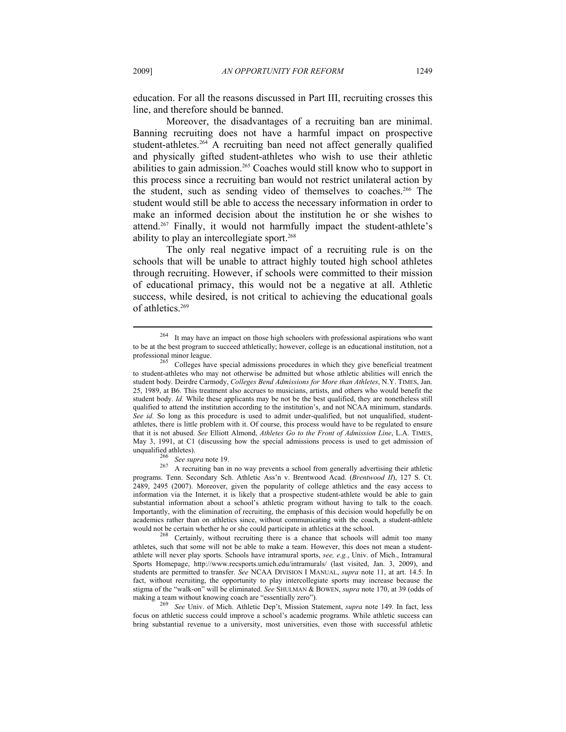education. For all the reasons discussed in Part III, recruiting crosses this line, and therefore should be banned.

Moreover, the disadvantages of a recruiting ban are minimal. Banning recruiting does not have a harmful impact on prospective student-athletes.[264] A recruiting ban need not affect generally qualified and physically gifted student-athletes who wish to use their athletic abilities to gain admission.[265] Coaches would still know who to support in this process since a recruiting ban would not restrict unilateral action by the student, such as sending video of themselves to coaches.[266] The student would still be able to access the necessary information in order to make an informed decision about the institution he or she wishes to attend.[267] Finally, it would not harmfully impact the student-athlete's ability to play an intercollegiate sport.[268]

The only real negative impact of a recruiting rule is on the schools that will be unable to attract highly touted high school athletes through recruiting. However, if schools were committed to their mission of educational primacy, this would not be a negative at all. Athletic success, while desired, is not critical to achieving the educational goals of athletics.[269]

---

[264] It may have an impact on those high schoolers with professional aspirations who want to be at the best program to succeed athletically; however, college is an educational institution, not a professional minor league.

[265] Colleges have special admissions procedures in which they give beneficial treatment to student-athletes who may not otherwise be admitted but whose athletic abilities will enrich the student body. Deirdre Carmody, *Colleges Bend Admissions for More than Athletes*, N.Y. TIMES, Jan. 25, 1989, at B6. This treatment also accrues to musicians, artists, and others who would benefit the student body. *Id.* While these applicants may be not be the best qualified, they are nonetheless still qualified to attend the institution according to the institution's, and not NCAA minimum, standards. *See id.* So long as this procedure is used to admit under-qualified, but not unqualified, student-athletes, there is little problem with it. Of course, this process would have to be regulated to ensure that it is not abused. *See* Elliott Almond, *Athletes Go to the Front of Admission Line*, L.A. TIMES, May 3, 1991, at C1 (discussing how the special admissions process is used to get admission of unqualified athletes).

[266] *See supra* note 19.

[267] A recruiting ban in no way prevents a school from generally advertising their athletic programs. Tenn. Secondary Sch. Athletic Ass'n v. Brentwood Acad. (*Brentwood II*), 127 S. Ct. 2489, 2495 (2007). Moreover, given the popularity of college athletics and the easy access to information via the Internet, it is likely that a prospective student-athlete would be able to gain substantial information about a school's athletic program without having to talk to the coach. Importantly, with the elimination of recruiting, the emphasis of this decision would hopefully be on academics rather than on athletics since, without communicating with the coach, a student-athlete would not be certain whether he or she could participate in athletics at the school.

[268] Certainly, without recruiting there is a chance that schools will admit too many athletes, such that some will not be able to make a team. However, this does not mean a student-athlete will never play sports. Schools have intramural sports, *see, e.g.*, Univ. of Mich., Intramural Sports Homepage, http://www.recsports.umich.edu/intramurals/ (last visited, Jan. 3, 2009), and students are permitted to transfer. *See* NCAA DIVISION I MANUAL, *supra* note 11, at art. 14.5. In fact, without recruiting, the opportunity to play intercollegiate sports may increase because the stigma of the "walk-on" will be eliminated. *See* SHULMAN & BOWEN, *supra* note 170, at 39 (odds of making a team without knowing coach are "essentially zero").

[269] *See* Univ. of Mich. Athletic Dep't, Mission Statement, *supra* note 149. In fact, less focus on athletic success could improve a school's academic programs. While athletic success can bring substantial revenue to a university, most universities, even those with successful athletic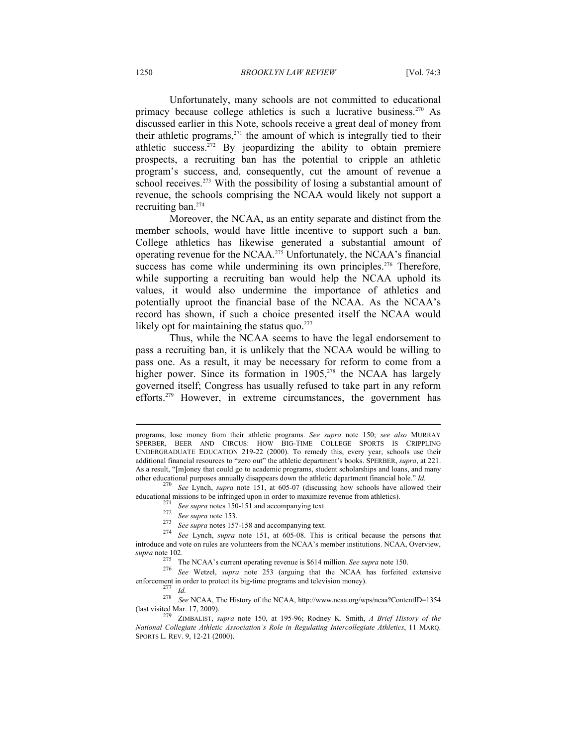Unfortunately, many schools are not committed to educational primacy because college athletics is such a lucrative business.[270] As discussed earlier in this Note, schools receive a great deal of money from their athletic programs,[271] the amount of which is integrally tied to their athletic success.[272] By jeopardizing the ability to obtain premiere prospects, a recruiting ban has the potential to cripple an athletic program's success, and, consequently, cut the amount of revenue a school receives.[273] With the possibility of losing a substantial amount of revenue, the schools comprising the NCAA would likely not support a recruiting ban.[274]

Moreover, the NCAA, as an entity separate and distinct from the member schools, would have little incentive to support such a ban. College athletics has likewise generated a substantial amount of operating revenue for the NCAA.[275] Unfortunately, the NCAA's financial success has come while undermining its own principles.[276] Therefore, while supporting a recruiting ban would help the NCAA uphold its values, it would also undermine the importance of athletics and potentially uproot the financial base of the NCAA. As the NCAA's record has shown, if such a choice presented itself the NCAA would likely opt for maintaining the status quo.[277]

Thus, while the NCAA seems to have the legal endorsement to pass a recruiting ban, it is unlikely that the NCAA would be willing to pass one. As a result, it may be necessary for reform to come from a higher power. Since its formation in 1905,[278] the NCAA has largely governed itself; Congress has usually refused to take part in any reform efforts.[279] However, in extreme circumstances, the government has

---

programs, lose money from their athletic programs. *See supra* note 150; *see also* MURRAY SPERBER, BEER AND CIRCUS: HOW BIG-TIME COLLEGE SPORTS IS CRIPPLING UNDERGRADUATE EDUCATION 219-22 (2000). To remedy this, every year, schools use their additional financial resources to "zero out" the athletic department's books. SPERBER, *supra*, at 221. As a result, "[m]oney that could go to academic programs, student scholarships and loans, and many other educational purposes annually disappears down the athletic department financial hole." *Id.*

[270] *See* Lynch, *supra* note 151, at 605-07 (discussing how schools have allowed their educational missions to be infringed upon in order to maximize revenue from athletics).

[271] *See supra* notes 150-151 and accompanying text.

[272] *See supra* note 153.

[273] *See supra* notes 157-158 and accompanying text.

[274] *See* Lynch, *supra* note 151, at 605-08. This is critical because the persons that introduce and vote on rules are volunteers from the NCAA's member institutions. NCAA, Overview, *supra* note 102.

[275] The NCAA's current operating revenue is $614 million. *See supra* note 150.

[276] *See* Wetzel, *supra* note 253 (arguing that the NCAA has forfeited extensive enforcement in order to protect its big-time programs and television money).

[277] *Id.*

[278] *See* NCAA, The History of the NCAA, http://www.ncaa.org/wps/ncaa?ContentID=1354 (last visited Mar. 17, 2009).

[279] ZIMBALIST, *supra* note 150, at 195-96; Rodney K. Smith, *A Brief History of the National Collegiate Athletic Association's Role in Regulating Intercollegiate Athletics*, 11 MARQ. SPORTS L. REV. 9, 12-21 (2000).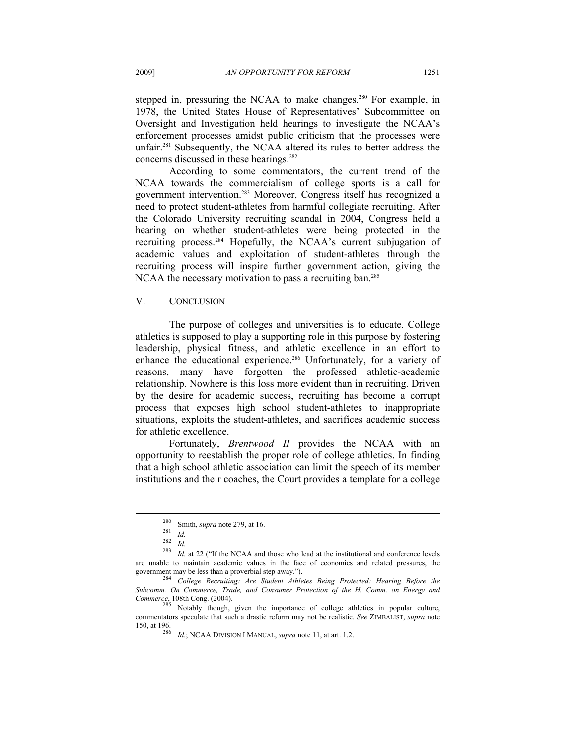stepped in, pressuring the NCAA to make changes.[280] For example, in 1978, the United States House of Representatives' Subcommittee on Oversight and Investigation held hearings to investigate the NCAA's enforcement processes amidst public criticism that the processes were unfair.[281] Subsequently, the NCAA altered its rules to better address the concerns discussed in these hearings.[282]

According to some commentators, the current trend of the NCAA towards the commercialism of college sports is a call for government intervention.[283] Moreover, Congress itself has recognized a need to protect student-athletes from harmful collegiate recruiting. After the Colorado University recruiting scandal in 2004, Congress held a hearing on whether student-athletes were being protected in the recruiting process.[284] Hopefully, the NCAA's current subjugation of academic values and exploitation of student-athletes through the recruiting process will inspire further government action, giving the NCAA the necessary motivation to pass a recruiting ban.[285]

## V. CONCLUSION

The purpose of colleges and universities is to educate. College athletics is supposed to play a supporting role in this purpose by fostering leadership, physical fitness, and athletic excellence in an effort to enhance the educational experience.[286] Unfortunately, for a variety of reasons, many have forgotten the professed athletic-academic relationship. Nowhere is this loss more evident than in recruiting. Driven by the desire for academic success, recruiting has become a corrupt process that exposes high school student-athletes to inappropriate situations, exploits the student-athletes, and sacrifices academic success for athletic excellence.

Fortunately, *Brentwood II* provides the NCAA with an opportunity to reestablish the proper role of college athletics. In finding that a high school athletic association can limit the speech of its member institutions and their coaches, the Court provides a template for a college

---

[280] Smith, *supra* note 279, at 16.

[281] *Id.*

[282] *Id.*

[283] *Id.* at 22 ("If the NCAA and those who lead at the institutional and conference levels are unable to maintain academic values in the face of economics and related pressures, the government may be less than a proverbial step away.").

[284] *College Recruiting: Are Student Athletes Being Protected: Hearing Before the Subcomm. On Commerce, Trade, and Consumer Protection of the H. Comm. on Energy and Commerce*, 108th Cong. (2004).

[285] Notably though, given the importance of college athletics in popular culture, commentators speculate that such a drastic reform may not be realistic. *See* ZIMBALIST, *supra* note 150, at 196.

[286] *Id.*; NCAA DIVISION I MANUAL, *supra* note 11, at art. 1.2.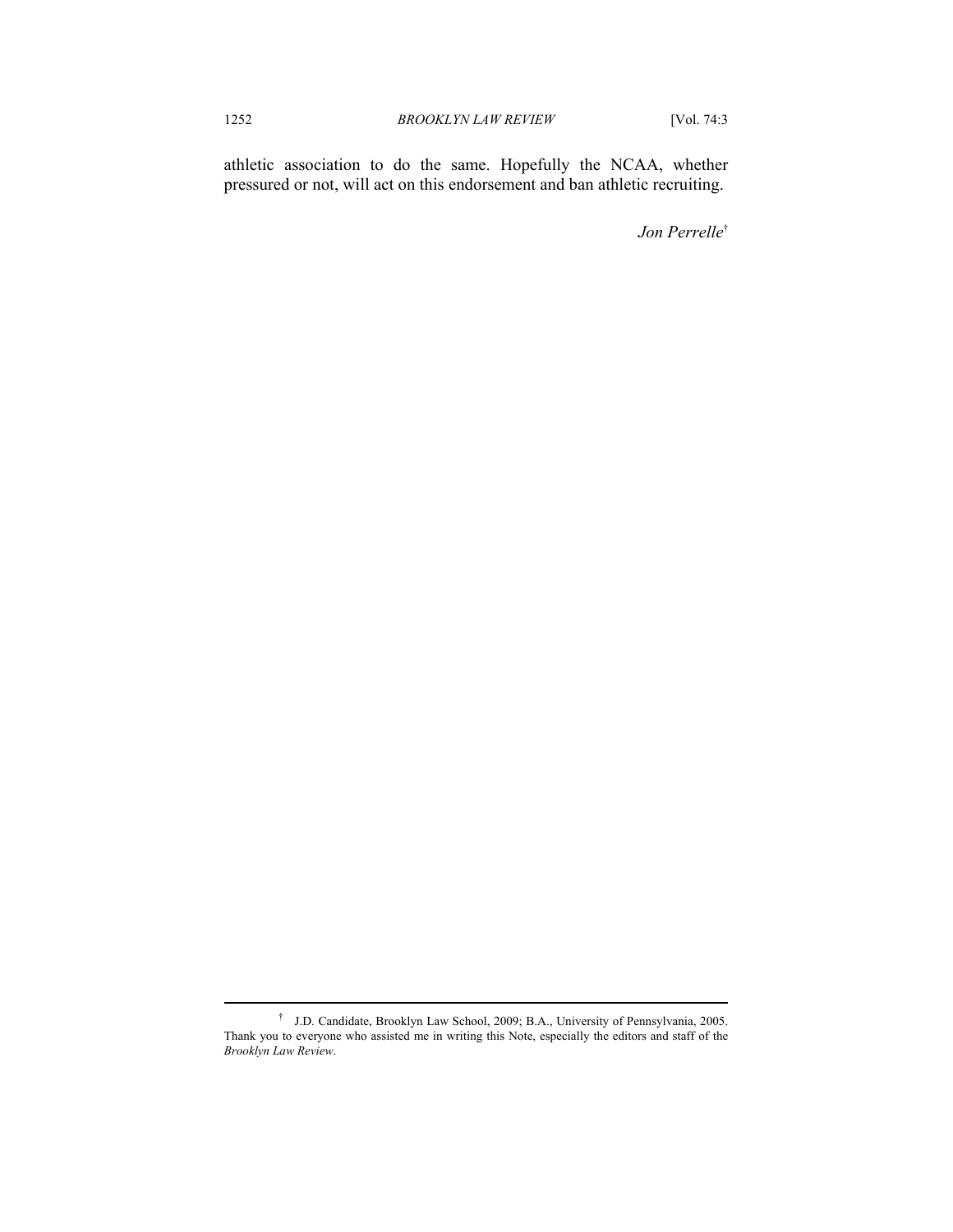athletic association to do the same. Hopefully the NCAA, whether pressured or not, will act on this endorsement and ban athletic recruiting.

*Jon Perrelle*[†]

[†] J.D. Candidate, Brooklyn Law School, 2009; B.A., University of Pennsylvania, 2005. Thank you to everyone who assisted me in writing this Note, especially the editors and staff of the *Brooklyn Law Review*.